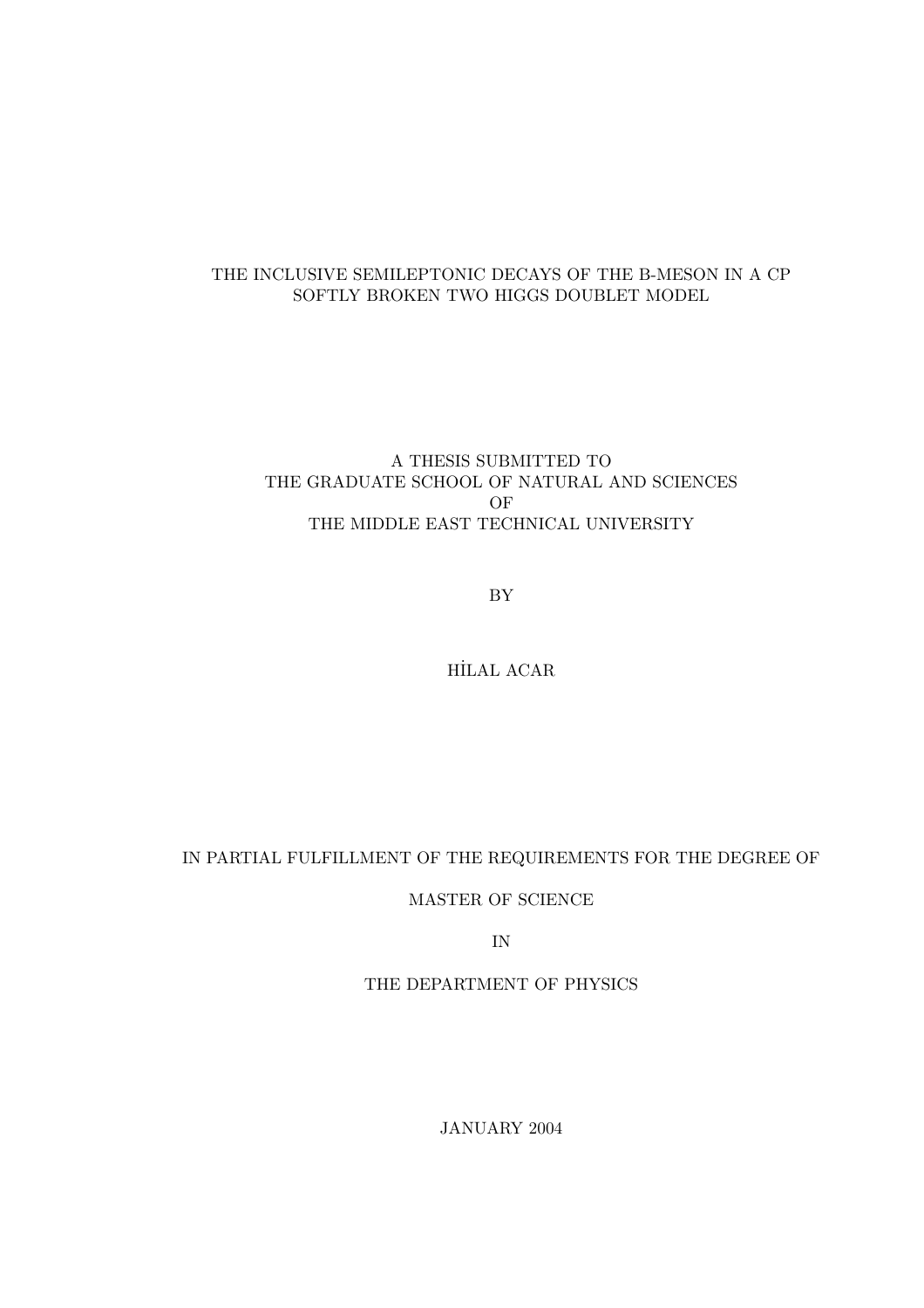# THE INCLUSIVE SEMILEPTONIC DECAYS OF THE B-MESON IN A CP SOFTLY BROKEN TWO HIGGS DOUBLET MODEL

A THESIS SUBMITTED TO
THE GRADUATE SCHOOL OF NATURAL AND SCIENCES
OF
THE MIDDLE EAST TECHNICAL UNIVERSITY

BY

HİLAL ACAR

IN PARTIAL FULFILLMENT OF THE REQUIREMENTS FOR THE DEGREE OF

MASTER OF SCIENCE

IN

THE DEPARTMENT OF PHYSICS

JANUARY 2004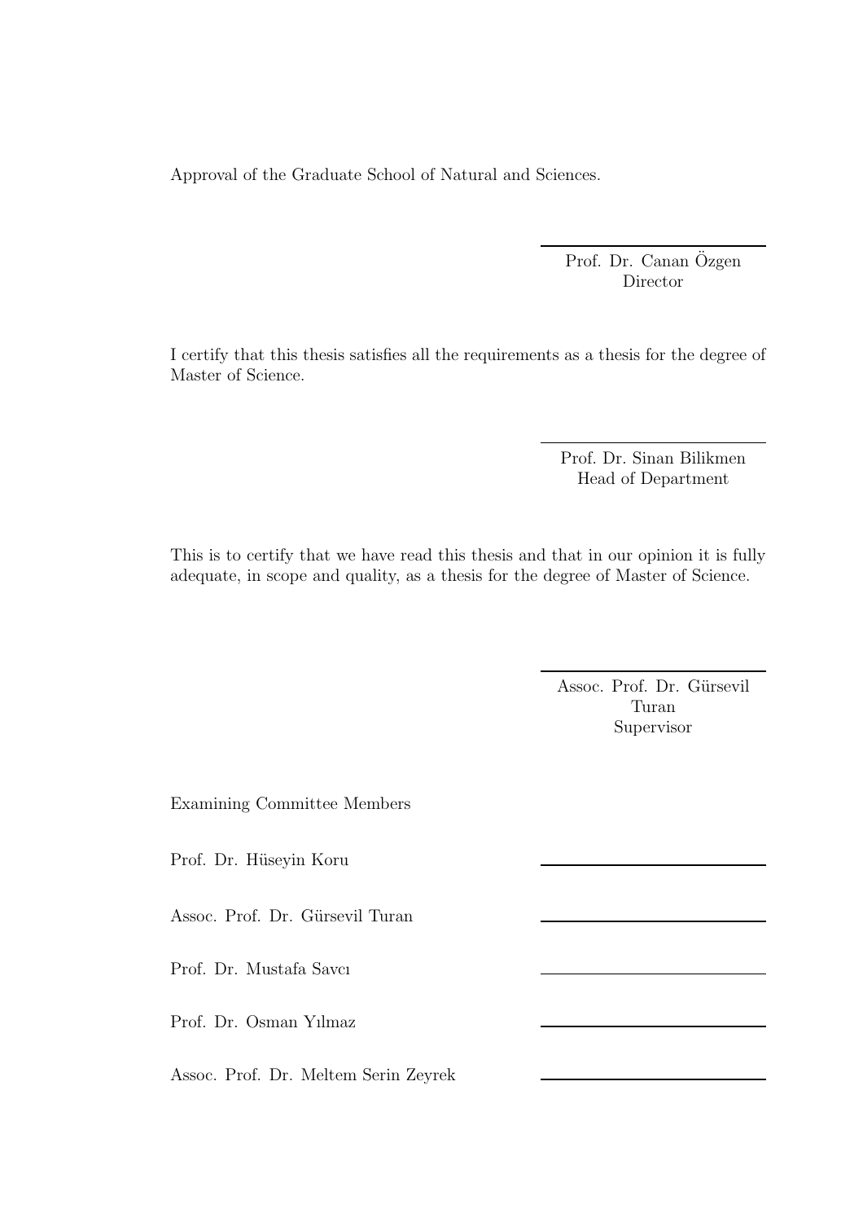Approval of the Graduate School of Natural and Sciences.

Prof. Dr. Canan Özgen
Director

I certify that this thesis satisfies all the requirements as a thesis for the degree of Master of Science.

Prof. Dr. Sinan Bilikmen
Head of Department

This is to certify that we have read this thesis and that in our opinion it is fully adequate, in scope and quality, as a thesis for the degree of Master of Science.

Assoc. Prof. Dr. Gürsevil Turan
Supervisor

Examining Committee Members

Prof. Dr. Hüseyin Koru

Assoc. Prof. Dr. Gürsevil Turan

Prof. Dr. Mustafa Savcı

Prof. Dr. Osman Yılmaz

Assoc. Prof. Dr. Meltem Serin Zeyrek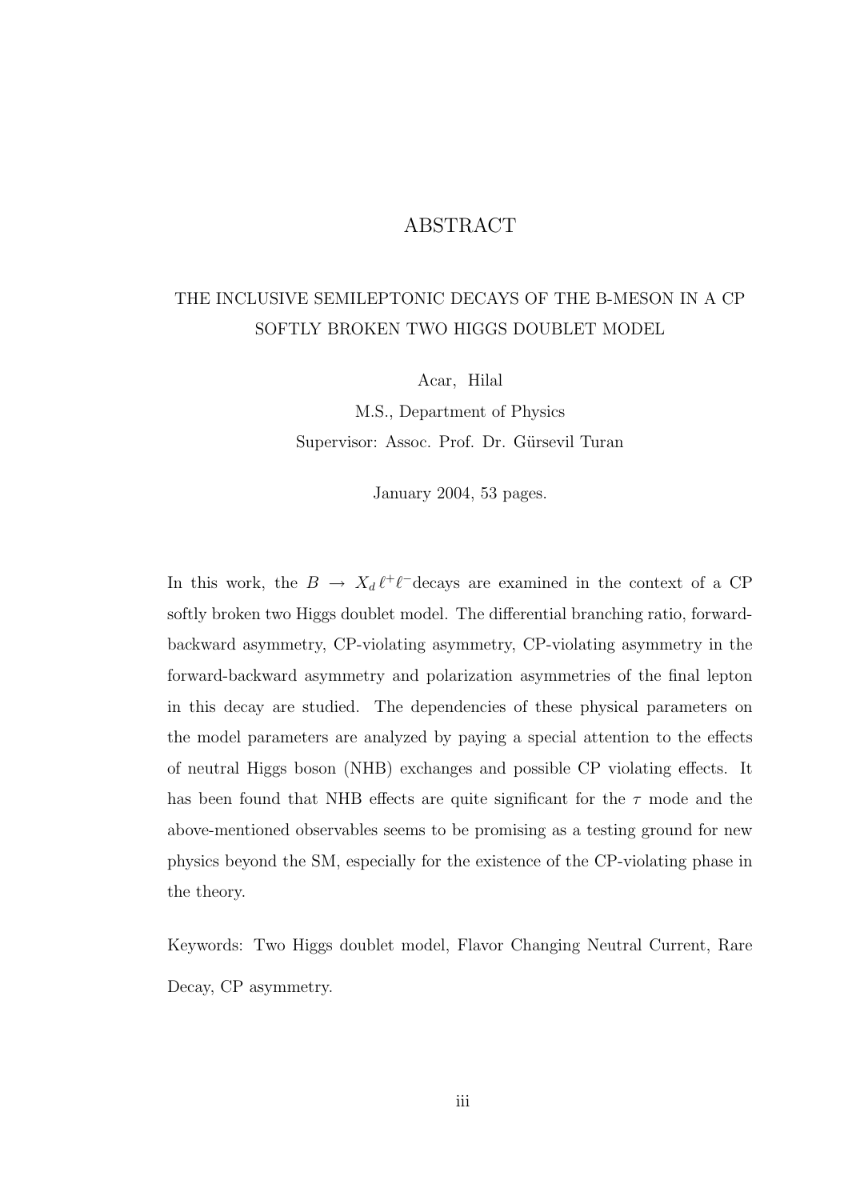# ABSTRACT

## THE INCLUSIVE SEMILEPTONIC DECAYS OF THE B-MESON IN A CP SOFTLY BROKEN TWO HIGGS DOUBLET MODEL

Acar, Hilal

M.S., Department of Physics

Supervisor: Assoc. Prof. Dr. Gürsevil Turan

January 2004, 53 pages.

In this work, the $B \to X_d \, \ell^+\ell^-$decays are examined in the context of a CP softly broken two Higgs doublet model. The differential branching ratio, forward-backward asymmetry, CP-violating asymmetry, CP-violating asymmetry in the forward-backward asymmetry and polarization asymmetries of the final lepton in this decay are studied. The dependencies of these physical parameters on the model parameters are analyzed by paying a special attention to the effects of neutral Higgs boson (NHB) exchanges and possible CP violating effects. It has been found that NHB effects are quite significant for the $\tau$ mode and the above-mentioned observables seems to be promising as a testing ground for new physics beyond the SM, especially for the existence of the CP-violating phase in the theory.

Keywords: Two Higgs doublet model, Flavor Changing Neutral Current, Rare Decay, CP asymmetry.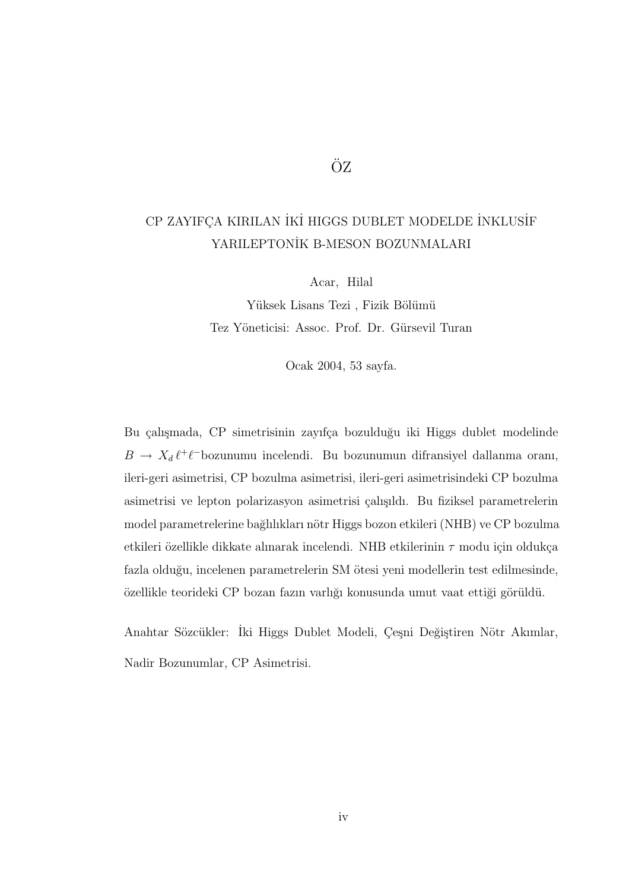# ÖZ

## CP ZAYIFÇA KIRILAN İKİ HIGGS DUBLET MODELDE İNKLUSİF YARILEPTONİK B-MESON BOZUNMALARI

Acar, Hilal

Yüksek Lisans Tezi , Fizik Bölümü

Tez Yöneticisi: Assoc. Prof. Dr. Gürsevil Turan

Ocak 2004, 53 sayfa.

Bu çalışmada, CP simetrisinin zayıfça bozulduğu iki Higgs dublet modelinde $B \rightarrow X_d\, \ell^+ \ell^-$bozunumu incelendi. Bu bozunumun difransiyel dallanma oranı, ileri-geri asimetrisi, CP bozulma asimetrisi, ileri-geri asimetrisindeki CP bozulma asimetrisi ve lepton polarizasyon asimetrisi çalışıldı. Bu fiziksel parametrelerin model parametrelerine bağlılıkları nötr Higgs bozon etkileri (NHB) ve CP bozulma etkileri özellikle dikkate alınarak incelendi. NHB etkilerinin $\tau$ modu için oldukça fazla olduğu, incelenen parametrelerin SM ötesi yeni modellerin test edilmesinde, özellikle teorideki CP bozan fazın varlığı konusunda umut vaat ettiği görüldü.

Anahtar Sözcükler: İki Higgs Dublet Modeli, Çeşni Değiştiren Nötr Akımlar, Nadir Bozunumlar, CP Asimetrisi.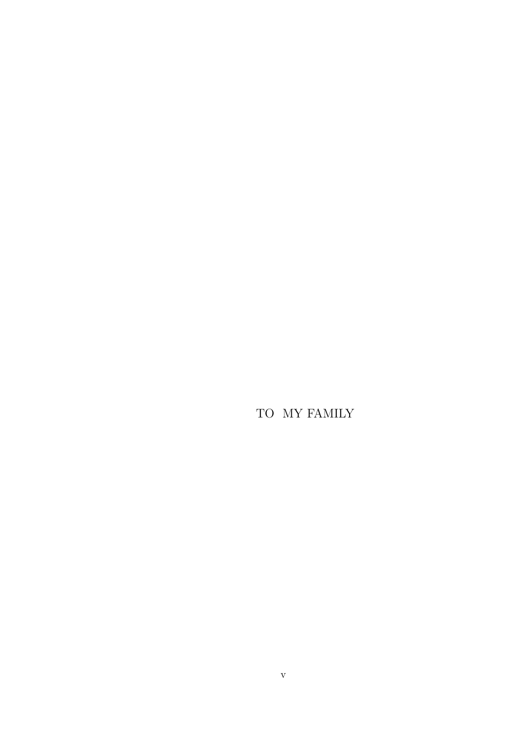TO MY FAMILY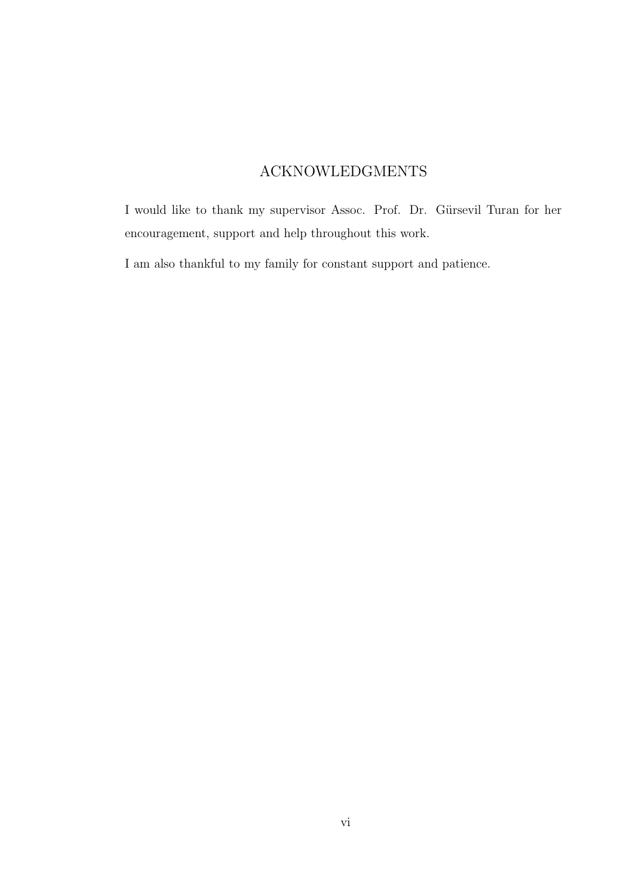# ACKNOWLEDGMENTS

I would like to thank my supervisor Assoc. Prof. Dr. Gürsevil Turan for her encouragement, support and help throughout this work.

I am also thankful to my family for constant support and patience.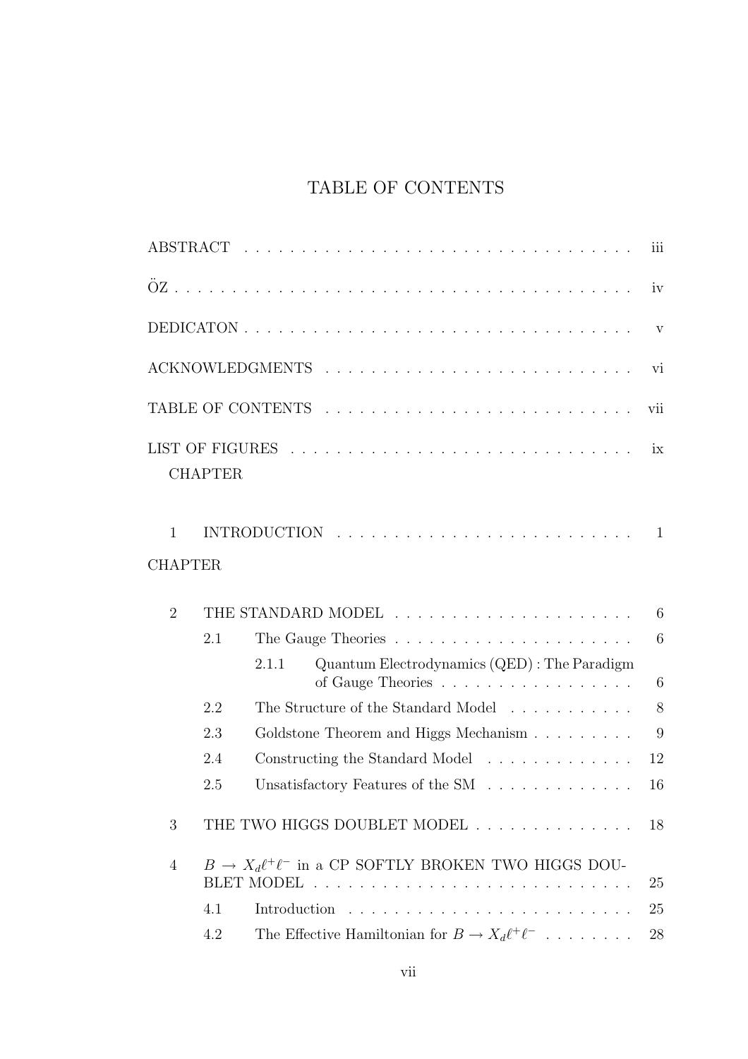# TABLE OF CONTENTS

ABSTRACT . . . . . . . . . . . . . . . . . . . . . . . . . . . . . . . . . . iii

ÖZ . . . . . . . . . . . . . . . . . . . . . . . . . . . . . . . . . . . . . iv

DEDICATON . . . . . . . . . . . . . . . . . . . . . . . . . . . . . . . . . v

ACKNOWLEDGMENTS . . . . . . . . . . . . . . . . . . . . . . . . . . . vi

TABLE OF CONTENTS . . . . . . . . . . . . . . . . . . . . . . . . . . . vii

LIST OF FIGURES . . . . . . . . . . . . . . . . . . . . . . . . . . . . . ix

CHAPTER

1 INTRODUCTION . . . . . . . . . . . . . . . . . . . . . . . . . . 1

CHAPTER

2 THE STANDARD MODEL . . . . . . . . . . . . . . . . . . . . . 6

- 2.1 The Gauge Theories . . . . . . . . . . . . . . . . . . . . . 6
  - 2.1.1 Quantum Electrodynamics (QED) : The Paradigm of Gauge Theories . . . . . . . . . . . . . . . . . 6
- 2.2 The Structure of the Standard Model . . . . . . . . . . . 8
- 2.3 Goldstone Theorem and Higgs Mechanism . . . . . . . . . 9
- 2.4 Constructing the Standard Model . . . . . . . . . . . . . 12
- 2.5 Unsatisfactory Features of the SM . . . . . . . . . . . . . 16

3 THE TWO HIGGS DOUBLET MODEL . . . . . . . . . . . . . . . 18

4 $B \to X_d \ell^+ \ell^-$ in a CP SOFTLY BROKEN TWO HIGGS DOUBLET MODEL . . . . . . . . . . . . . . . . . . . . . . . . . . . . 25

- 4.1 Introduction . . . . . . . . . . . . . . . . . . . . . . . . . 25
- 4.2 The Effective Hamiltonian for $B \to X_d \ell^+ \ell^-$ . . . . . . . . 28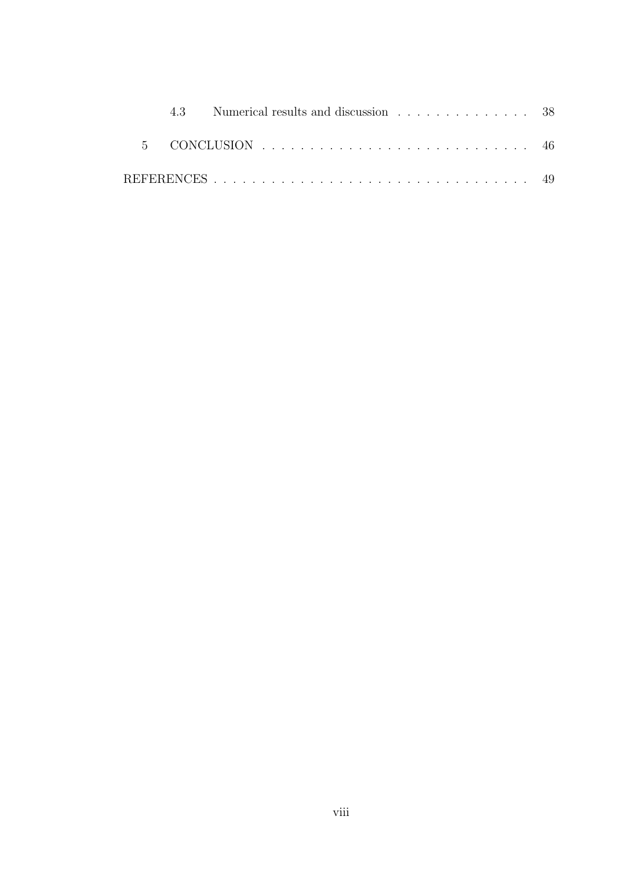| | | |
|---|---|---|
| 4.3 | Numerical results and discussion | 38 |
| 5 | CONCLUSION | 46 |
| REFERENCES | | 49 |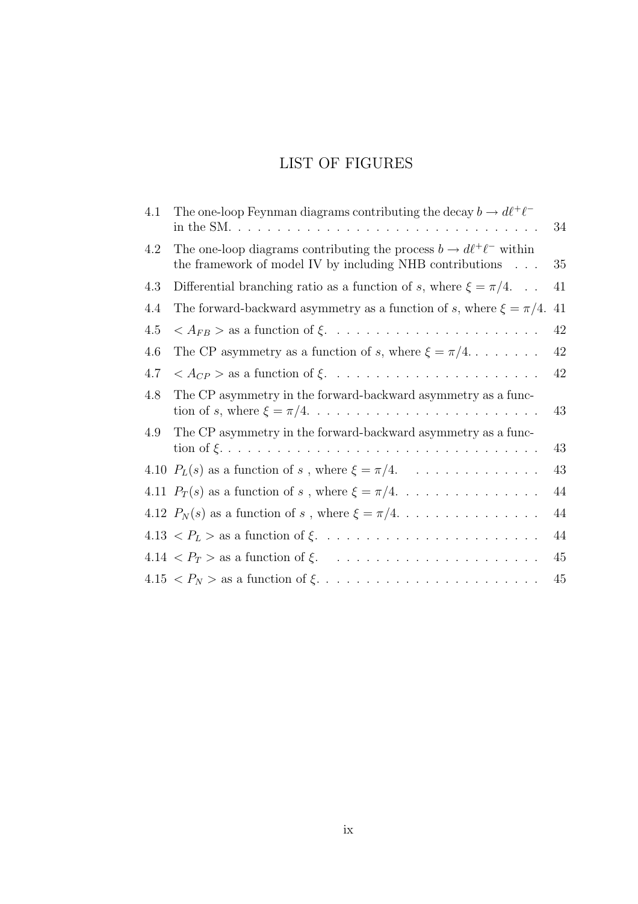# LIST OF FIGURES

| | | |
|---|---|---|
| 4.1 | The one-loop Feynman diagrams contributing the decay $b \to d\ell^+\ell^-$ in the SM. | 34 |
| 4.2 | The one-loop diagrams contributing the process $b \to d\ell^+\ell^-$ within the framework of model IV by including NHB contributions | 35 |
| 4.3 | Differential branching ratio as a function of $s$, where $\xi = \pi/4$. | 41 |
| 4.4 | The forward-backward asymmetry as a function of $s$, where $\xi = \pi/4$. | 41 |
| 4.5 | $< A_{FB} >$ as a function of $\xi$. | 42 |
| 4.6 | The CP asymmetry as a function of $s$, where $\xi = \pi/4$. | 42 |
| 4.7 | $< A_{CP} >$ as a function of $\xi$. | 42 |
| 4.8 | The CP asymmetry in the forward-backward asymmetry as a function of $s$, where $\xi = \pi/4$. | 43 |
| 4.9 | The CP asymmetry in the forward-backward asymmetry as a function of $\xi$. | 43 |
| 4.10 | $P_L(s)$ as a function of $s$ , where $\xi = \pi/4$. | 43 |
| 4.11 | $P_T(s)$ as a function of $s$ , where $\xi = \pi/4$. | 44 |
| 4.12 | $P_N(s)$ as a function of $s$ , where $\xi = \pi/4$. | 44 |
| 4.13 | $< P_L >$ as a function of $\xi$. | 44 |
| 4.14 | $< P_T >$ as a function of $\xi$. | 45 |
| 4.15 | $< P_N >$ as a function of $\xi$. | 45 |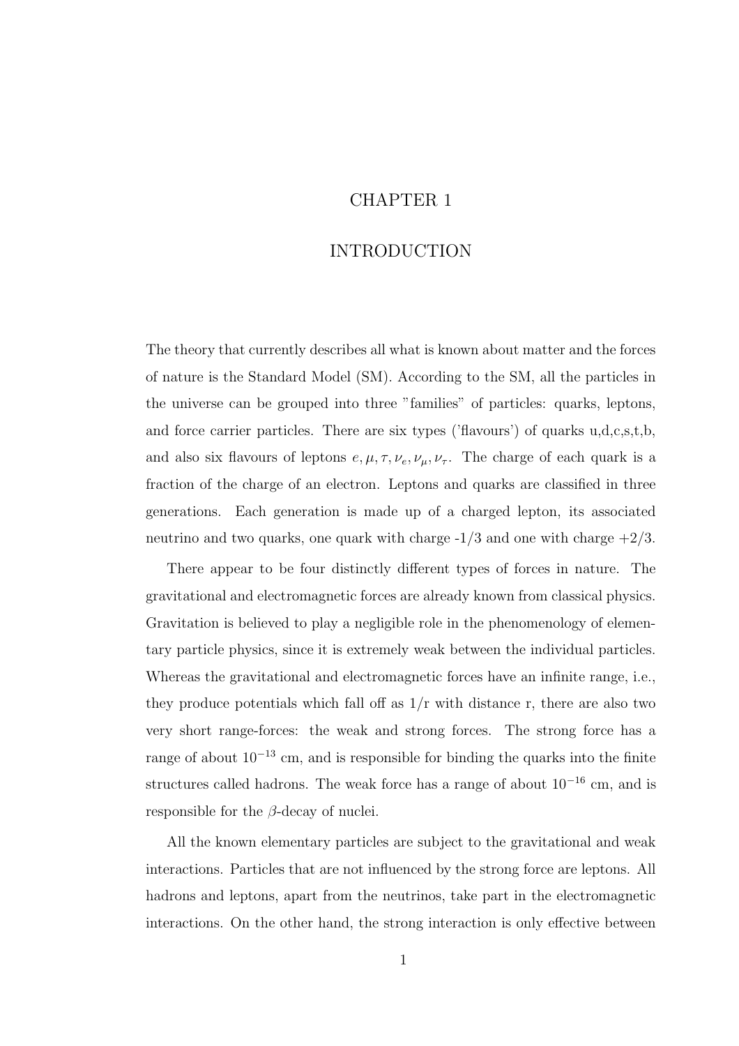# CHAPTER 1

# INTRODUCTION

The theory that currently describes all what is known about matter and the forces of nature is the Standard Model (SM). According to the SM, all the particles in the universe can be grouped into three "families" of particles: quarks, leptons, and force carrier particles. There are six types ('flavours') of quarks u,d,c,s,t,b, and also six flavours of leptons $e, \mu, \tau, \nu_e, \nu_\mu, \nu_\tau$. The charge of each quark is a fraction of the charge of an electron. Leptons and quarks are classified in three generations. Each generation is made up of a charged lepton, its associated neutrino and two quarks, one quark with charge -1/3 and one with charge +2/3.

There appear to be four distinctly different types of forces in nature. The gravitational and electromagnetic forces are already known from classical physics. Gravitation is believed to play a negligible role in the phenomenology of elementary particle physics, since it is extremely weak between the individual particles. Whereas the gravitational and electromagnetic forces have an infinite range, i.e., they produce potentials which fall off as 1/r with distance r, there are also two very short range-forces: the weak and strong forces. The strong force has a range of about $10^{-13}$ cm, and is responsible for binding the quarks into the finite structures called hadrons. The weak force has a range of about $10^{-16}$ cm, and is responsible for the $\beta$-decay of nuclei.

All the known elementary particles are subject to the gravitational and weak interactions. Particles that are not influenced by the strong force are leptons. All hadrons and leptons, apart from the neutrinos, take part in the electromagnetic interactions. On the other hand, the strong interaction is only effective between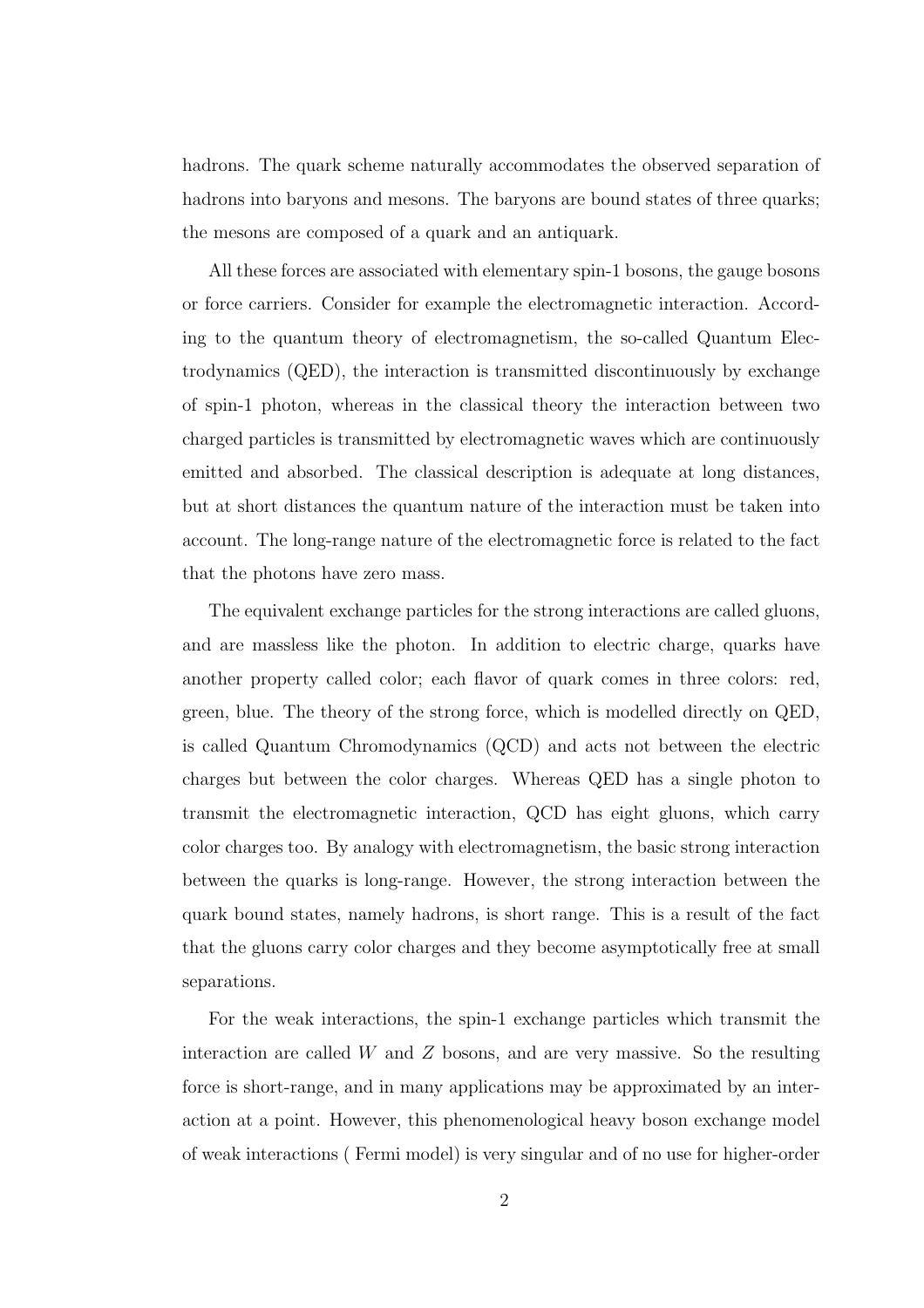hadrons. The quark scheme naturally accommodates the observed separation of hadrons into baryons and mesons. The baryons are bound states of three quarks; the mesons are composed of a quark and an antiquark.

All these forces are associated with elementary spin-1 bosons, the gauge bosons or force carriers. Consider for example the electromagnetic interaction. According to the quantum theory of electromagnetism, the so-called Quantum Electrodynamics (QED), the interaction is transmitted discontinuously by exchange of spin-1 photon, whereas in the classical theory the interaction between two charged particles is transmitted by electromagnetic waves which are continuously emitted and absorbed. The classical description is adequate at long distances, but at short distances the quantum nature of the interaction must be taken into account. The long-range nature of the electromagnetic force is related to the fact that the photons have zero mass.

The equivalent exchange particles for the strong interactions are called gluons, and are massless like the photon. In addition to electric charge, quarks have another property called color; each flavor of quark comes in three colors: red, green, blue. The theory of the strong force, which is modelled directly on QED, is called Quantum Chromodynamics (QCD) and acts not between the electric charges but between the color charges. Whereas QED has a single photon to transmit the electromagnetic interaction, QCD has eight gluons, which carry color charges too. By analogy with electromagnetism, the basic strong interaction between the quarks is long-range. However, the strong interaction between the quark bound states, namely hadrons, is short range. This is a result of the fact that the gluons carry color charges and they become asymptotically free at small separations.

For the weak interactions, the spin-1 exchange particles which transmit the interaction are called $W$ and $Z$ bosons, and are very massive. So the resulting force is short-range, and in many applications may be approximated by an interaction at a point. However, this phenomenological heavy boson exchange model of weak interactions ( Fermi model) is very singular and of no use for higher-order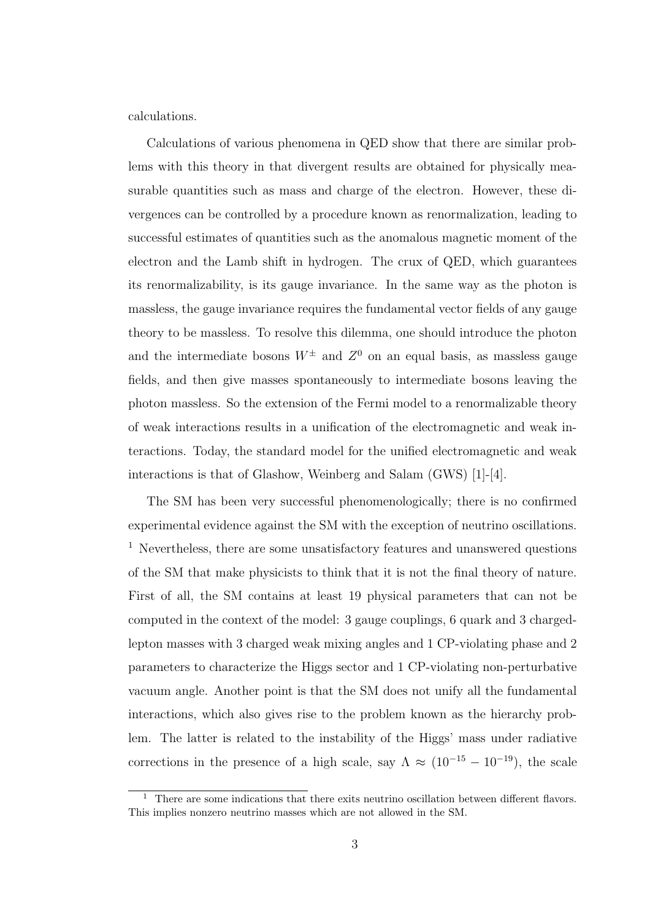calculations.

Calculations of various phenomena in QED show that there are similar problems with this theory in that divergent results are obtained for physically measurable quantities such as mass and charge of the electron. However, these divergences can be controlled by a procedure known as renormalization, leading to successful estimates of quantities such as the anomalous magnetic moment of the electron and the Lamb shift in hydrogen. The crux of QED, which guarantees its renormalizability, is its gauge invariance. In the same way as the photon is massless, the gauge invariance requires the fundamental vector fields of any gauge theory to be massless. To resolve this dilemma, one should introduce the photon and the intermediate bosons $W^{\pm}$ and $Z^0$ on an equal basis, as massless gauge fields, and then give masses spontaneously to intermediate bosons leaving the photon massless. So the extension of the Fermi model to a renormalizable theory of weak interactions results in a unification of the electromagnetic and weak interactions. Today, the standard model for the unified electromagnetic and weak interactions is that of Glashow, Weinberg and Salam (GWS) [1]-[4].

The SM has been very successful phenomenologically; there is no confirmed experimental evidence against the SM with the exception of neutrino oscillations. [1] Nevertheless, there are some unsatisfactory features and unanswered questions of the SM that make physicists to think that it is not the final theory of nature. First of all, the SM contains at least 19 physical parameters that can not be computed in the context of the model: 3 gauge couplings, 6 quark and 3 charged-lepton masses with 3 charged weak mixing angles and 1 CP-violating phase and 2 parameters to characterize the Higgs sector and 1 CP-violating non-perturbative vacuum angle. Another point is that the SM does not unify all the fundamental interactions, which also gives rise to the problem known as the hierarchy problem. The latter is related to the instability of the Higgs' mass under radiative corrections in the presence of a high scale, say $\Lambda \approx (10^{-15} - 10^{-19})$, the scale

[1] There are some indications that there exits neutrino oscillation between different flavors. This implies nonzero neutrino masses which are not allowed in the SM.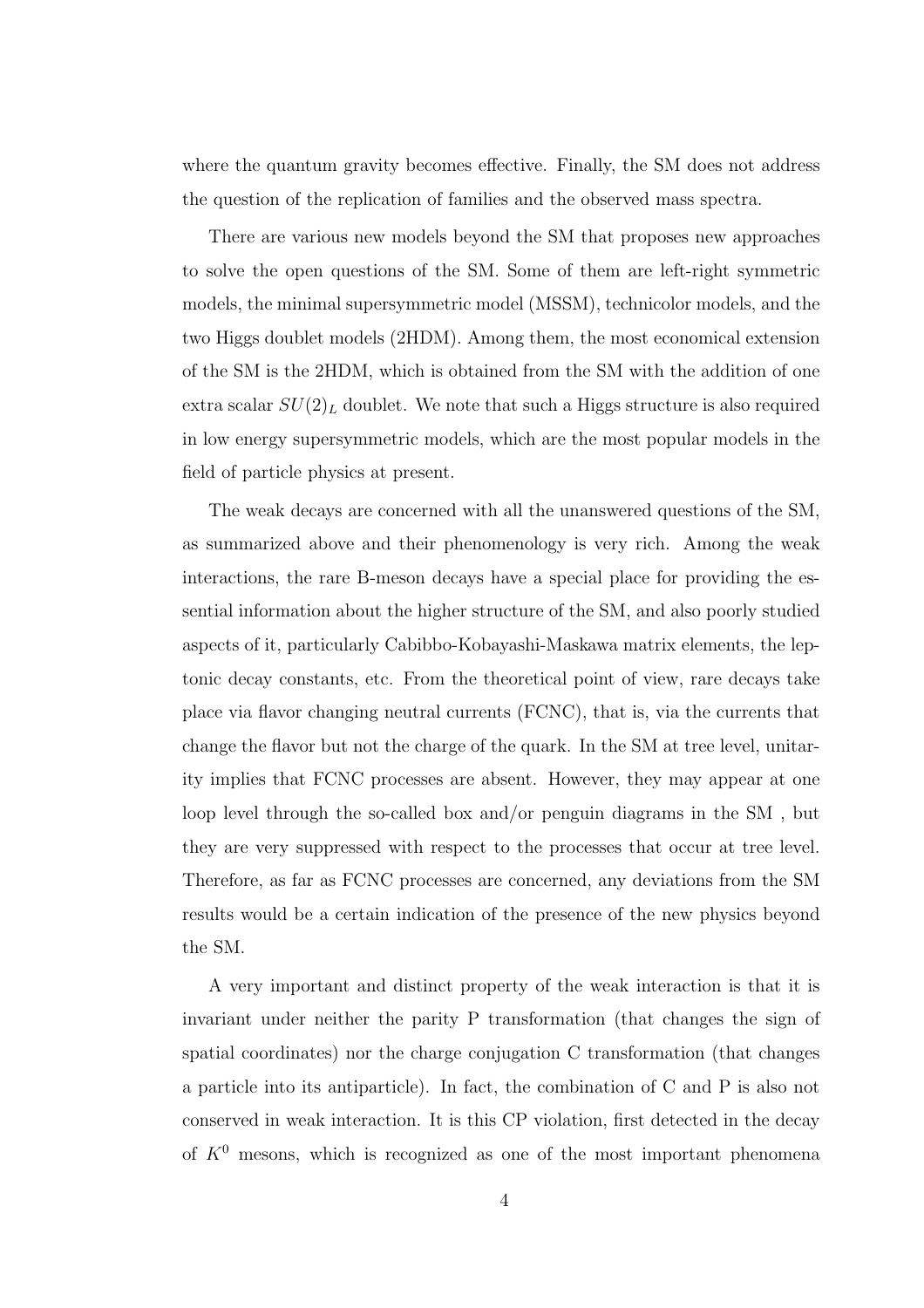where the quantum gravity becomes effective. Finally, the SM does not address the question of the replication of families and the observed mass spectra.

There are various new models beyond the SM that proposes new approaches to solve the open questions of the SM. Some of them are left-right symmetric models, the minimal supersymmetric model (MSSM), technicolor models, and the two Higgs doublet models (2HDM). Among them, the most economical extension of the SM is the 2HDM, which is obtained from the SM with the addition of one extra scalar $SU(2)_L$ doublet. We note that such a Higgs structure is also required in low energy supersymmetric models, which are the most popular models in the field of particle physics at present.

The weak decays are concerned with all the unanswered questions of the SM, as summarized above and their phenomenology is very rich. Among the weak interactions, the rare B-meson decays have a special place for providing the essential information about the higher structure of the SM, and also poorly studied aspects of it, particularly Cabibbo-Kobayashi-Maskawa matrix elements, the leptonic decay constants, etc. From the theoretical point of view, rare decays take place via flavor changing neutral currents (FCNC), that is, via the currents that change the flavor but not the charge of the quark. In the SM at tree level, unitarity implies that FCNC processes are absent. However, they may appear at one loop level through the so-called box and/or penguin diagrams in the SM , but they are very suppressed with respect to the processes that occur at tree level. Therefore, as far as FCNC processes are concerned, any deviations from the SM results would be a certain indication of the presence of the new physics beyond the SM.

A very important and distinct property of the weak interaction is that it is invariant under neither the parity P transformation (that changes the sign of spatial coordinates) nor the charge conjugation C transformation (that changes a particle into its antiparticle). In fact, the combination of C and P is also not conserved in weak interaction. It is this CP violation, first detected in the decay of $K^0$ mesons, which is recognized as one of the most important phenomena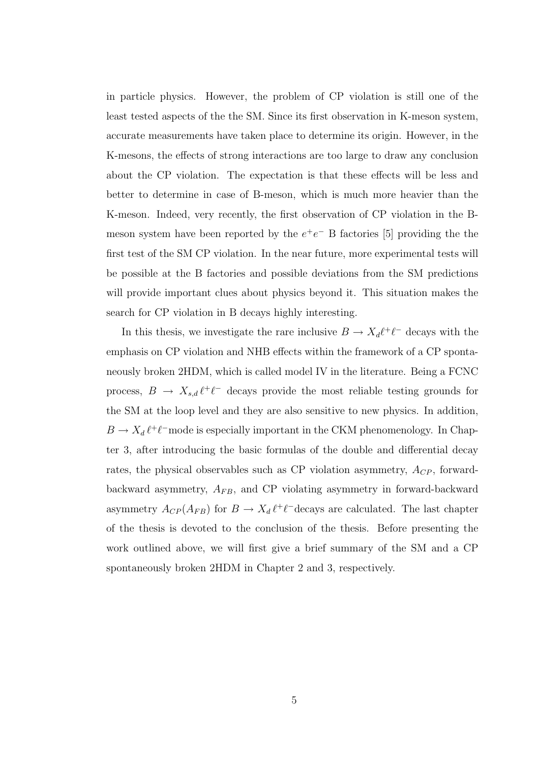in particle physics. However, the problem of CP violation is still one of the least tested aspects of the the SM. Since its first observation in K-meson system, accurate measurements have taken place to determine its origin. However, in the K-mesons, the effects of strong interactions are too large to draw any conclusion about the CP violation. The expectation is that these effects will be less and better to determine in case of B-meson, which is much more heavier than the K-meson. Indeed, very recently, the first observation of CP violation in the B-meson system have been reported by the $e^+e^-$ B factories [5] providing the the first test of the SM CP violation. In the near future, more experimental tests will be possible at the B factories and possible deviations from the SM predictions will provide important clues about physics beyond it. This situation makes the search for CP violation in B decays highly interesting.

In this thesis, we investigate the rare inclusive $B \to X_d \ell^+ \ell^-$ decays with the emphasis on CP violation and NHB effects within the framework of a CP spontaneously broken 2HDM, which is called model IV in the literature. Being a FCNC process, $B \to X_{s,d}\, \ell^+ \ell^-$ decays provide the most reliable testing grounds for the SM at the loop level and they are also sensitive to new physics. In addition, $B \to X_d\, \ell^+ \ell^-$mode is especially important in the CKM phenomenology. In Chapter 3, after introducing the basic formulas of the double and differential decay rates, the physical observables such as CP violation asymmetry, $A_{CP}$, forward-backward asymmetry, $A_{FB}$, and CP violating asymmetry in forward-backward asymmetry $A_{CP}(A_{FB})$ for $B \to X_d\, \ell^+ \ell^-$decays are calculated. The last chapter of the thesis is devoted to the conclusion of the thesis. Before presenting the work outlined above, we will first give a brief summary of the SM and a CP spontaneously broken 2HDM in Chapter 2 and 3, respectively.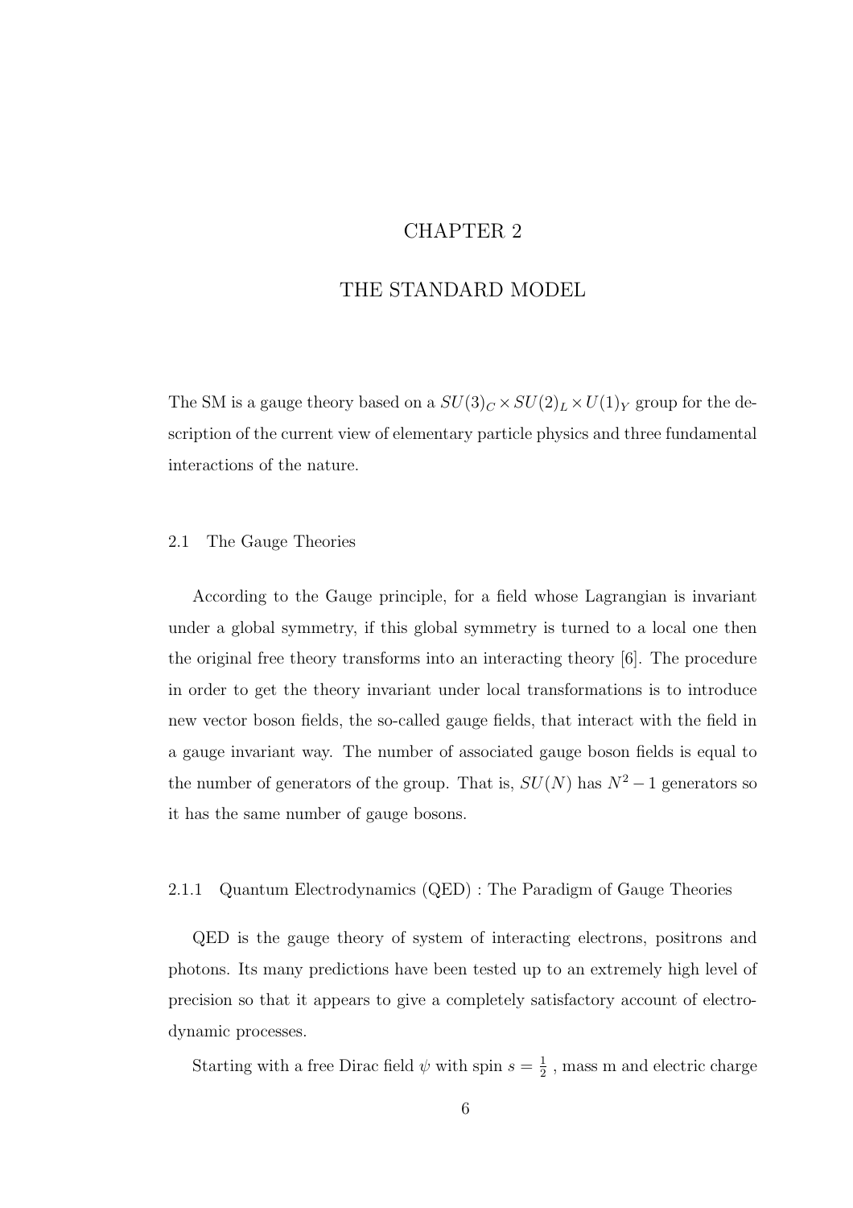# CHAPTER 2

# THE STANDARD MODEL

The SM is a gauge theory based on a $SU(3)_C \times SU(2)_L \times U(1)_Y$ group for the description of the current view of elementary particle physics and three fundamental interactions of the nature.

## 2.1 The Gauge Theories

According to the Gauge principle, for a field whose Lagrangian is invariant under a global symmetry, if this global symmetry is turned to a local one then the original free theory transforms into an interacting theory [6]. The procedure in order to get the theory invariant under local transformations is to introduce new vector boson fields, the so-called gauge fields, that interact with the field in a gauge invariant way. The number of associated gauge boson fields is equal to the number of generators of the group. That is, $SU(N)$ has $N^2 - 1$ generators so it has the same number of gauge bosons.

### 2.1.1 Quantum Electrodynamics (QED) : The Paradigm of Gauge Theories

QED is the gauge theory of system of interacting electrons, positrons and photons. Its many predictions have been tested up to an extremely high level of precision so that it appears to give a completely satisfactory account of electrodynamic processes.

Starting with a free Dirac field $\psi$ with spin $s = \frac{1}{2}$ , mass m and electric charge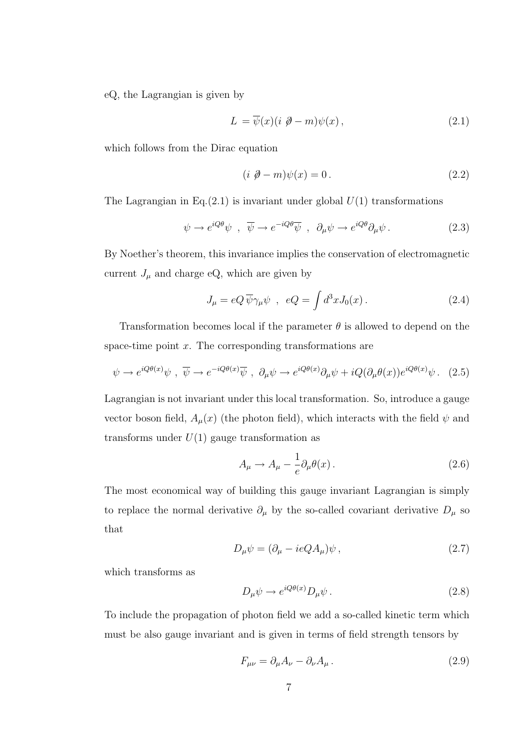eQ, the Lagrangian is given by

$$L = \overline{\psi}(x)(i \not{\partial} - m)\psi(x)\,, \tag{2.1}$$

which follows from the Dirac equation

$$(i \not{\partial} - m)\psi(x) = 0\,. \tag{2.2}$$

The Lagrangian in Eq.(2.1) is invariant under global $U(1)$ transformations

$$\psi \to e^{iQ\theta}\psi \ \ , \ \ \overline{\psi} \to e^{-iQ\theta}\overline{\psi} \ \ , \ \ \partial_\mu\psi \to e^{iQ\theta}\partial_\mu\psi\,. \tag{2.3}$$

By Noether's theorem, this invariance implies the conservation of electromagnetic current $J_\mu$ and charge eQ, which are given by

$$J_\mu = eQ\,\overline{\psi}\gamma_\mu\psi \ \ , \ \ eQ = \int d^3x J_0(x)\,. \tag{2.4}$$

Transformation becomes local if the parameter $\theta$ is allowed to depend on the space-time point $x$. The corresponding transformations are

$$\psi \to e^{iQ\theta(x)}\psi \ , \ \overline{\psi} \to e^{-iQ\theta(x)}\overline{\psi} \ , \ \partial_\mu\psi \to e^{iQ\theta(x)}\partial_\mu\psi + iQ(\partial_\mu\theta(x))e^{iQ\theta(x)}\psi\,. \tag{2.5}$$

Lagrangian is not invariant under this local transformation. So, introduce a gauge vector boson field, $A_\mu(x)$ (the photon field), which interacts with the field $\psi$ and transforms under $U(1)$ gauge transformation as

$$A_\mu \to A_\mu - \frac{1}{e}\partial_\mu\theta(x)\,. \tag{2.6}$$

The most economical way of building this gauge invariant Lagrangian is simply to replace the normal derivative $\partial_\mu$ by the so-called covariant derivative $D_\mu$ so that

$$D_\mu\psi = (\partial_\mu - ieQA_\mu)\psi\,, \tag{2.7}$$

which transforms as

$$D_\mu\psi \to e^{iQ\theta(x)}D_\mu\psi\,. \tag{2.8}$$

To include the propagation of photon field we add a so-called kinetic term which must be also gauge invariant and is given in terms of field strength tensors by

$$F_{\mu\nu} = \partial_\mu A_\nu - \partial_\nu A_\mu\,. \tag{2.9}$$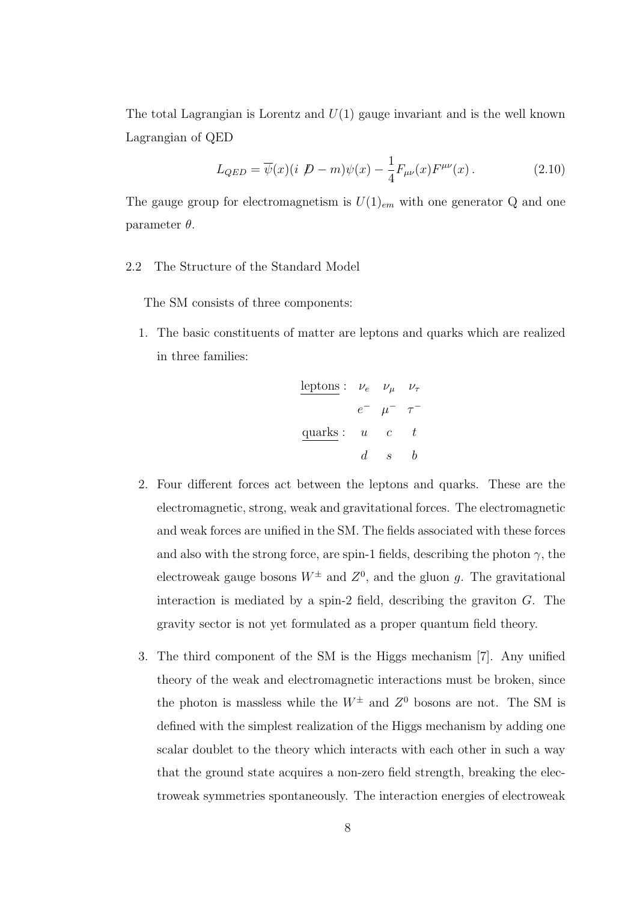The total Lagrangian is Lorentz and $U(1)$ gauge invariant and is the well known Lagrangian of QED

$$L_{QED} = \overline{\psi}(x)(i \not{D} - m)\psi(x) - \frac{1}{4}F_{\mu\nu}(x)F^{\mu\nu}(x)\,. \tag{2.10}$$

The gauge group for electromagnetism is $U(1)_{em}$ with one generator Q and one parameter $\theta$.

## 2.2 The Structure of the Standard Model

The SM consists of three components:

1. The basic constituents of matter are leptons and quarks which are realized in three families:

$$\begin{array}{cccc} \underline{\text{leptons}}: & \nu_e & \nu_\mu & \nu_\tau \\ & e^- & \mu^- & \tau^- \\ \underline{\text{quarks}}: & u & c & t \\ & d & s & b \end{array}$$

2. Four different forces act between the leptons and quarks. These are the electromagnetic, strong, weak and gravitational forces. The electromagnetic and weak forces are unified in the SM. The fields associated with these forces and also with the strong force, are spin-1 fields, describing the photon $\gamma$, the electroweak gauge bosons $W^{\pm}$ and $Z^0$, and the gluon $g$. The gravitational interaction is mediated by a spin-2 field, describing the graviton $G$. The gravity sector is not yet formulated as a proper quantum field theory.

3. The third component of the SM is the Higgs mechanism [7]. Any unified theory of the weak and electromagnetic interactions must be broken, since the photon is massless while the $W^{\pm}$ and $Z^0$ bosons are not. The SM is defined with the simplest realization of the Higgs mechanism by adding one scalar doublet to the theory which interacts with each other in such a way that the ground state acquires a non-zero field strength, breaking the electroweak symmetries spontaneously. The interaction energies of electroweak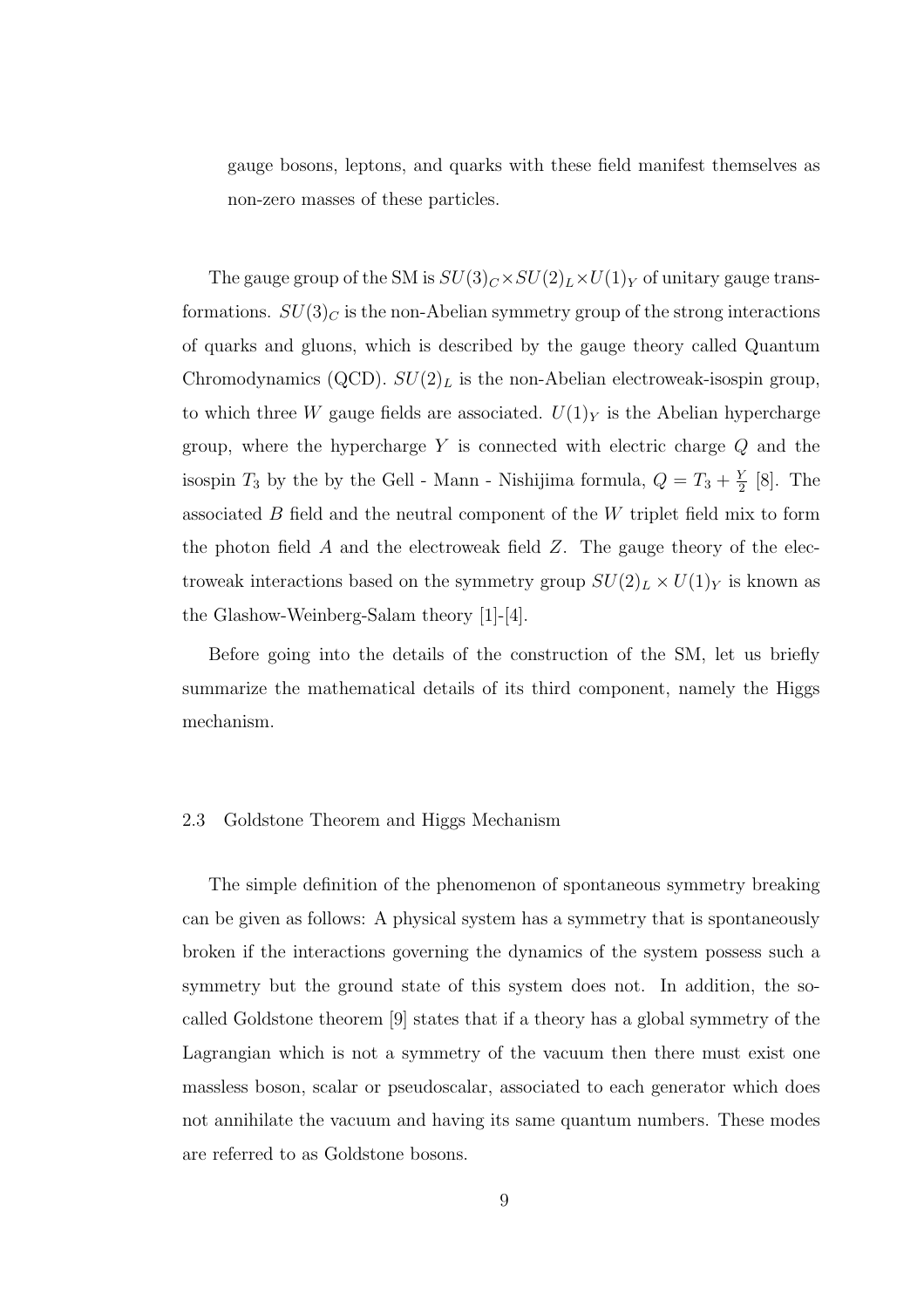gauge bosons, leptons, and quarks with these field manifest themselves as non-zero masses of these particles.

The gauge group of the SM is $SU(3)_C \times SU(2)_L \times U(1)_Y$ of unitary gauge transformations. $SU(3)_C$ is the non-Abelian symmetry group of the strong interactions of quarks and gluons, which is described by the gauge theory called Quantum Chromodynamics (QCD). $SU(2)_L$ is the non-Abelian electroweak-isospin group, to which three $W$ gauge fields are associated. $U(1)_Y$ is the Abelian hypercharge group, where the hypercharge $Y$ is connected with electric charge $Q$ and the isospin $T_3$ by the by the Gell - Mann - Nishijima formula, $Q = T_3 + \frac{Y}{2}$ [8]. The associated $B$ field and the neutral component of the $W$ triplet field mix to form the photon field $A$ and the electroweak field $Z$. The gauge theory of the electroweak interactions based on the symmetry group $SU(2)_L \times U(1)_Y$ is known as the Glashow-Weinberg-Salam theory [1]-[4].

Before going into the details of the construction of the SM, let us briefly summarize the mathematical details of its third component, namely the Higgs mechanism.

### 2.3 Goldstone Theorem and Higgs Mechanism

The simple definition of the phenomenon of spontaneous symmetry breaking can be given as follows: A physical system has a symmetry that is spontaneously broken if the interactions governing the dynamics of the system possess such a symmetry but the ground state of this system does not. In addition, the so-called Goldstone theorem [9] states that if a theory has a global symmetry of the Lagrangian which is not a symmetry of the vacuum then there must exist one massless boson, scalar or pseudoscalar, associated to each generator which does not annihilate the vacuum and having its same quantum numbers. These modes are referred to as Goldstone bosons.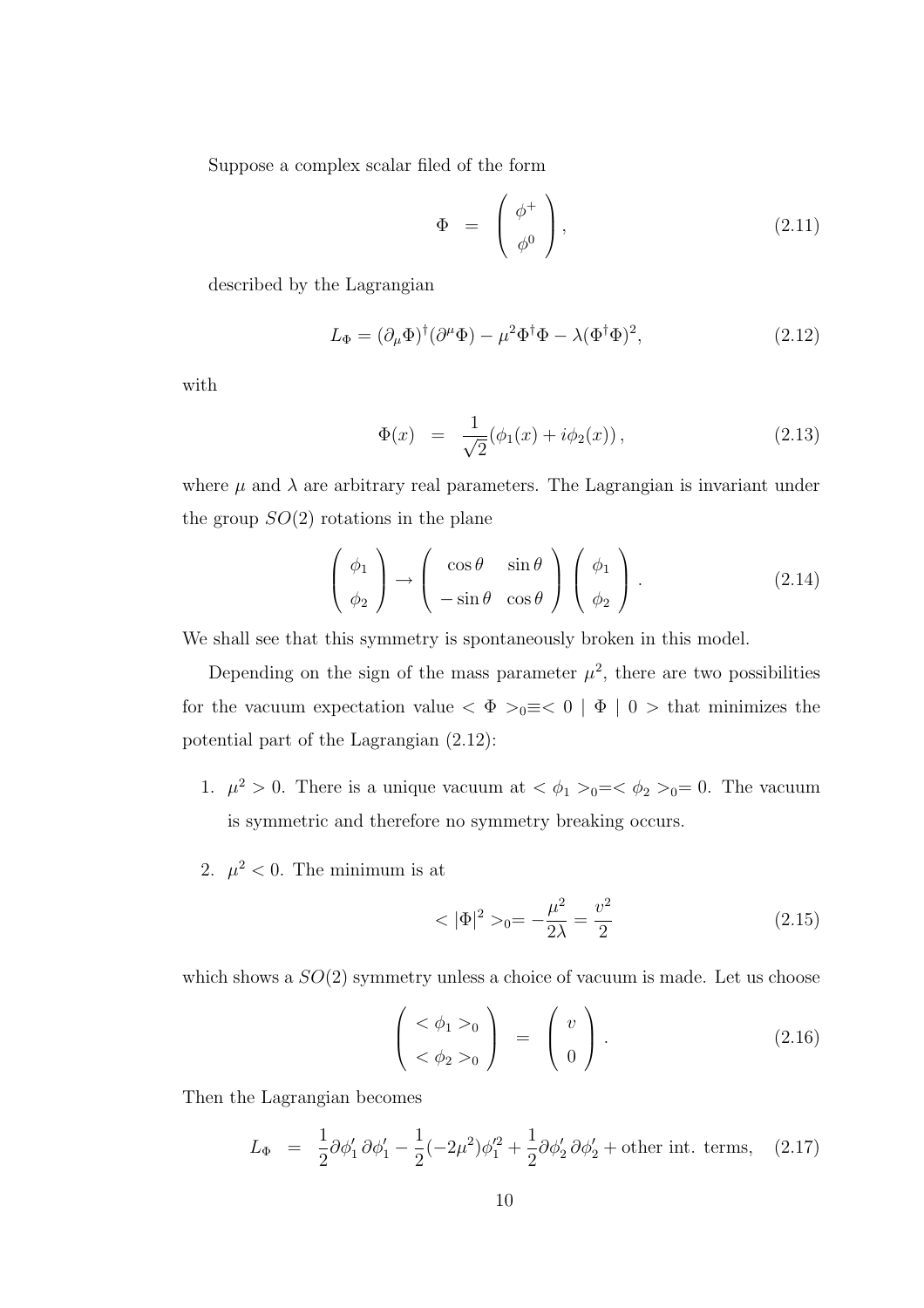Suppose a complex scalar filed of the form

$$\Phi \;=\; \left(\begin{array}{c} \phi^+ \\ \phi^0 \end{array}\right), \tag{2.11}$$

described by the Lagrangian

$$L_\Phi = (\partial_\mu \Phi)^\dagger (\partial^\mu \Phi) - \mu^2 \Phi^\dagger \Phi - \lambda (\Phi^\dagger \Phi)^2, \tag{2.12}$$

with

$$\Phi(x) \;=\; \frac{1}{\sqrt{2}}(\phi_1(x) + i\phi_2(x)), \tag{2.13}$$

where $\mu$ and $\lambda$ are arbitrary real parameters. The Lagrangian is invariant under the group $SO(2)$ rotations in the plane

$$\left(\begin{array}{c} \phi_1 \\ \phi_2 \end{array}\right) \rightarrow \left(\begin{array}{cc} \cos\theta & \sin\theta \\ -\sin\theta & \cos\theta \end{array}\right) \left(\begin{array}{c} \phi_1 \\ \phi_2 \end{array}\right). \tag{2.14}$$

We shall see that this symmetry is spontaneously broken in this model.

Depending on the sign of the mass parameter $\mu^2$, there are two possibilities for the vacuum expectation value $<\Phi>_0 \equiv <0 \mid \Phi \mid 0>$ that minimizes the potential part of the Lagrangian (2.12):

1. $\mu^2 > 0$. There is a unique vacuum at $<\phi_1>_0 = <\phi_2>_0 = 0$. The vacuum is symmetric and therefore no symmetry breaking occurs.

2. $\mu^2 < 0$. The minimum is at

$$<|\Phi|^2>_0 = -\frac{\mu^2}{2\lambda} = \frac{v^2}{2} \tag{2.15}$$

which shows a $SO(2)$ symmetry unless a choice of vacuum is made. Let us choose

$$\left(\begin{array}{c} <\phi_1>_0 \\ <\phi_2>_0 \end{array}\right) \;=\; \left(\begin{array}{c} v \\ 0 \end{array}\right). \tag{2.16}$$

Then the Lagrangian becomes

$$L_\Phi \;=\; \frac{1}{2}\partial\phi_1'\,\partial\phi_1' - \frac{1}{2}(-2\mu^2)\phi_1'^2 + \frac{1}{2}\partial\phi_2'\,\partial\phi_2' + \text{other int. terms}, \tag{2.17}$$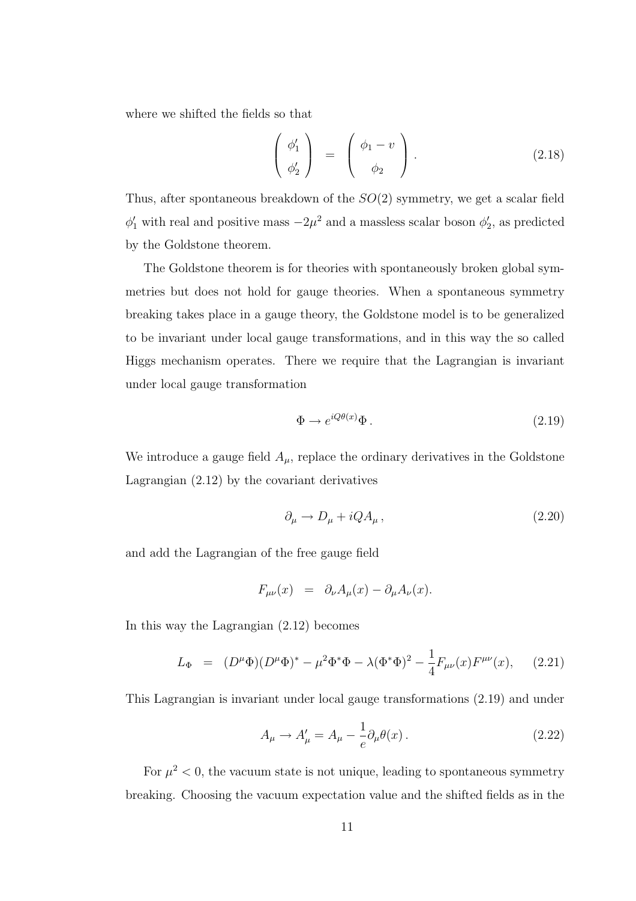where we shifted the fields so that

$$
\begin{pmatrix} \phi_1' \\ \phi_2' \end{pmatrix} = \begin{pmatrix} \phi_1 - v \\ \phi_2 \end{pmatrix} . \tag{2.18}
$$

Thus, after spontaneous breakdown of the $SO(2)$ symmetry, we get a scalar field $\phi_1'$ with real and positive mass $-2\mu^2$ and a massless scalar boson $\phi_2'$, as predicted by the Goldstone theorem.

The Goldstone theorem is for theories with spontaneously broken global symmetries but does not hold for gauge theories. When a spontaneous symmetry breaking takes place in a gauge theory, the Goldstone model is to be generalized to be invariant under local gauge transformations, and in this way the so called Higgs mechanism operates. There we require that the Lagrangian is invariant under local gauge transformation

$$
\Phi \to e^{iQ\theta(x)}\Phi \, . \tag{2.19}
$$

We introduce a gauge field $A_\mu$, replace the ordinary derivatives in the Goldstone Lagrangian (2.12) by the covariant derivatives

$$
\partial_\mu \to D_\mu + iQA_\mu \, , \tag{2.20}
$$

and add the Lagrangian of the free gauge field

$$
F_{\mu\nu}(x) = \partial_\nu A_\mu(x) - \partial_\mu A_\nu(x).
$$

In this way the Lagrangian (2.12) becomes

$$
L_\Phi = (D^\mu \Phi)(D^\mu \Phi)^* - \mu^2 \Phi^* \Phi - \lambda(\Phi^* \Phi)^2 - \frac{1}{4} F_{\mu\nu}(x) F^{\mu\nu}(x), \tag{2.21}
$$

This Lagrangian is invariant under local gauge transformations (2.19) and under

$$
A_\mu \to A_\mu' = A_\mu - \frac{1}{e}\partial_\mu \theta(x) \, . \tag{2.22}
$$

For $\mu^2 < 0$, the vacuum state is not unique, leading to spontaneous symmetry breaking. Choosing the vacuum expectation value and the shifted fields as in the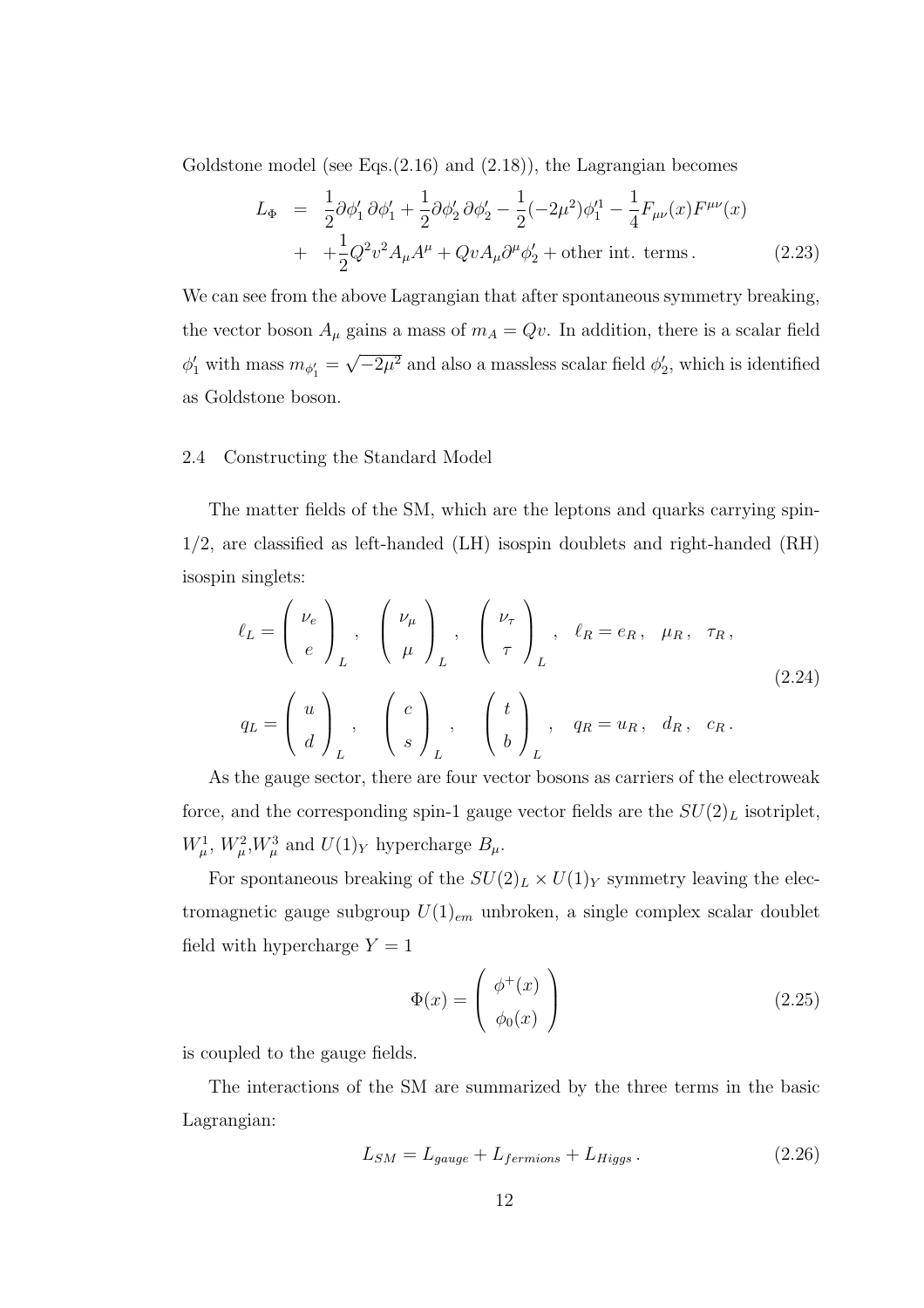Goldstone model (see Eqs.(2.16) and (2.18)), the Lagrangian becomes

$$
\begin{aligned}
L_\Phi &= \frac{1}{2}\partial\phi_1'\,\partial\phi_1' + \frac{1}{2}\partial\phi_2'\,\partial\phi_2' - \frac{1}{2}(-2\mu^2)\phi_1'^1 - \frac{1}{4}F_{\mu\nu}(x)F^{\mu\nu}(x) \\
&+ \; + \frac{1}{2}Q^2v^2A_\mu A^\mu + QvA_\mu\partial^\mu\phi_2' + \text{other int. terms}\,.
\end{aligned}
\tag{2.23}
$$

We can see from the above Lagrangian that after spontaneous symmetry breaking, the vector boson $A_\mu$ gains a mass of $m_A = Qv$. In addition, there is a scalar field $\phi_1'$ with mass $m_{\phi_1'} = \sqrt{-2\mu^2}$ and also a massless scalar field $\phi_2'$, which is identified as Goldstone boson.

## 2.4 Constructing the Standard Model

The matter fields of the SM, which are the leptons and quarks carrying spin-1/2, are classified as left-handed (LH) isospin doublets and right-handed (RH) isospin singlets:

$$
\begin{aligned}
\ell_L &= \begin{pmatrix} \nu_e \\ e \end{pmatrix}_L , \quad \begin{pmatrix} \nu_\mu \\ \mu \end{pmatrix}_L , \quad \begin{pmatrix} \nu_\tau \\ \tau \end{pmatrix}_L , \quad \ell_R = e_R\,, \quad \mu_R\,, \quad \tau_R\,, \\
q_L &= \begin{pmatrix} u \\ d \end{pmatrix}_L , \quad \begin{pmatrix} c \\ s \end{pmatrix}_L , \quad \begin{pmatrix} t \\ b \end{pmatrix}_L , \quad q_R = u_R\,, \quad d_R\,, \quad c_R\,.
\end{aligned}
\tag{2.24}
$$

As the gauge sector, there are four vector bosons as carriers of the electroweak force, and the corresponding spin-1 gauge vector fields are the $SU(2)_L$ isotriplet, $W_\mu^1$, $W_\mu^2$,$W_\mu^3$ and $U(1)_Y$ hypercharge $B_\mu$.

For spontaneous breaking of the $SU(2)_L \times U(1)_Y$ symmetry leaving the electromagnetic gauge subgroup $U(1)_{em}$ unbroken, a single complex scalar doublet field with hypercharge $Y = 1$

$$
\Phi(x) = \begin{pmatrix} \phi^+(x) \\ \phi_0(x) \end{pmatrix}
\tag{2.25}
$$

is coupled to the gauge fields.

The interactions of the SM are summarized by the three terms in the basic Lagrangian:

$$
L_{SM} = L_{gauge} + L_{fermions} + L_{Higgs}\,.
\tag{2.26}
$$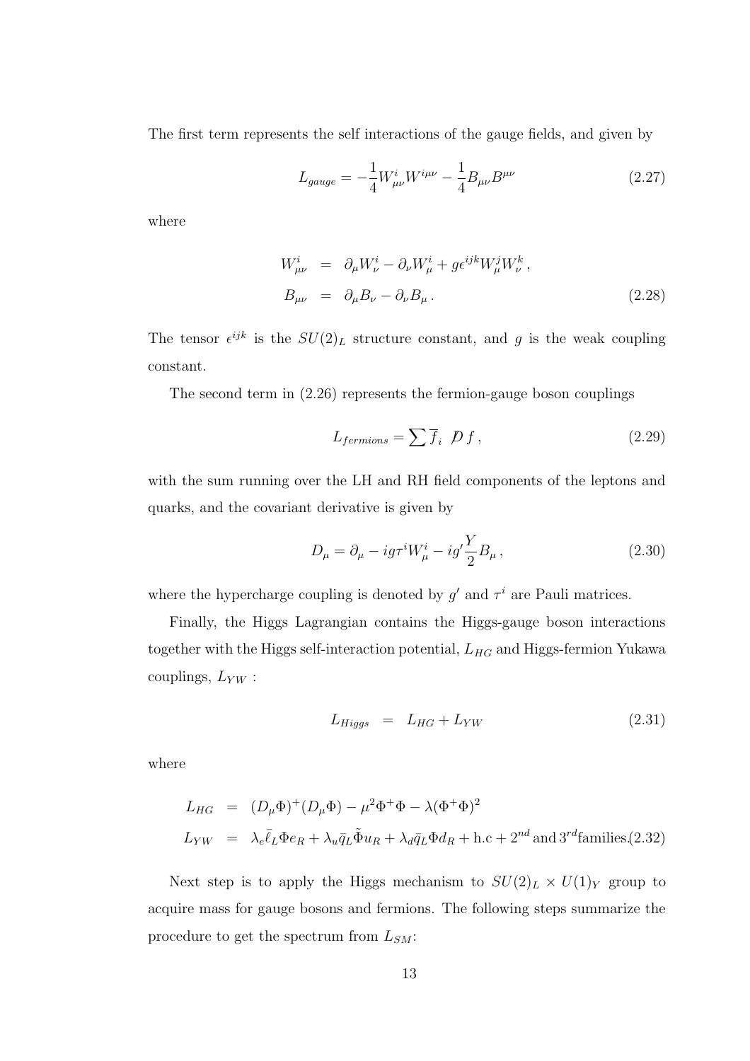The first term represents the self interactions of the gauge fields, and given by

$$L_{gauge} = -\frac{1}{4} W^i_{\mu\nu} W^{i\mu\nu} - \frac{1}{4} B_{\mu\nu} B^{\mu\nu} \tag{2.27}$$

where

$$\begin{aligned} W^i_{\mu\nu} &= \partial_\mu W^i_\nu - \partial_\nu W^i_\mu + g\epsilon^{ijk} W^j_\mu W^k_\nu \,, \\ B_{\mu\nu} &= \partial_\mu B_\nu - \partial_\nu B_\mu \,. \end{aligned} \tag{2.28}$$

The tensor $\epsilon^{ijk}$ is the $SU(2)_L$ structure constant, and $g$ is the weak coupling constant.

The second term in (2.26) represents the fermion-gauge boson couplings

$$L_{fermions} = \sum \overline{f}_i \;\not{D} f \,, \tag{2.29}$$

with the sum running over the LH and RH field components of the leptons and quarks, and the covariant derivative is given by

$$D_\mu = \partial_\mu - ig\tau^i W^i_\mu - ig' \frac{Y}{2} B_\mu \,, \tag{2.30}$$

where the hypercharge coupling is denoted by $g'$ and $\tau^i$ are Pauli matrices.

Finally, the Higgs Lagrangian contains the Higgs-gauge boson interactions together with the Higgs self-interaction potential, $L_{HG}$ and Higgs-fermion Yukawa couplings, $L_{YW}$ :

$$L_{Higgs} = L_{HG} + L_{YW} \tag{2.31}$$

where

$$\begin{aligned} L_{HG} &= (D_\mu \Phi)^+ (D_\mu \Phi) - \mu^2 \Phi^+ \Phi - \lambda (\Phi^+ \Phi)^2 \\ L_{YW} &= \lambda_e \bar{\ell}_L \Phi e_R + \lambda_u \bar{q}_L \tilde{\Phi} u_R + \lambda_d \bar{q}_L \Phi d_R + \text{h.c} + 2^{nd}\,\text{and}\,3^{rd}\text{families.} \end{aligned} \tag{2.32}$$

Next step is to apply the Higgs mechanism to $SU(2)_L \times U(1)_Y$ group to acquire mass for gauge bosons and fermions. The following steps summarize the procedure to get the spectrum from $L_{SM}$: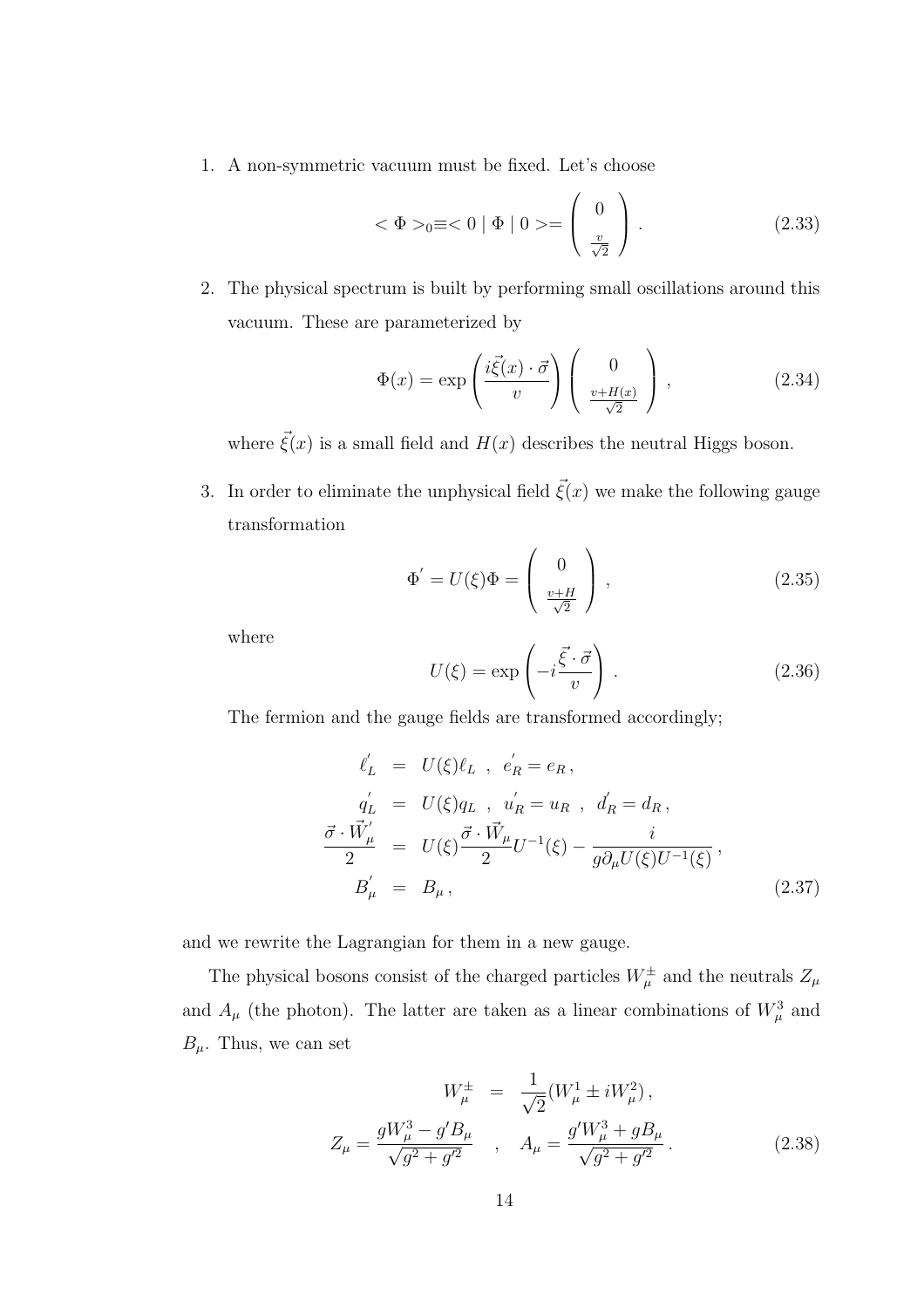1. A non-symmetric vacuum must be fixed. Let's choose

$$< \Phi >_0 \equiv < 0 \mid \Phi \mid 0 > = \left( \begin{array}{c} 0 \\ \frac{v}{\sqrt{2}} \end{array} \right) . \tag{2.33}$$

2. The physical spectrum is built by performing small oscillations around this vacuum. These are parameterized by

$$\Phi(x) = \exp\left( \frac{i\vec{\xi}(x) \cdot \vec{\sigma}}{v} \right) \left( \begin{array}{c} 0 \\ \frac{v+H(x)}{\sqrt{2}} \end{array} \right) , \tag{2.34}$$

where $\vec{\xi}(x)$ is a small field and $H(x)$ describes the neutral Higgs boson.

3. In order to eliminate the unphysical field $\vec{\xi}(x)$ we make the following gauge transformation

$$\Phi^{'} = U(\xi)\Phi = \left( \begin{array}{c} 0 \\ \frac{v+H}{\sqrt{2}} \end{array} \right) , \tag{2.35}$$

where

$$U(\xi) = \exp\left( -i\frac{\vec{\xi} \cdot \vec{\sigma}}{v} \right) . \tag{2.36}$$

The fermion and the gauge fields are transformed accordingly;

$$\begin{aligned} \ell_L^{'} &= U(\xi)\ell_L \ , \ e_R^{'} = e_R \, , \\ q_L^{'} &= U(\xi)q_L \ , \ u_R^{'} = u_R \ , \ d_R^{'} = d_R \, , \\ \frac{\vec{\sigma} \cdot \vec{W}_\mu^{'}}{2} &= U(\xi)\frac{\vec{\sigma} \cdot \vec{W}_\mu}{2}U^{-1}(\xi) - \frac{i}{g\partial_\mu U(\xi)U^{-1}(\xi)} \, , \\ B_\mu^{'} &= B_\mu \, , \end{aligned} \tag{2.37}$$

and we rewrite the Lagrangian for them in a new gauge.

The physical bosons consist of the charged particles $W_\mu^\pm$ and the neutrals $Z_\mu$ and $A_\mu$ (the photon). The latter are taken as a linear combinations of $W_\mu^3$ and $B_\mu$. Thus, we can set

$$\begin{aligned} W_\mu^\pm &= \frac{1}{\sqrt{2}}(W_\mu^1 \pm iW_\mu^2) \, , \\ Z_\mu = \frac{gW_\mu^3 - g'B_\mu}{\sqrt{g^2 + g'^2}} \quad &, \quad A_\mu = \frac{g'W_\mu^3 + gB_\mu}{\sqrt{g^2 + g'^2}} \, . \end{aligned} \tag{2.38}$$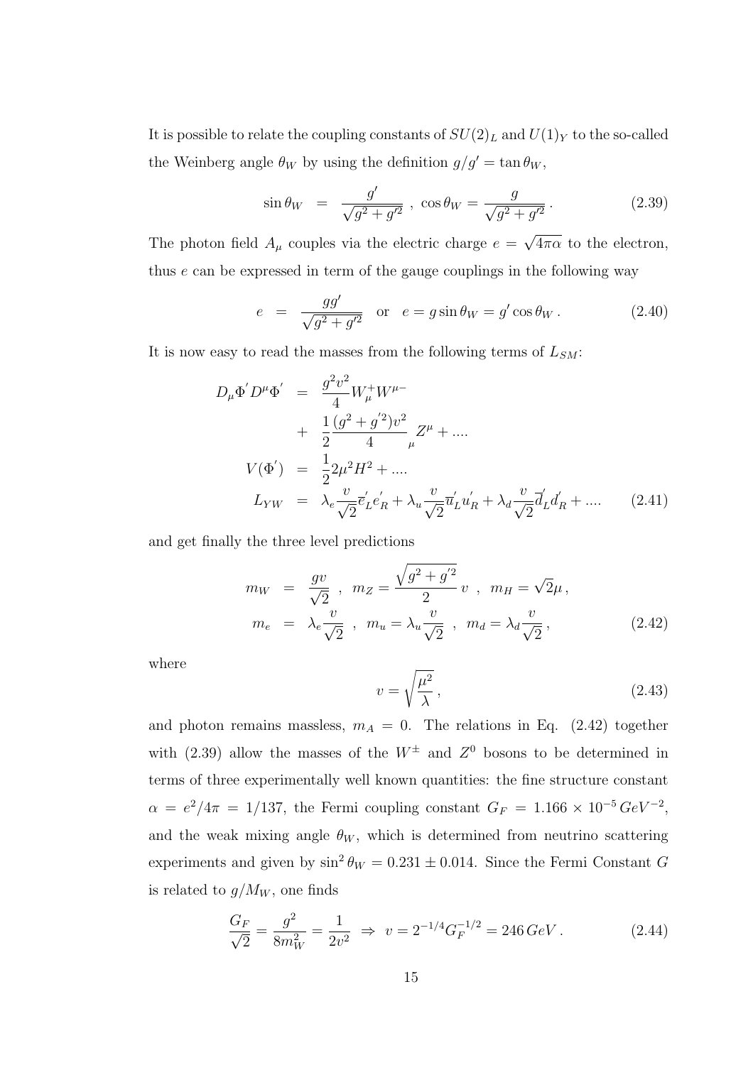It is possible to relate the coupling constants of $SU(2)_L$ and $U(1)_Y$ to the so-called the Weinberg angle $\theta_W$ by using the definition $g/g' = \tan\theta_W$,

$$\sin\theta_W \;=\; \frac{g'}{\sqrt{g^2+g'^2}}\ ,\ \cos\theta_W = \frac{g}{\sqrt{g^2+g'^2}}\,. \tag{2.39}$$

The photon field $A_\mu$ couples via the electric charge $e = \sqrt{4\pi\alpha}$ to the electron, thus $e$ can be expressed in term of the gauge couplings in the following way

$$e \;=\; \frac{gg'}{\sqrt{g^2+g'^2}} \quad \text{or} \quad e = g\sin\theta_W = g'\cos\theta_W\,. \tag{2.40}$$

It is now easy to read the masses from the following terms of $L_{SM}$:

$$\begin{aligned}
D_\mu\Phi' D^\mu\Phi' &= \frac{g^2v^2}{4}W_\mu^+W^{\mu-} \\
&+ \frac{1}{2}\frac{(g^2+g'^2)v^2}{4}{}_\mu Z^\mu + .... \\
V(\Phi') &= \frac{1}{2}2\mu^2H^2 + .... \\
L_{YW} &= \lambda_e\frac{v}{\sqrt{2}}\bar{e}'_L e'_R + \lambda_u\frac{v}{\sqrt{2}}\bar{u}'_L u'_R + \lambda_d\frac{v}{\sqrt{2}}\bar{d}'_L d'_R + ....
\end{aligned} \tag{2.41}$$

and get finally the three level predictions

$$\begin{aligned}
m_W &= \frac{gv}{\sqrt{2}}\ ,\ m_Z = \frac{\sqrt{g^2+g'^2}}{2}v\ ,\ m_H = \sqrt{2}\mu\,, \\
m_e &= \lambda_e\frac{v}{\sqrt{2}}\ ,\ m_u = \lambda_u\frac{v}{\sqrt{2}}\ ,\ m_d = \lambda_d\frac{v}{\sqrt{2}}\,,
\end{aligned} \tag{2.42}$$

where

$$v = \sqrt{\frac{\mu^2}{\lambda}}\,, \tag{2.43}$$

and photon remains massless, $m_A = 0$. The relations in Eq. (2.42) together with (2.39) allow the masses of the $W^\pm$ and $Z^0$ bosons to be determined in terms of three experimentally well known quantities: the fine structure constant $\alpha = e^2/4\pi = 1/137$, the Fermi coupling constant $G_F = 1.166\times10^{-5}\,GeV^{-2}$, and the weak mixing angle $\theta_W$, which is determined from neutrino scattering experiments and given by $\sin^2\theta_W = 0.231\pm0.014$. Since the Fermi Constant $G$ is related to $g/M_W$, one finds

$$\frac{G_F}{\sqrt{2}} = \frac{g^2}{8m_W^2} = \frac{1}{2v^2}\ \Rightarrow\ v = 2^{-1/4}G_F^{-1/2} = 246\,GeV\,. \tag{2.44}$$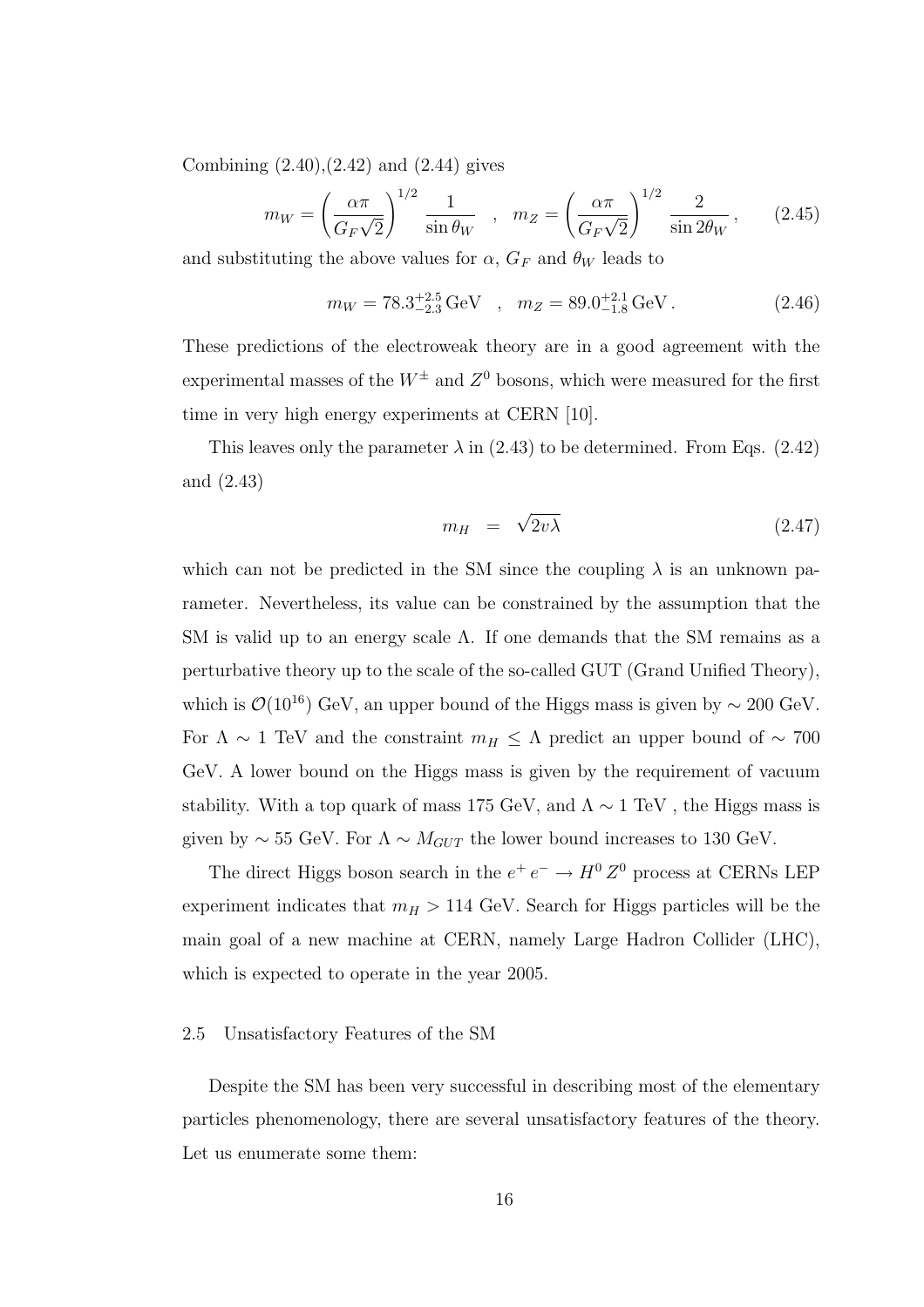Combining (2.40),(2.42) and (2.44) gives

$$m_W = \left(\frac{\alpha\pi}{G_F\sqrt{2}}\right)^{1/2} \frac{1}{\sin\theta_W} \quad , \quad m_Z = \left(\frac{\alpha\pi}{G_F\sqrt{2}}\right)^{1/2} \frac{2}{\sin 2\theta_W}\,, \tag{2.45}$$

and substituting the above values for $\alpha$, $G_F$ and $\theta_W$ leads to

$$m_W = 78.3^{+2.5}_{-2.3}\,\text{GeV} \quad , \quad m_Z = 89.0^{+2.1}_{-1.8}\,\text{GeV}\,. \tag{2.46}$$

These predictions of the electroweak theory are in a good agreement with the experimental masses of the $W^\pm$ and $Z^0$ bosons, which were measured for the first time in very high energy experiments at CERN [10].

This leaves only the parameter $\lambda$ in (2.43) to be determined. From Eqs. (2.42) and (2.43)

$$m_H \;\; = \;\; \sqrt{2v\lambda} \tag{2.47}$$

which can not be predicted in the SM since the coupling $\lambda$ is an unknown parameter. Nevertheless, its value can be constrained by the assumption that the SM is valid up to an energy scale $\Lambda$. If one demands that the SM remains as a perturbative theory up to the scale of the so-called GUT (Grand Unified Theory), which is $\mathcal{O}(10^{16})$ GeV, an upper bound of the Higgs mass is given by $\sim 200$ GeV. For $\Lambda \sim 1$ TeV and the constraint $m_H \leq \Lambda$ predict an upper bound of $\sim 700$ GeV. A lower bound on the Higgs mass is given by the requirement of vacuum stability. With a top quark of mass 175 GeV, and $\Lambda \sim 1$ TeV , the Higgs mass is given by $\sim 55$ GeV. For $\Lambda \sim M_{GUT}$ the lower bound increases to 130 GeV.

The direct Higgs boson search in the $e^+ e^- \to H^0 Z^0$ process at CERNs LEP experiment indicates that $m_H > 114$ GeV. Search for Higgs particles will be the main goal of a new machine at CERN, namely Large Hadron Collider (LHC), which is expected to operate in the year 2005.

### 2.5 Unsatisfactory Features of the SM

Despite the SM has been very successful in describing most of the elementary particles phenomenology, there are several unsatisfactory features of the theory. Let us enumerate some them: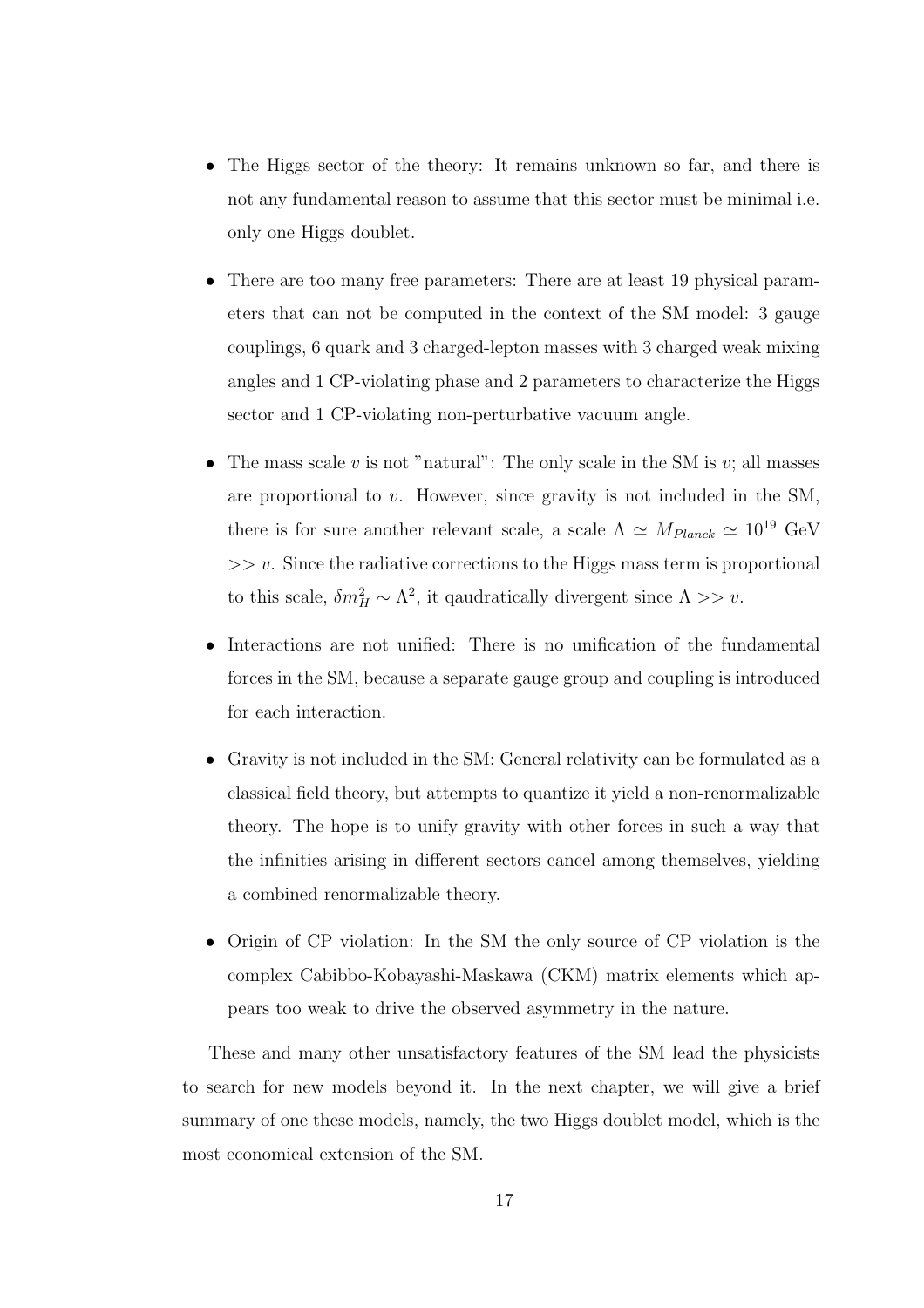- The Higgs sector of the theory: It remains unknown so far, and there is not any fundamental reason to assume that this sector must be minimal i.e. only one Higgs doublet.

- There are too many free parameters: There are at least 19 physical parameters that can not be computed in the context of the SM model: 3 gauge couplings, 6 quark and 3 charged-lepton masses with 3 charged weak mixing angles and 1 CP-violating phase and 2 parameters to characterize the Higgs sector and 1 CP-violating non-perturbative vacuum angle.

- The mass scale $v$ is not "natural": The only scale in the SM is $v$; all masses are proportional to $v$. However, since gravity is not included in the SM, there is for sure another relevant scale, a scale $\Lambda \simeq M_{Planck} \simeq 10^{19}$ GeV $>> v$. Since the radiative corrections to the Higgs mass term is proportional to this scale, $\delta m_H^2 \sim \Lambda^2$, it qaudratically divergent since $\Lambda >> v$.

- Interactions are not unified: There is no unification of the fundamental forces in the SM, because a separate gauge group and coupling is introduced for each interaction.

- Gravity is not included in the SM: General relativity can be formulated as a classical field theory, but attempts to quantize it yield a non-renormalizable theory. The hope is to unify gravity with other forces in such a way that the infinities arising in different sectors cancel among themselves, yielding a combined renormalizable theory.

- Origin of CP violation: In the SM the only source of CP violation is the complex Cabibbo-Kobayashi-Maskawa (CKM) matrix elements which appears too weak to drive the observed asymmetry in the nature.

These and many other unsatisfactory features of the SM lead the physicists to search for new models beyond it. In the next chapter, we will give a brief summary of one these models, namely, the two Higgs doublet model, which is the most economical extension of the SM.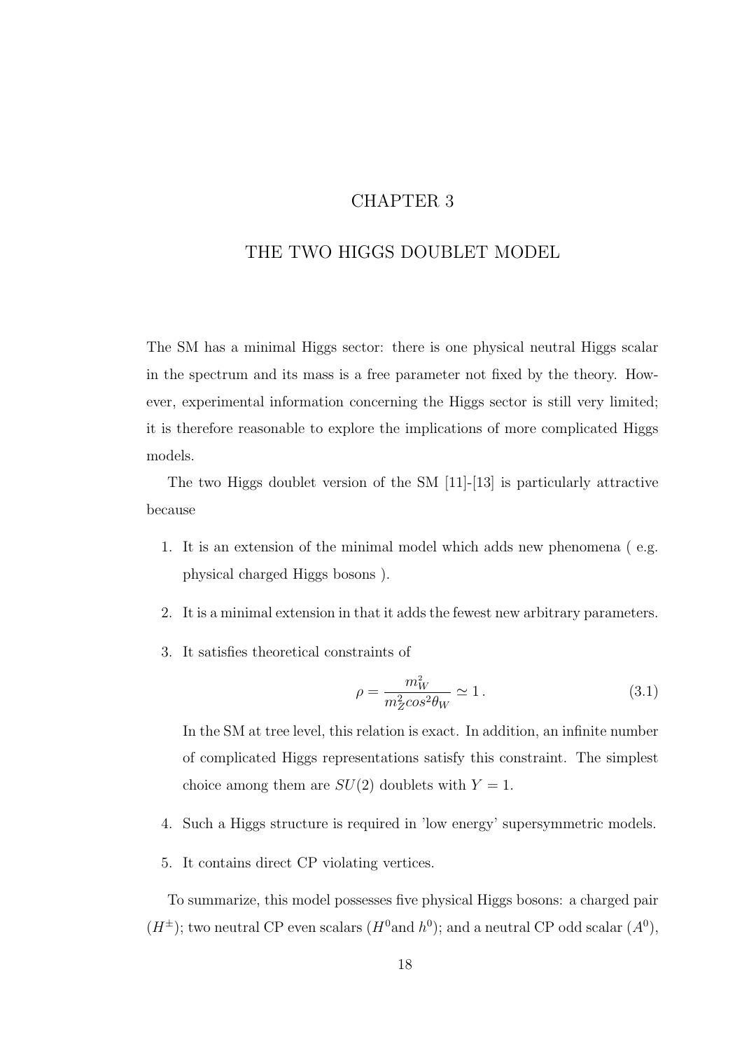# CHAPTER 3

# THE TWO HIGGS DOUBLET MODEL

The SM has a minimal Higgs sector: there is one physical neutral Higgs scalar in the spectrum and its mass is a free parameter not fixed by the theory. However, experimental information concerning the Higgs sector is still very limited; it is therefore reasonable to explore the implications of more complicated Higgs models.

The two Higgs doublet version of the SM [11]-[13] is particularly attractive because

1. It is an extension of the minimal model which adds new phenomena ( e.g. physical charged Higgs bosons ).
2. It is a minimal extension in that it adds the fewest new arbitrary parameters.
3. It satisfies theoretical constraints of

   $$\rho = \frac{m_W^2}{m_Z^2 cos^2\theta_W} \simeq 1 \,. \tag{3.1}$$

   In the SM at tree level, this relation is exact. In addition, an infinite number of complicated Higgs representations satisfy this constraint. The simplest choice among them are $SU(2)$ doublets with $Y = 1$.
4. Such a Higgs structure is required in 'low energy' supersymmetric models.
5. It contains direct CP violating vertices.

To summarize, this model possesses five physical Higgs bosons: a charged pair ($H^{\pm}$); two neutral CP even scalars ($H^0$and $h^0$); and a neutral CP odd scalar ($A^0$),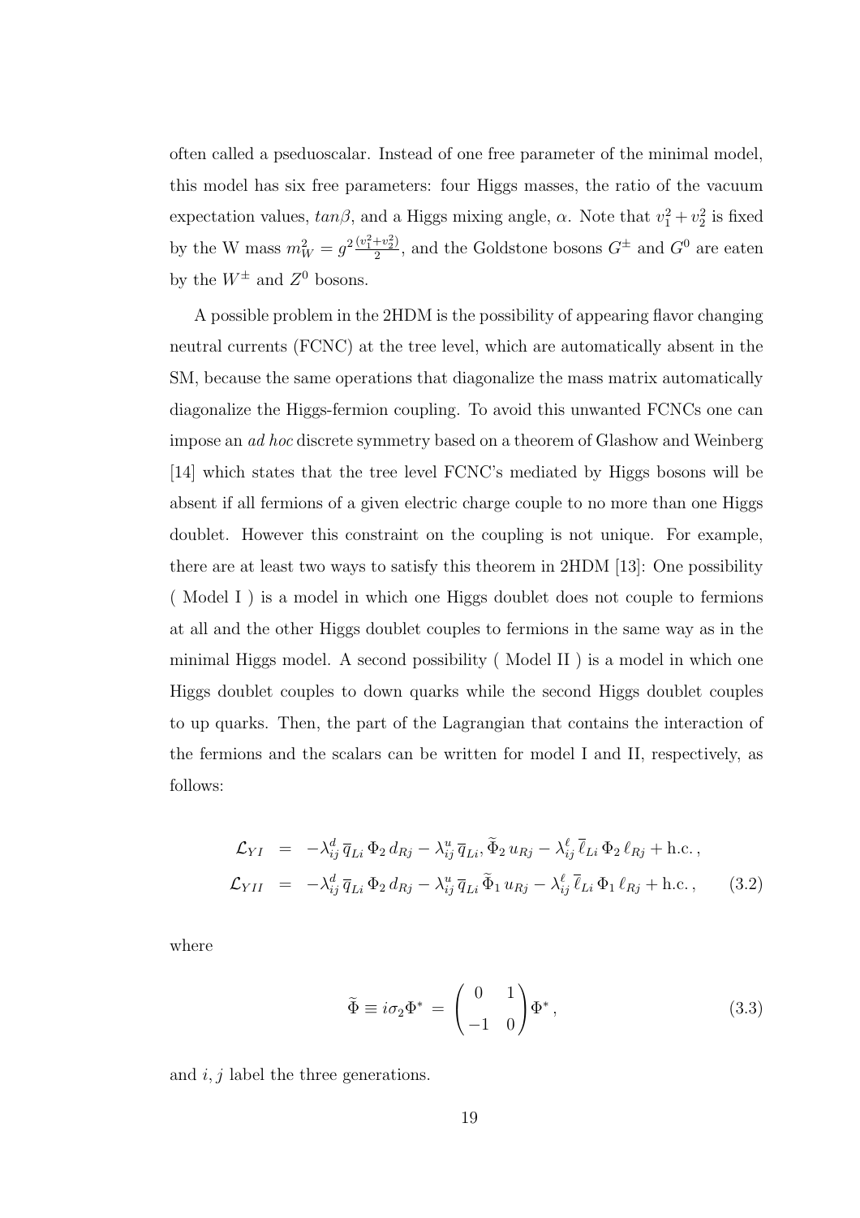often called a pseudoscalar. Instead of one free parameter of the minimal model, this model has six free parameters: four Higgs masses, the ratio of the vacuum expectation values, $tan\beta$, and a Higgs mixing angle, $\alpha$. Note that $v_1^2 + v_2^2$ is fixed by the W mass $m_W^2 = g^2 \frac{(v_1^2+v_2^2)}{2}$, and the Goldstone bosons $G^{\pm}$ and $G^0$ are eaten by the $W^{\pm}$ and $Z^0$ bosons.

A possible problem in the 2HDM is the possibility of appearing flavor changing neutral currents (FCNC) at the tree level, which are automatically absent in the SM, because the same operations that diagonalize the mass matrix automatically diagonalize the Higgs-fermion coupling. To avoid this unwanted FCNCs one can impose an *ad hoc* discrete symmetry based on a theorem of Glashow and Weinberg [14] which states that the tree level FCNC's mediated by Higgs bosons will be absent if all fermions of a given electric charge couple to no more than one Higgs doublet. However this constraint on the coupling is not unique. For example, there are at least two ways to satisfy this theorem in 2HDM [13]: One possibility ( Model I ) is a model in which one Higgs doublet does not couple to fermions at all and the other Higgs doublet couples to fermions in the same way as in the minimal Higgs model. A second possibility ( Model II ) is a model in which one Higgs doublet couples to down quarks while the second Higgs doublet couples to up quarks. Then, the part of the Lagrangian that contains the interaction of the fermions and the scalars can be written for model I and II, respectively, as follows:

$$
\begin{aligned}
\mathcal{L}_{YI} &= -\lambda_{ij}^{d}\,\overline{q}_{Li}\,\Phi_2\,d_{Rj} - \lambda_{ij}^{u}\,\overline{q}_{Li},\widetilde{\Phi}_2\,u_{Rj} - \lambda_{ij}^{\ell}\,\overline{\ell}_{Li}\,\Phi_2\,\ell_{Rj} + \text{h.c.}\,, \\
\mathcal{L}_{YII} &= -\lambda_{ij}^{d}\,\overline{q}_{Li}\,\Phi_2\,d_{Rj} - \lambda_{ij}^{u}\,\overline{q}_{Li}\,\widetilde{\Phi}_1\,u_{Rj} - \lambda_{ij}^{\ell}\,\overline{\ell}_{Li}\,\Phi_1\,\ell_{Rj} + \text{h.c.}\,, \qquad (3.2)
\end{aligned}
$$

where

$$
\widetilde{\Phi} \equiv i\sigma_2\Phi^* = \begin{pmatrix} 0 & 1 \\ -1 & 0 \end{pmatrix} \Phi^*\,, \qquad (3.3)
$$

and $i, j$ label the three generations.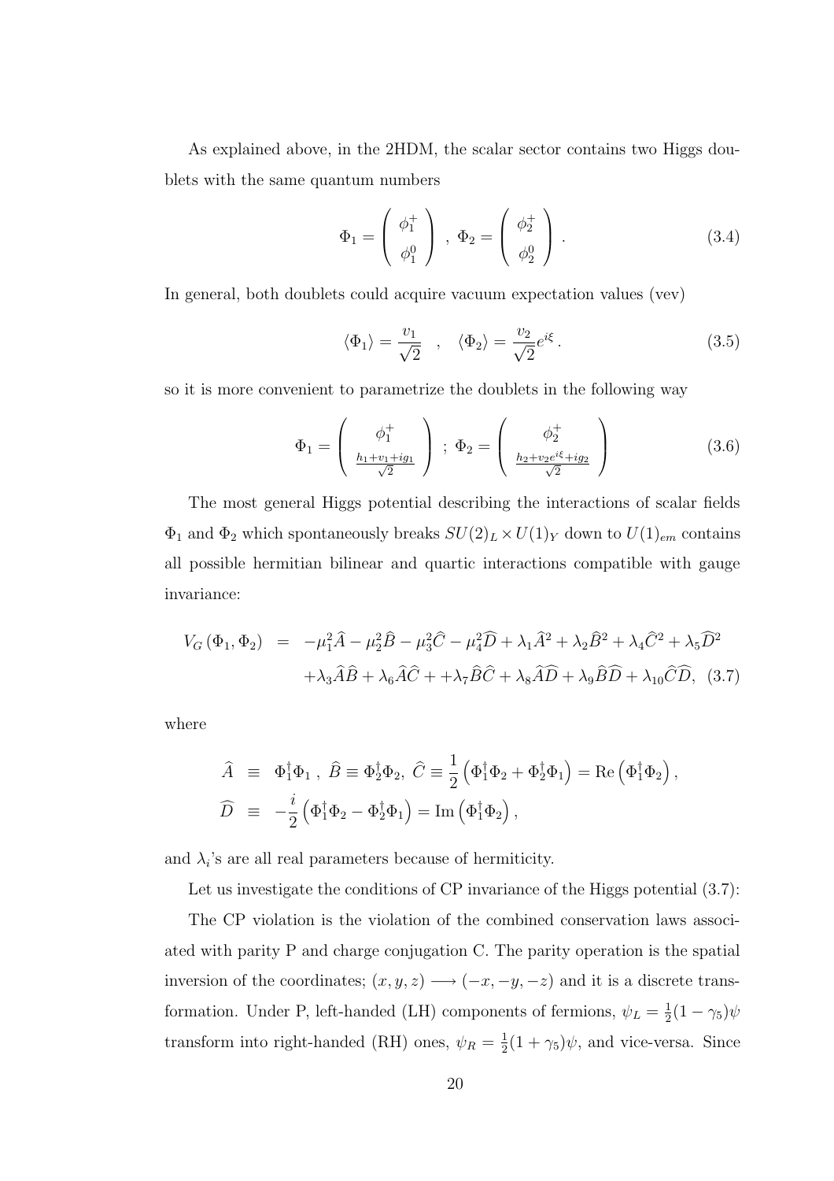As explained above, in the 2HDM, the scalar sector contains two Higgs doublets with the same quantum numbers

$$\Phi_1 = \begin{pmatrix} \phi_1^+ \\ \phi_1^0 \end{pmatrix} \ , \ \Phi_2 = \begin{pmatrix} \phi_2^+ \\ \phi_2^0 \end{pmatrix} \,. \tag{3.4}$$

In general, both doublets could acquire vacuum expectation values (vev)

$$\langle \Phi_1 \rangle = \frac{v_1}{\sqrt{2}} \quad , \quad \langle \Phi_2 \rangle = \frac{v_2}{\sqrt{2}} e^{i\xi} \,. \tag{3.5}$$

so it is more convenient to parametrize the doublets in the following way

$$\Phi_1 = \begin{pmatrix} \phi_1^+ \\ \frac{h_1 + v_1 + i g_1}{\sqrt{2}} \end{pmatrix} \ ; \ \Phi_2 = \begin{pmatrix} \phi_2^+ \\ \frac{h_2 + v_2 e^{i\xi} + i g_2}{\sqrt{2}} \end{pmatrix} \tag{3.6}$$

The most general Higgs potential describing the interactions of scalar fields $\Phi_1$ and $\Phi_2$ which spontaneously breaks $SU(2)_L \times U(1)_Y$ down to $U(1)_{em}$ contains all possible hermitian bilinear and quartic interactions compatible with gauge invariance:

$$\begin{aligned} V_G(\Phi_1, \Phi_2) &= -\mu_1^2 \widehat{A} - \mu_2^2 \widehat{B} - \mu_3^2 \widehat{C} - \mu_4^2 \widehat{D} + \lambda_1 \widehat{A}^2 + \lambda_2 \widehat{B}^2 + \lambda_4 \widehat{C}^2 + \lambda_5 \widehat{D}^2 \\ &\quad + \lambda_3 \widehat{A}\widehat{B} + \lambda_6 \widehat{A}\widehat{C} + + \lambda_7 \widehat{B}\widehat{C} + \lambda_8 \widehat{A}\widehat{D} + \lambda_9 \widehat{B}\widehat{D} + \lambda_{10} \widehat{C}\widehat{D}, \end{aligned} \tag{3.7}$$

where

$$\begin{aligned} \widehat{A} &\equiv \Phi_1^\dagger \Phi_1 \ , \ \widehat{B} \equiv \Phi_2^\dagger \Phi_2, \ \widehat{C} \equiv \frac{1}{2}\left(\Phi_1^\dagger \Phi_2 + \Phi_2^\dagger \Phi_1\right) = \mathrm{Re}\left(\Phi_1^\dagger \Phi_2\right), \\ \widehat{D} &\equiv -\frac{i}{2}\left(\Phi_1^\dagger \Phi_2 - \Phi_2^\dagger \Phi_1\right) = \mathrm{Im}\left(\Phi_1^\dagger \Phi_2\right), \end{aligned}$$

and $\lambda_i$'s are all real parameters because of hermiticity.

Let us investigate the conditions of CP invariance of the Higgs potential (3.7):

The CP violation is the violation of the combined conservation laws associated with parity P and charge conjugation C. The parity operation is the spatial inversion of the coordinates; $(x, y, z) \longrightarrow (-x, -y, -z)$ and it is a discrete transformation. Under P, left-handed (LH) components of fermions, $\psi_L = \frac{1}{2}(1 - \gamma_5)\psi$ transform into right-handed (RH) ones, $\psi_R = \frac{1}{2}(1 + \gamma_5)\psi$, and vice-versa. Since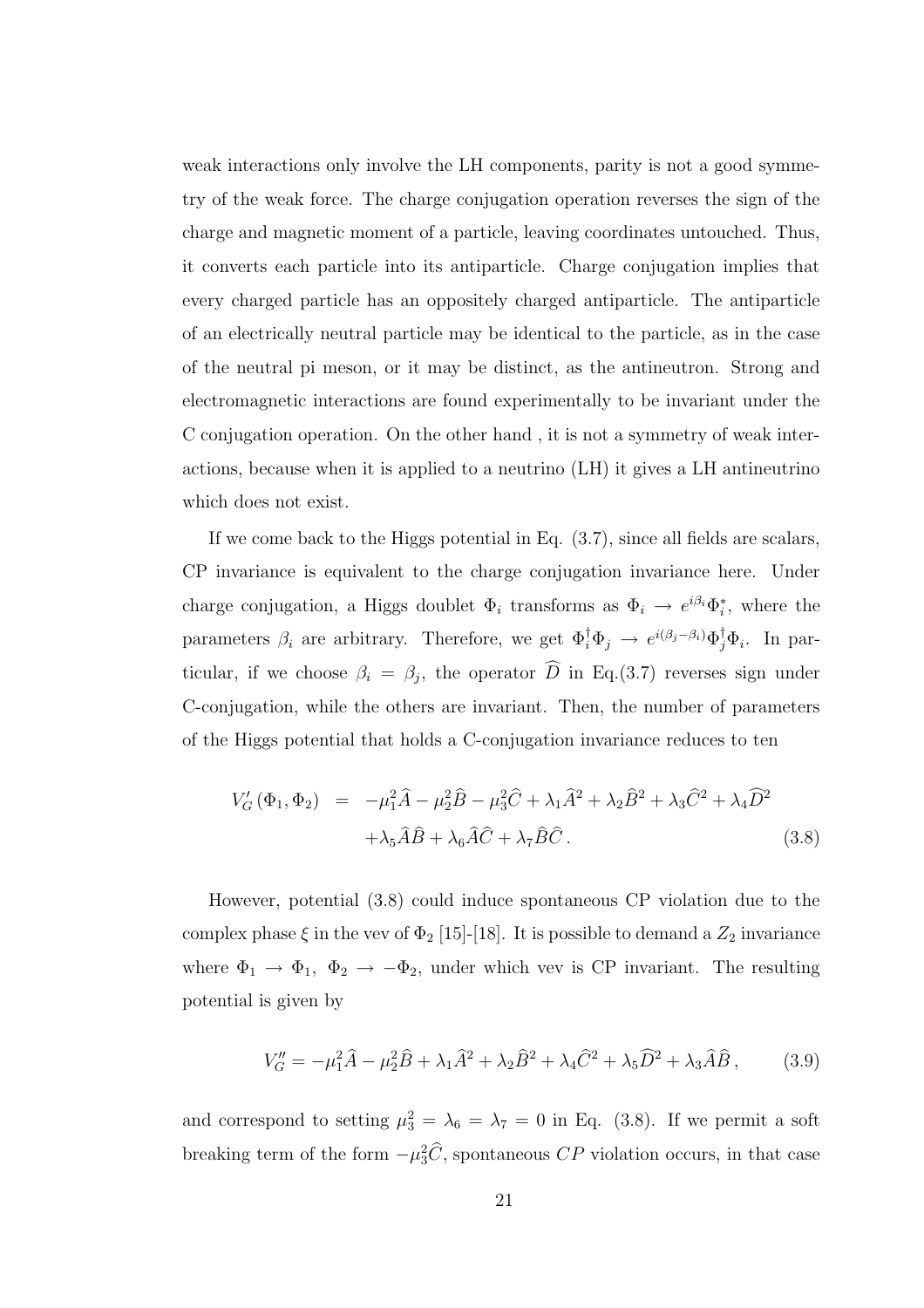weak interactions only involve the LH components, parity is not a good symmetry of the weak force. The charge conjugation operation reverses the sign of the charge and magnetic moment of a particle, leaving coordinates untouched. Thus, it converts each particle into its antiparticle. Charge conjugation implies that every charged particle has an oppositely charged antiparticle. The antiparticle of an electrically neutral particle may be identical to the particle, as in the case of the neutral pi meson, or it may be distinct, as the antineutron. Strong and electromagnetic interactions are found experimentally to be invariant under the C conjugation operation. On the other hand , it is not a symmetry of weak interactions, because when it is applied to a neutrino (LH) it gives a LH antineutrino which does not exist.

If we come back to the Higgs potential in Eq. (3.7), since all fields are scalars, CP invariance is equivalent to the charge conjugation invariance here. Under charge conjugation, a Higgs doublet $\Phi_i$ transforms as $\Phi_i \to e^{i\beta_i}\Phi_i^*$, where the parameters $\beta_i$ are arbitrary. Therefore, we get $\Phi_i^\dagger\Phi_j \to e^{i(\beta_j-\beta_i)}\Phi_j^\dagger\Phi_i$. In particular, if we choose $\beta_i = \beta_j$, the operator $\widehat{D}$ in Eq.(3.7) reverses sign under C-conjugation, while the others are invariant. Then, the number of parameters of the Higgs potential that holds a C-conjugation invariance reduces to ten

$$
\begin{aligned}
V'_G(\Phi_1,\Phi_2) &= -\mu_1^2\widehat{A} - \mu_2^2\widehat{B} - \mu_3^2\widehat{C} + \lambda_1\widehat{A}^2 + \lambda_2\widehat{B}^2 + \lambda_3\widehat{C}^2 + \lambda_4\widehat{D}^2 \\
&\quad + \lambda_5\widehat{A}\widehat{B} + \lambda_6\widehat{A}\widehat{C} + \lambda_7\widehat{B}\widehat{C}\,. \qquad (3.8)
\end{aligned}
$$

However, potential (3.8) could induce spontaneous CP violation due to the complex phase $\xi$ in the vev of $\Phi_2$ [15]-[18]. It is possible to demand a $Z_2$ invariance where $\Phi_1 \to \Phi_1,\ \Phi_2 \to -\Phi_2$, under which vev is CP invariant. The resulting potential is given by

$$
V''_G = -\mu_1^2\widehat{A} - \mu_2^2\widehat{B} + \lambda_1\widehat{A}^2 + \lambda_2\widehat{B}^2 + \lambda_4\widehat{C}^2 + \lambda_5\widehat{D}^2 + \lambda_3\widehat{A}\widehat{B}\,, \qquad (3.9)
$$

and correspond to setting $\mu_3^2 = \lambda_6 = \lambda_7 = 0$ in Eq. (3.8). If we permit a soft breaking term of the form $-\mu_3^2\widehat{C}$, spontaneous $CP$ violation occurs, in that case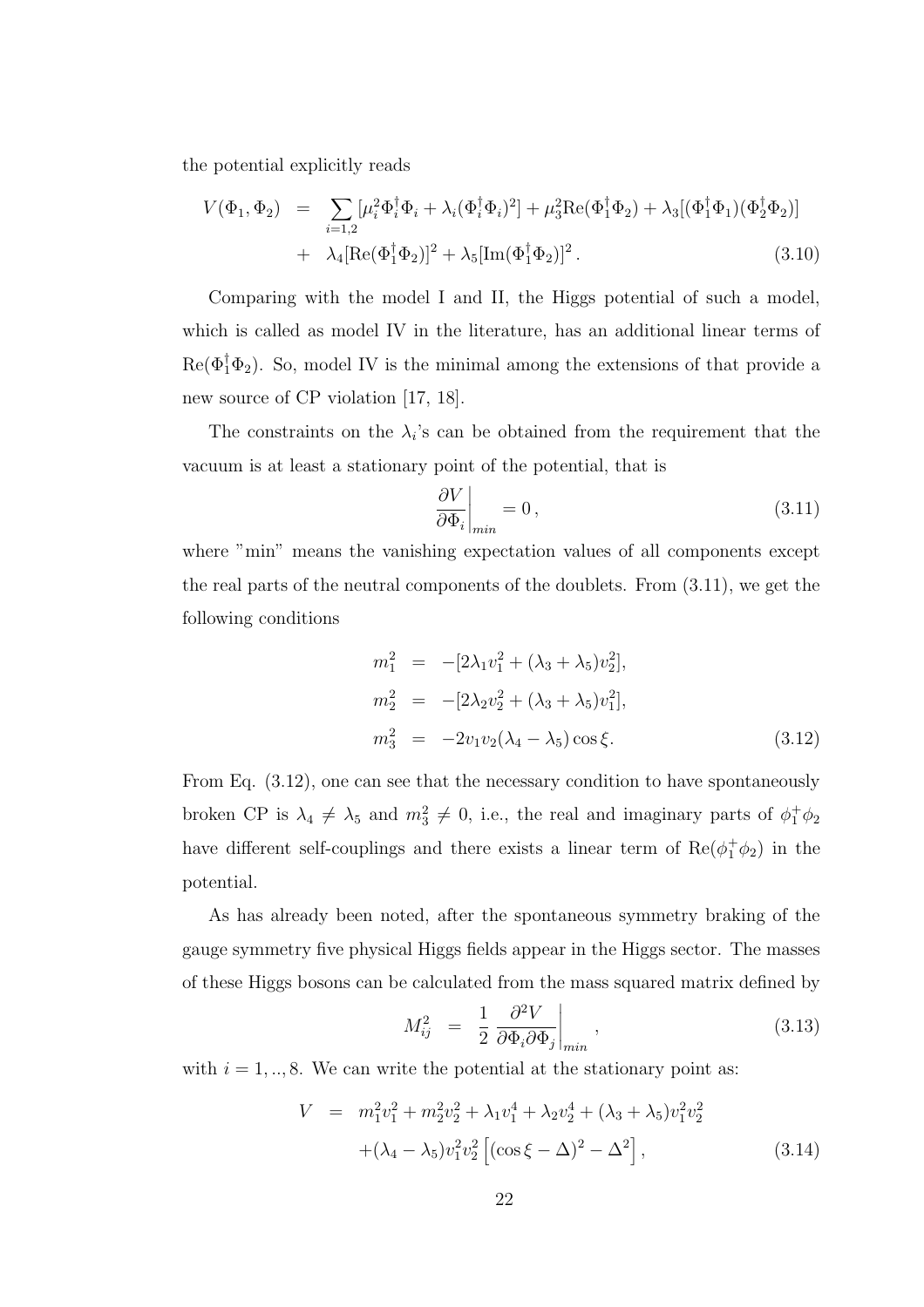the potential explicitly reads

$$
\begin{aligned}
V(\Phi_1, \Phi_2) &= \sum_{i=1,2} [\mu_i^2 \Phi_i^\dagger \Phi_i + \lambda_i (\Phi_i^\dagger \Phi_i)^2] + \mu_3^2 \mathrm{Re}(\Phi_1^\dagger \Phi_2) + \lambda_3 [(\Phi_1^\dagger \Phi_1)(\Phi_2^\dagger \Phi_2)] \\
&+ \lambda_4 [\mathrm{Re}(\Phi_1^\dagger \Phi_2)]^2 + \lambda_5 [\mathrm{Im}(\Phi_1^\dagger \Phi_2)]^2 . \qquad (3.10)
\end{aligned}
$$

Comparing with the model I and II, the Higgs potential of such a model, which is called as model IV in the literature, has an additional linear terms of $\mathrm{Re}(\Phi_1^\dagger \Phi_2)$. So, model IV is the minimal among the extensions of that provide a new source of CP violation [17, 18].

The constraints on the $\lambda_i$'s can be obtained from the requirement that the vacuum is at least a stationary point of the potential, that is

$$
\left. \frac{\partial V}{\partial \Phi_i} \right|_{min} = 0 \, , \qquad (3.11)
$$

where "min" means the vanishing expectation values of all components except the real parts of the neutral components of the doublets. From (3.11), we get the following conditions

$$
\begin{aligned}
m_1^2 &= -[2\lambda_1 v_1^2 + (\lambda_3 + \lambda_5) v_2^2], \\
m_2^2 &= -[2\lambda_2 v_2^2 + (\lambda_3 + \lambda_5) v_1^2], \\
m_3^2 &= -2 v_1 v_2 (\lambda_4 - \lambda_5) \cos \xi. \qquad (3.12)
\end{aligned}
$$

From Eq. (3.12), one can see that the necessary condition to have spontaneously broken CP is $\lambda_4 \neq \lambda_5$ and $m_3^2 \neq 0$, i.e., the real and imaginary parts of $\phi_1^+ \phi_2$ have different self-couplings and there exists a linear term of $\mathrm{Re}(\phi_1^+ \phi_2)$ in the potential.

As has already been noted, after the spontaneous symmetry braking of the gauge symmetry five physical Higgs fields appear in the Higgs sector. The masses of these Higgs bosons can be calculated from the mass squared matrix defined by

$$
M_{ij}^2 = \left. \frac{1}{2} \frac{\partial^2 V}{\partial \Phi_i \partial \Phi_j} \right|_{min} , \qquad (3.13)
$$

with $i = 1, .., 8$. We can write the potential at the stationary point as:

$$
\begin{aligned}
V &= m_1^2 v_1^2 + m_2^2 v_2^2 + \lambda_1 v_1^4 + \lambda_2 v_2^4 + (\lambda_3 + \lambda_5) v_1^2 v_2^2 \\
&+ (\lambda_4 - \lambda_5) v_1^2 v_2^2 \left[ (\cos \xi - \Delta)^2 - \Delta^2 \right] , \qquad (3.14)
\end{aligned}
$$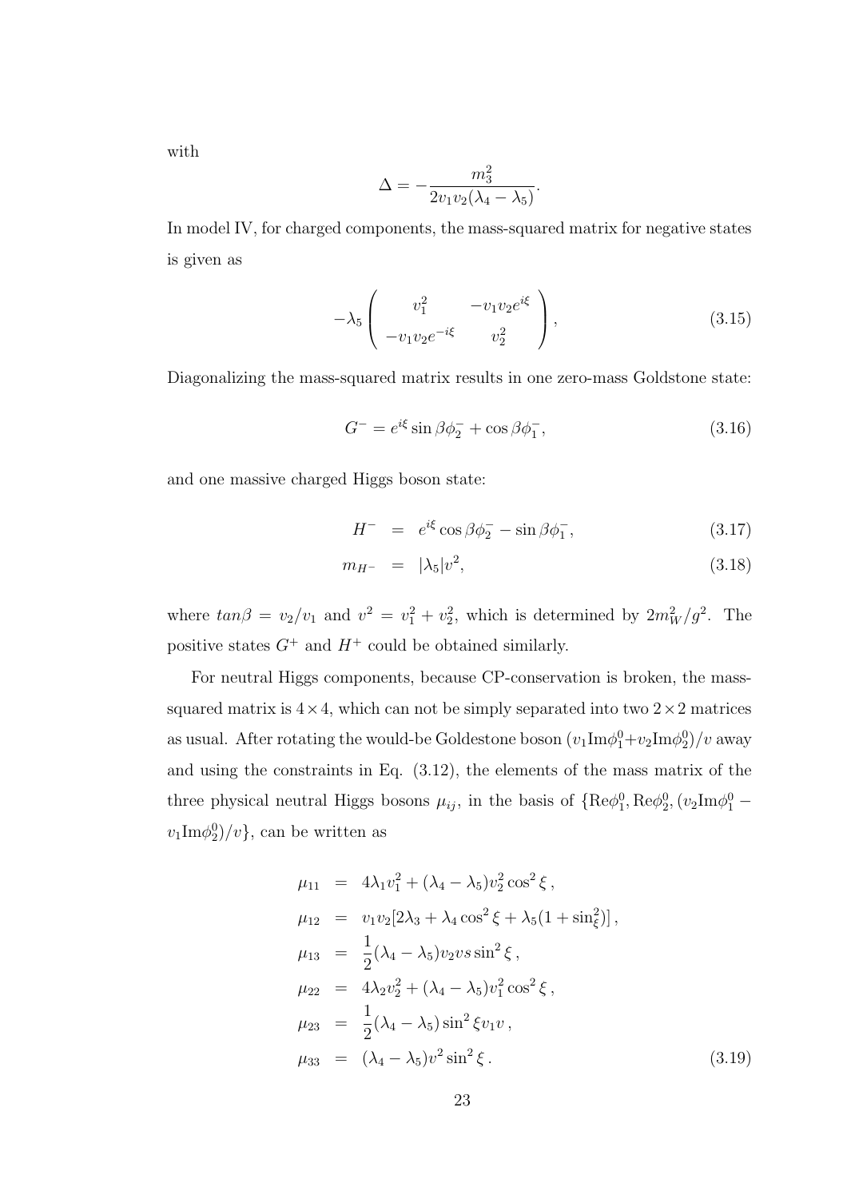with

$$\Delta = -\frac{m_3^2}{2v_1 v_2(\lambda_4 - \lambda_5)}.$$

In model IV, for charged components, the mass-squared matrix for negative states is given as

$$-\lambda_5 \begin{pmatrix} v_1^2 & -v_1 v_2 e^{i\xi} \\ -v_1 v_2 e^{-i\xi} & v_2^2 \end{pmatrix}, \tag{3.15}$$

Diagonalizing the mass-squared matrix results in one zero-mass Goldstone state:

$$G^- = e^{i\xi} \sin\beta \phi_2^- + \cos\beta \phi_1^-, \tag{3.16}$$

and one massive charged Higgs boson state:

$$H^- = e^{i\xi} \cos\beta \phi_2^- - \sin\beta \phi_1^-, \tag{3.17}$$

$$m_{H^-} = |\lambda_5| v^2, \tag{3.18}$$

where $tan\beta = v_2/v_1$ and $v^2 = v_1^2 + v_2^2$, which is determined by $2m_W^2/g^2$. The positive states $G^+$ and $H^+$ could be obtained similarly.

For neutral Higgs components, because CP-conservation is broken, the mass-squared matrix is $4\times4$, which can not be simply separated into two $2\times2$ matrices as usual. After rotating the would-be Goldestone boson $(v_1 \text{Im}\phi_1^0 + v_2 \text{Im}\phi_2^0)/v$ away and using the constraints in Eq. (3.12), the elements of the mass matrix of the three physical neutral Higgs bosons $\mu_{ij}$, in the basis of $\{\text{Re}\phi_1^0, \text{Re}\phi_2^0, (v_2 \text{Im}\phi_1^0 - v_1 \text{Im}\phi_2^0)/v\}$, can be written as

$$
\begin{aligned}
\mu_{11} &= 4\lambda_1 v_1^2 + (\lambda_4 - \lambda_5) v_2^2 \cos^2\xi\,, \\
\mu_{12} &= v_1 v_2 [2\lambda_3 + \lambda_4 \cos^2\xi + \lambda_5 (1 + \sin_\xi^2)]\,, \\
\mu_{13} &= \frac{1}{2}(\lambda_4 - \lambda_5) v_2 v s \sin^2\xi\,, \\
\mu_{22} &= 4\lambda_2 v_2^2 + (\lambda_4 - \lambda_5) v_1^2 \cos^2\xi\,, \\
\mu_{23} &= \frac{1}{2}(\lambda_4 - \lambda_5) \sin^2\xi v_1 v\,, \\
\mu_{33} &= (\lambda_4 - \lambda_5) v^2 \sin^2\xi\,.
\end{aligned} \tag{3.19}
$$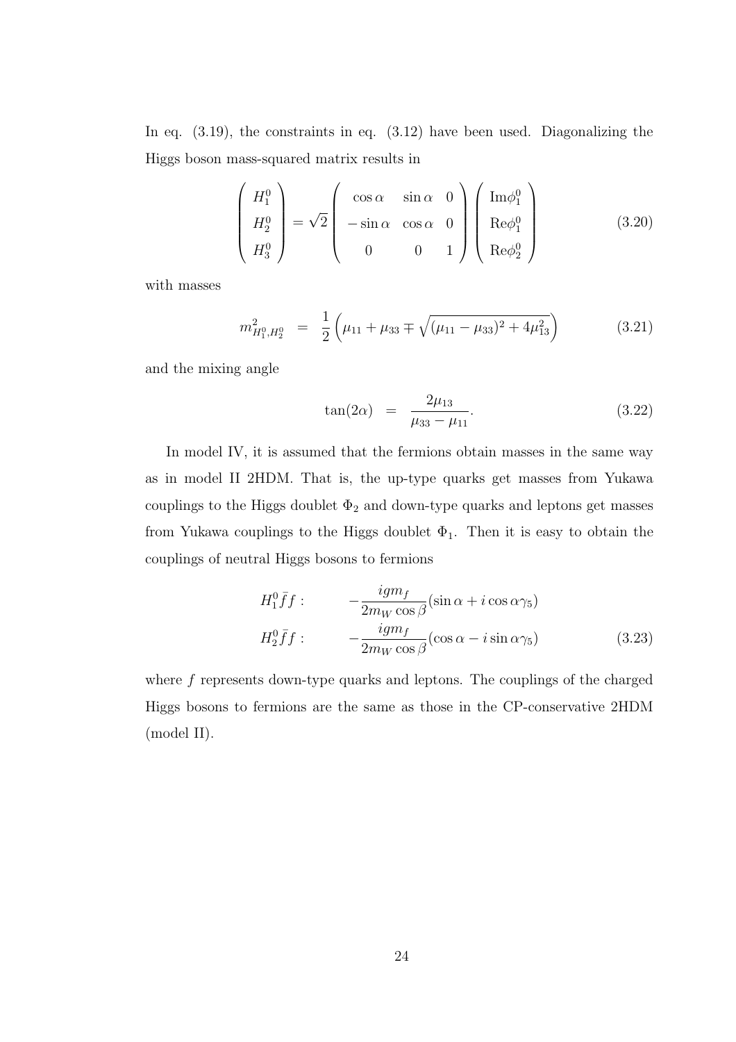In eq. (3.19), the constraints in eq. (3.12) have been used. Diagonalizing the Higgs boson mass-squared matrix results in

$$\begin{pmatrix} H_1^0 \\ H_2^0 \\ H_3^0 \end{pmatrix} = \sqrt{2} \begin{pmatrix} \cos\alpha & \sin\alpha & 0 \\ -\sin\alpha & \cos\alpha & 0 \\ 0 & 0 & 1 \end{pmatrix} \begin{pmatrix} \mathrm{Im}\phi_1^0 \\ \mathrm{Re}\phi_1^0 \\ \mathrm{Re}\phi_2^0 \end{pmatrix} \tag{3.20}$$

with masses

$$m^2_{H_1^0, H_2^0} = \frac{1}{2}\left(\mu_{11} + \mu_{33} \mp \sqrt{(\mu_{11} - \mu_{33})^2 + 4\mu_{13}^2}\right) \tag{3.21}$$

and the mixing angle

$$\tan(2\alpha) = \frac{2\mu_{13}}{\mu_{33} - \mu_{11}}. \tag{3.22}$$

In model IV, it is assumed that the fermions obtain masses in the same way as in model II 2HDM. That is, the up-type quarks get masses from Yukawa couplings to the Higgs doublet $\Phi_2$ and down-type quarks and leptons get masses from Yukawa couplings to the Higgs doublet $\Phi_1$. Then it is easy to obtain the couplings of neutral Higgs bosons to fermions

$$\begin{aligned} H_1^0 \bar{f} f : \qquad & -\frac{igm_f}{2m_W \cos\beta}(\sin\alpha + i\cos\alpha\gamma_5) \\ H_2^0 \bar{f} f : \qquad & -\frac{igm_f}{2m_W \cos\beta}(\cos\alpha - i\sin\alpha\gamma_5) \end{aligned} \tag{3.23}$$

where $f$ represents down-type quarks and leptons. The couplings of the charged Higgs bosons to fermions are the same as those in the CP-conservative 2HDM (model II).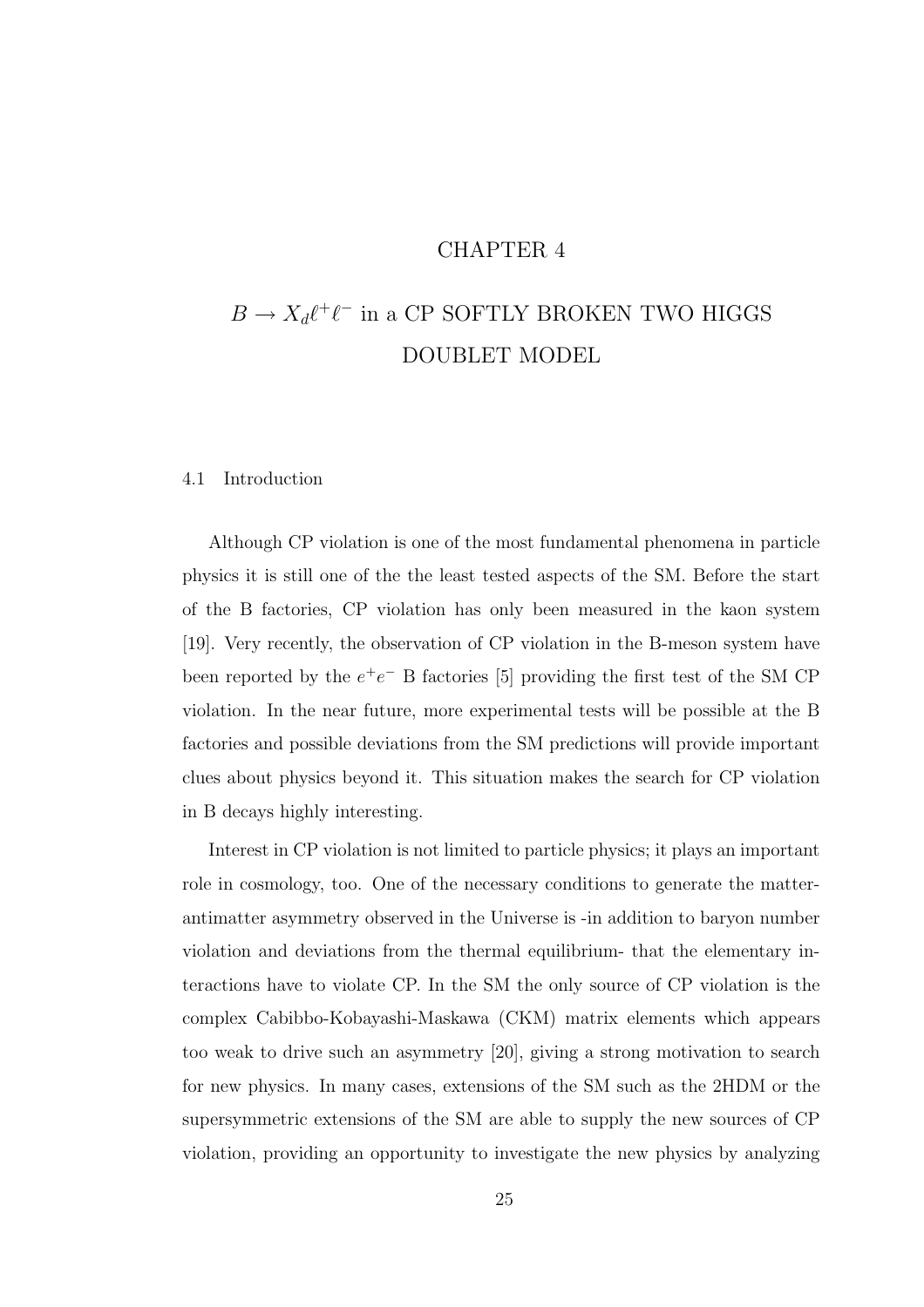# CHAPTER 4

# $B \to X_d \ell^+ \ell^-$ in a CP SOFTLY BROKEN TWO HIGGS DOUBLET MODEL

## 4.1 Introduction

Although CP violation is one of the most fundamental phenomena in particle physics it is still one of the the least tested aspects of the SM. Before the start of the B factories, CP violation has only been measured in the kaon system [19]. Very recently, the observation of CP violation in the B-meson system have been reported by the $e^+e^-$ B factories [5] providing the first test of the SM CP violation. In the near future, more experimental tests will be possible at the B factories and possible deviations from the SM predictions will provide important clues about physics beyond it. This situation makes the search for CP violation in B decays highly interesting.

Interest in CP violation is not limited to particle physics; it plays an important role in cosmology, too. One of the necessary conditions to generate the matter-antimatter asymmetry observed in the Universe is -in addition to baryon number violation and deviations from the thermal equilibrium- that the elementary interactions have to violate CP. In the SM the only source of CP violation is the complex Cabibbo-Kobayashi-Maskawa (CKM) matrix elements which appears too weak to drive such an asymmetry [20], giving a strong motivation to search for new physics. In many cases, extensions of the SM such as the 2HDM or the supersymmetric extensions of the SM are able to supply the new sources of CP violation, providing an opportunity to investigate the new physics by analyzing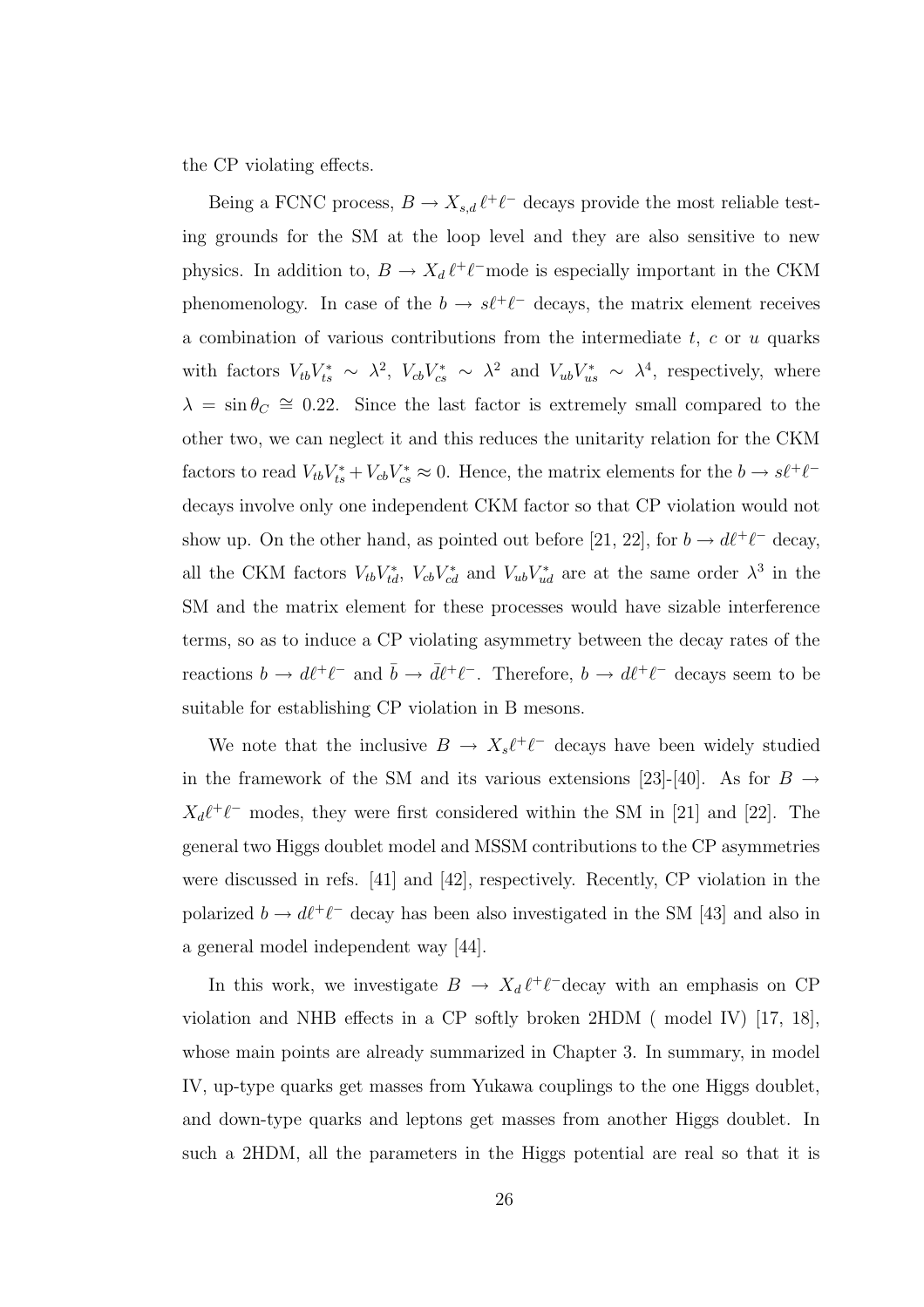the CP violating effects.

Being a FCNC process, $B \to X_{s,d}\,\ell^+\ell^-$ decays provide the most reliable testing grounds for the SM at the loop level and they are also sensitive to new physics. In addition to, $B \to X_d\,\ell^+\ell^-$mode is especially important in the CKM phenomenology. In case of the $b \to s\ell^+\ell^-$ decays, the matrix element receives a combination of various contributions from the intermediate $t$, $c$ or $u$ quarks with factors $V_{tb}V_{ts}^* \sim \lambda^2$, $V_{cb}V_{cs}^* \sim \lambda^2$ and $V_{ub}V_{us}^* \sim \lambda^4$, respectively, where $\lambda = \sin\theta_C \cong 0.22$. Since the last factor is extremely small compared to the other two, we can neglect it and this reduces the unitarity relation for the CKM factors to read $V_{tb}V_{ts}^* + V_{cb}V_{cs}^* \approx 0$. Hence, the matrix elements for the $b \to s\ell^+\ell^-$ decays involve only one independent CKM factor so that CP violation would not show up. On the other hand, as pointed out before [21, 22], for $b \to d\ell^+\ell^-$ decay, all the CKM factors $V_{tb}V_{td}^*$, $V_{cb}V_{cd}^*$ and $V_{ub}V_{ud}^*$ are at the same order $\lambda^3$ in the SM and the matrix element for these processes would have sizable interference terms, so as to induce a CP violating asymmetry between the decay rates of the reactions $b \to d\ell^+\ell^-$ and $\bar{b} \to \bar{d}\ell^+\ell^-$. Therefore, $b \to d\ell^+\ell^-$ decays seem to be suitable for establishing CP violation in B mesons.

We note that the inclusive $B \to X_s\ell^+\ell^-$ decays have been widely studied in the framework of the SM and its various extensions [23]-[40]. As for $B \to X_d\ell^+\ell^-$ modes, they were first considered within the SM in [21] and [22]. The general two Higgs doublet model and MSSM contributions to the CP asymmetries were discussed in refs. [41] and [42], respectively. Recently, CP violation in the polarized $b \to d\ell^+\ell^-$ decay has been also investigated in the SM [43] and also in a general model independent way [44].

In this work, we investigate $B \to X_d\,\ell^+\ell^-$decay with an emphasis on CP violation and NHB effects in a CP softly broken 2HDM ( model IV) [17, 18], whose main points are already summarized in Chapter 3. In summary, in model IV, up-type quarks get masses from Yukawa couplings to the one Higgs doublet, and down-type quarks and leptons get masses from another Higgs doublet. In such a 2HDM, all the parameters in the Higgs potential are real so that it is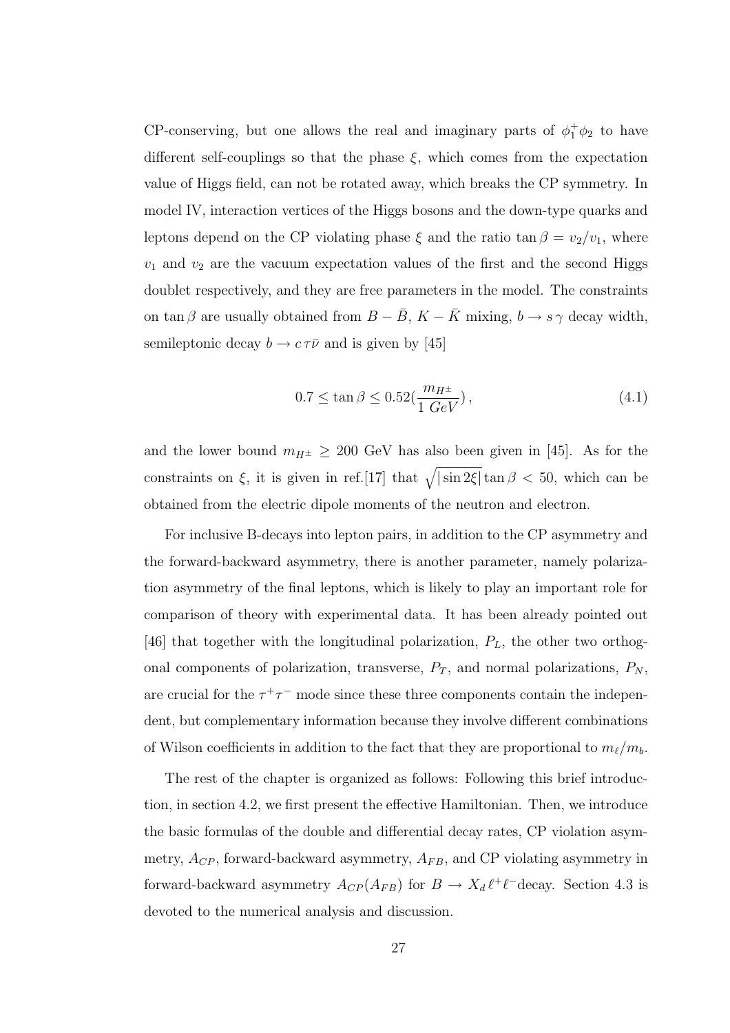CP-conserving, but one allows the real and imaginary parts of $\phi_1^+\phi_2$ to have different self-couplings so that the phase $\xi$, which comes from the expectation value of Higgs field, can not be rotated away, which breaks the CP symmetry. In model IV, interaction vertices of the Higgs bosons and the down-type quarks and leptons depend on the CP violating phase $\xi$ and the ratio $\tan\beta = v_2/v_1$, where $v_1$ and $v_2$ are the vacuum expectation values of the first and the second Higgs doublet respectively, and they are free parameters in the model. The constraints on $\tan\beta$ are usually obtained from $B - \bar{B}$, $K - \bar{K}$ mixing, $b \to s\,\gamma$ decay width, semileptonic decay $b \to c\,\tau\bar{\nu}$ and is given by [45]

$$0.7 \leq \tan\beta \leq 0.52(\frac{m_{H^\pm}}{1\ GeV})\,, \tag{4.1}$$

and the lower bound $m_{H^\pm} \geq 200$ GeV has also been given in [45]. As for the constraints on $\xi$, it is given in ref.[17] that $\sqrt{|\sin 2\xi|}\tan\beta < 50$, which can be obtained from the electric dipole moments of the neutron and electron.

For inclusive B-decays into lepton pairs, in addition to the CP asymmetry and the forward-backward asymmetry, there is another parameter, namely polarization asymmetry of the final leptons, which is likely to play an important role for comparison of theory with experimental data. It has been already pointed out [46] that together with the longitudinal polarization, $P_L$, the other two orthogonal components of polarization, transverse, $P_T$, and normal polarizations, $P_N$, are crucial for the $\tau^+\tau^-$ mode since these three components contain the independent, but complementary information because they involve different combinations of Wilson coefficients in addition to the fact that they are proportional to $m_\ell/m_b$.

The rest of the chapter is organized as follows: Following this brief introduction, in section 4.2, we first present the effective Hamiltonian. Then, we introduce the basic formulas of the double and differential decay rates, CP violation asymmetry, $A_{CP}$, forward-backward asymmetry, $A_{FB}$, and CP violating asymmetry in forward-backward asymmetry $A_{CP}(A_{FB})$ for $B \to X_d\,\ell^+\ell^-$decay. Section 4.3 is devoted to the numerical analysis and discussion.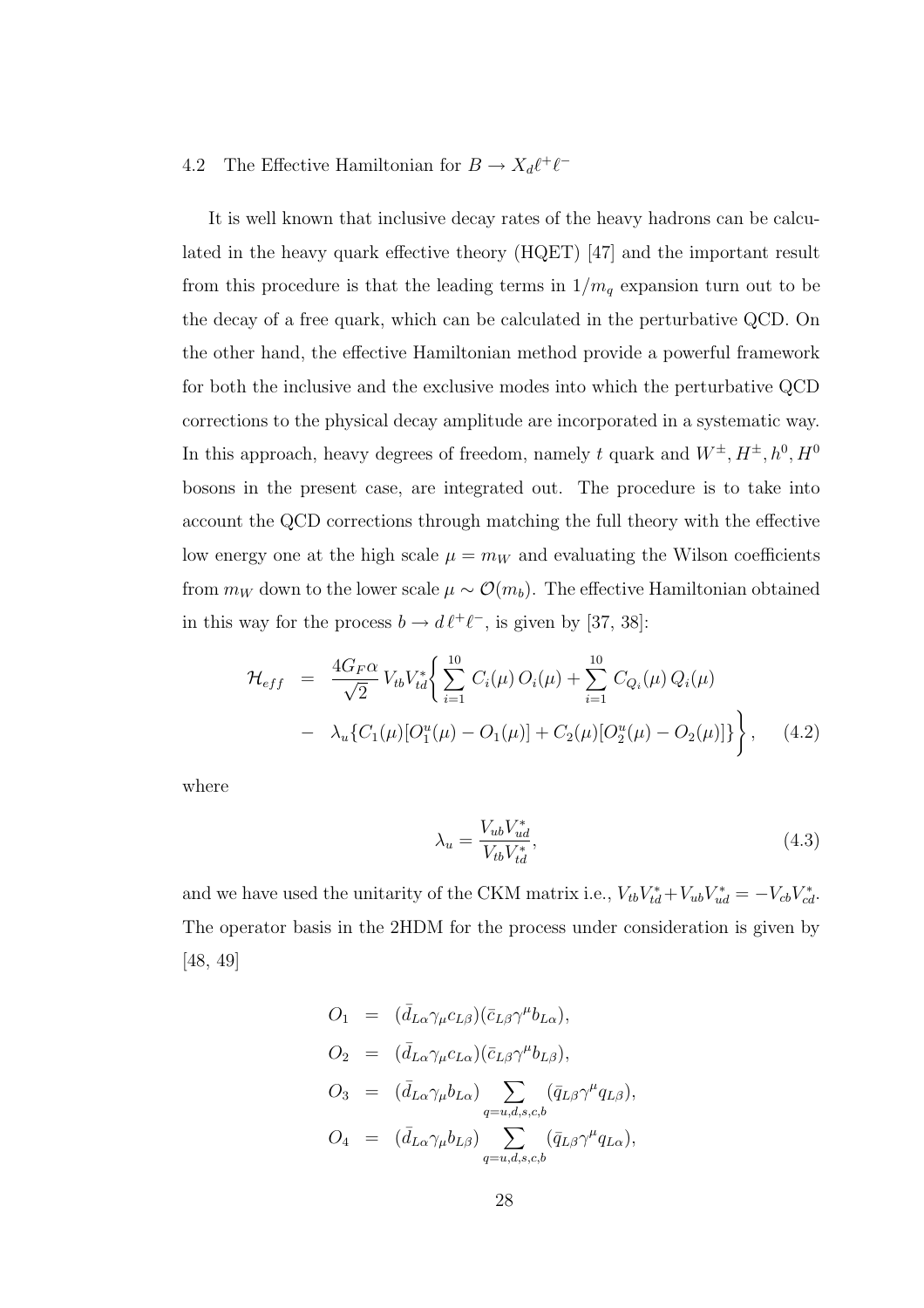## 4.2 The Effective Hamiltonian for $B \to X_d \ell^+ \ell^-$

It is well known that inclusive decay rates of the heavy hadrons can be calculated in the heavy quark effective theory (HQET) [47] and the important result from this procedure is that the leading terms in $1/m_q$ expansion turn out to be the decay of a free quark, which can be calculated in the perturbative QCD. On the other hand, the effective Hamiltonian method provide a powerful framework for both the inclusive and the exclusive modes into which the perturbative QCD corrections to the physical decay amplitude are incorporated in a systematic way. In this approach, heavy degrees of freedom, namely $t$ quark and $W^{\pm}, H^{\pm}, h^0, H^0$ bosons in the present case, are integrated out. The procedure is to take into account the QCD corrections through matching the full theory with the effective low energy one at the high scale $\mu = m_W$ and evaluating the Wilson coefficients from $m_W$ down to the lower scale $\mu \sim \mathcal{O}(m_b)$. The effective Hamiltonian obtained in this way for the process $b \to d\,\ell^+\ell^-$, is given by [37, 38]:

$$
\begin{aligned}
\mathcal{H}_{eff} &= \frac{4G_F\alpha}{\sqrt{2}} V_{tb}V_{td}^{*} \Bigg\{ \sum_{i=1}^{10} C_i(\mu)\, O_i(\mu) + \sum_{i=1}^{10} C_{Q_i}(\mu)\, Q_i(\mu) \\
&- \lambda_u \{ C_1(\mu)[O_1^u(\mu) - O_1(\mu)] + C_2(\mu)[O_2^u(\mu) - O_2(\mu)] \} \Bigg\}, \qquad (4.2)
\end{aligned}
$$

where

$$
\lambda_u = \frac{V_{ub}V_{ud}^{*}}{V_{tb}V_{td}^{*}}, \qquad (4.3)
$$

and we have used the unitarity of the CKM matrix i.e., $V_{tb}V_{td}^{*} + V_{ub}V_{ud}^{*} = -V_{cb}V_{cd}^{*}$. The operator basis in the 2HDM for the process under consideration is given by [48, 49]

$$
\begin{aligned}
O_1 &= (\bar{d}_{L\alpha}\gamma_\mu c_{L\beta})(\bar{c}_{L\beta}\gamma^\mu b_{L\alpha}), \\
O_2 &= (\bar{d}_{L\alpha}\gamma_\mu c_{L\alpha})(\bar{c}_{L\beta}\gamma^\mu b_{L\beta}), \\
O_3 &= (\bar{d}_{L\alpha}\gamma_\mu b_{L\alpha}) \sum_{q=u,d,s,c,b} (\bar{q}_{L\beta}\gamma^\mu q_{L\beta}), \\
O_4 &= (\bar{d}_{L\alpha}\gamma_\mu b_{L\beta}) \sum_{q=u,d,s,c,b} (\bar{q}_{L\beta}\gamma^\mu q_{L\alpha}),
\end{aligned}
$$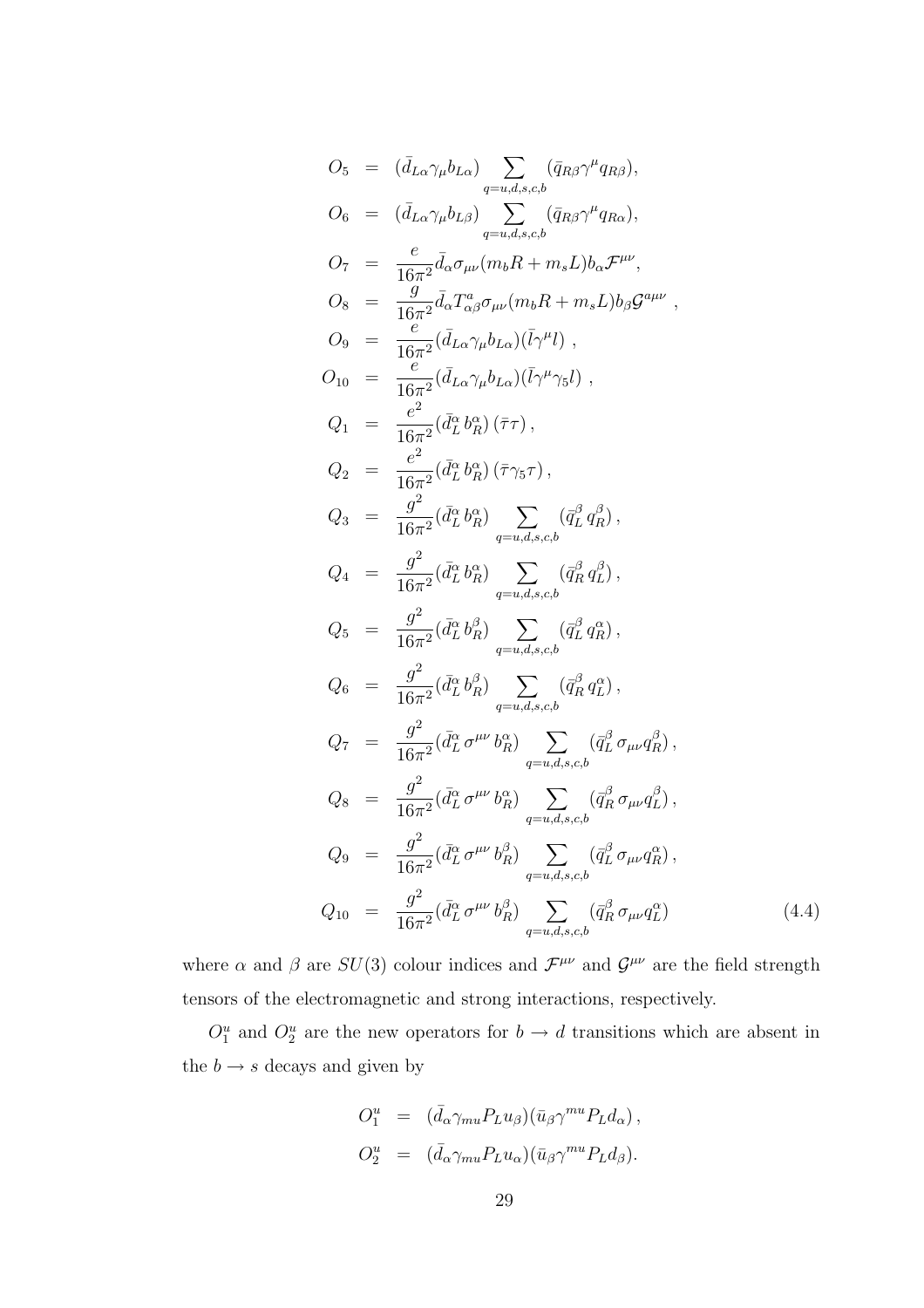$$
\begin{aligned}
O_5 &= (\bar{d}_{L\alpha}\gamma_\mu b_{L\alpha}) \sum_{q=u,d,s,c,b} (\bar{q}_{R\beta}\gamma^\mu q_{R\beta}), \\
O_6 &= (\bar{d}_{L\alpha}\gamma_\mu b_{L\beta}) \sum_{q=u,d,s,c,b} (\bar{q}_{R\beta}\gamma^\mu q_{R\alpha}), \\
O_7 &= \frac{e}{16\pi^2} \bar{d}_\alpha \sigma_{\mu\nu}(m_b R + m_s L) b_\alpha \mathcal{F}^{\mu\nu}, \\
O_8 &= \frac{g}{16\pi^2} \bar{d}_\alpha T^a_{\alpha\beta} \sigma_{\mu\nu}(m_b R + m_s L) b_\beta \mathcal{G}^{a\mu\nu} , \\
O_9 &= \frac{e}{16\pi^2} (\bar{d}_{L\alpha}\gamma_\mu b_{L\alpha})(\bar{l}\gamma^\mu l) , \\
O_{10} &= \frac{e}{16\pi^2} (\bar{d}_{L\alpha}\gamma_\mu b_{L\alpha})(\bar{l}\gamma^\mu \gamma_5 l) , \\
Q_1 &= \frac{e^2}{16\pi^2} (\bar{d}^\alpha_L \, b^\alpha_R) \, (\bar{\tau}\tau) , \\
Q_2 &= \frac{e^2}{16\pi^2} (\bar{d}^\alpha_L \, b^\alpha_R) \, (\bar{\tau}\gamma_5\tau) , \\
Q_3 &= \frac{g^2}{16\pi^2} (\bar{d}^\alpha_L \, b^\alpha_R) \sum_{q=u,d,s,c,b} (\bar{q}^\beta_L \, q^\beta_R) , \\
Q_4 &= \frac{g^2}{16\pi^2} (\bar{d}^\alpha_L \, b^\alpha_R) \sum_{q=u,d,s,c,b} (\bar{q}^\beta_R \, q^\beta_L) , \\
Q_5 &= \frac{g^2}{16\pi^2} (\bar{d}^\alpha_L \, b^\beta_R) \sum_{q=u,d,s,c,b} (\bar{q}^\beta_L \, q^\alpha_R) , \\
Q_6 &= \frac{g^2}{16\pi^2} (\bar{d}^\alpha_L \, b^\beta_R) \sum_{q=u,d,s,c,b} (\bar{q}^\beta_R \, q^\alpha_L) , \\
Q_7 &= \frac{g^2}{16\pi^2} (\bar{d}^\alpha_L \, \sigma^{\mu\nu} \, b^\alpha_R) \sum_{q=u,d,s,c,b} (\bar{q}^\beta_L \, \sigma_{\mu\nu} q^\beta_R) , \\
Q_8 &= \frac{g^2}{16\pi^2} (\bar{d}^\alpha_L \, \sigma^{\mu\nu} \, b^\alpha_R) \sum_{q=u,d,s,c,b} (\bar{q}^\beta_R \, \sigma_{\mu\nu} q^\beta_L) , \\
Q_9 &= \frac{g^2}{16\pi^2} (\bar{d}^\alpha_L \, \sigma^{\mu\nu} \, b^\beta_R) \sum_{q=u,d,s,c,b} (\bar{q}^\beta_L \, \sigma_{\mu\nu} q^\alpha_R) , \\
Q_{10} &= \frac{g^2}{16\pi^2} (\bar{d}^\alpha_L \, \sigma^{\mu\nu} \, b^\beta_R) \sum_{q=u,d,s,c,b} (\bar{q}^\beta_R \, \sigma_{\mu\nu} q^\alpha_L)
\end{aligned}
\tag{4.4}
$$

where $\alpha$ and $\beta$ are $SU(3)$ colour indices and $\mathcal{F}^{\mu\nu}$ and $\mathcal{G}^{\mu\nu}$ are the field strength tensors of the electromagnetic and strong interactions, respectively.

$O^u_1$ and $O^u_2$ are the new operators for $b \to d$ transitions which are absent in the $b \to s$ decays and given by

$$
\begin{aligned}
O^u_1 &= (\bar{d}_\alpha \gamma_{mu} P_L u_\beta)(\bar{u}_\beta \gamma^{mu} P_L d_\alpha) , \\
O^u_2 &= (\bar{d}_\alpha \gamma_{mu} P_L u_\alpha)(\bar{u}_\beta \gamma^{mu} P_L d_\beta).
\end{aligned}
$$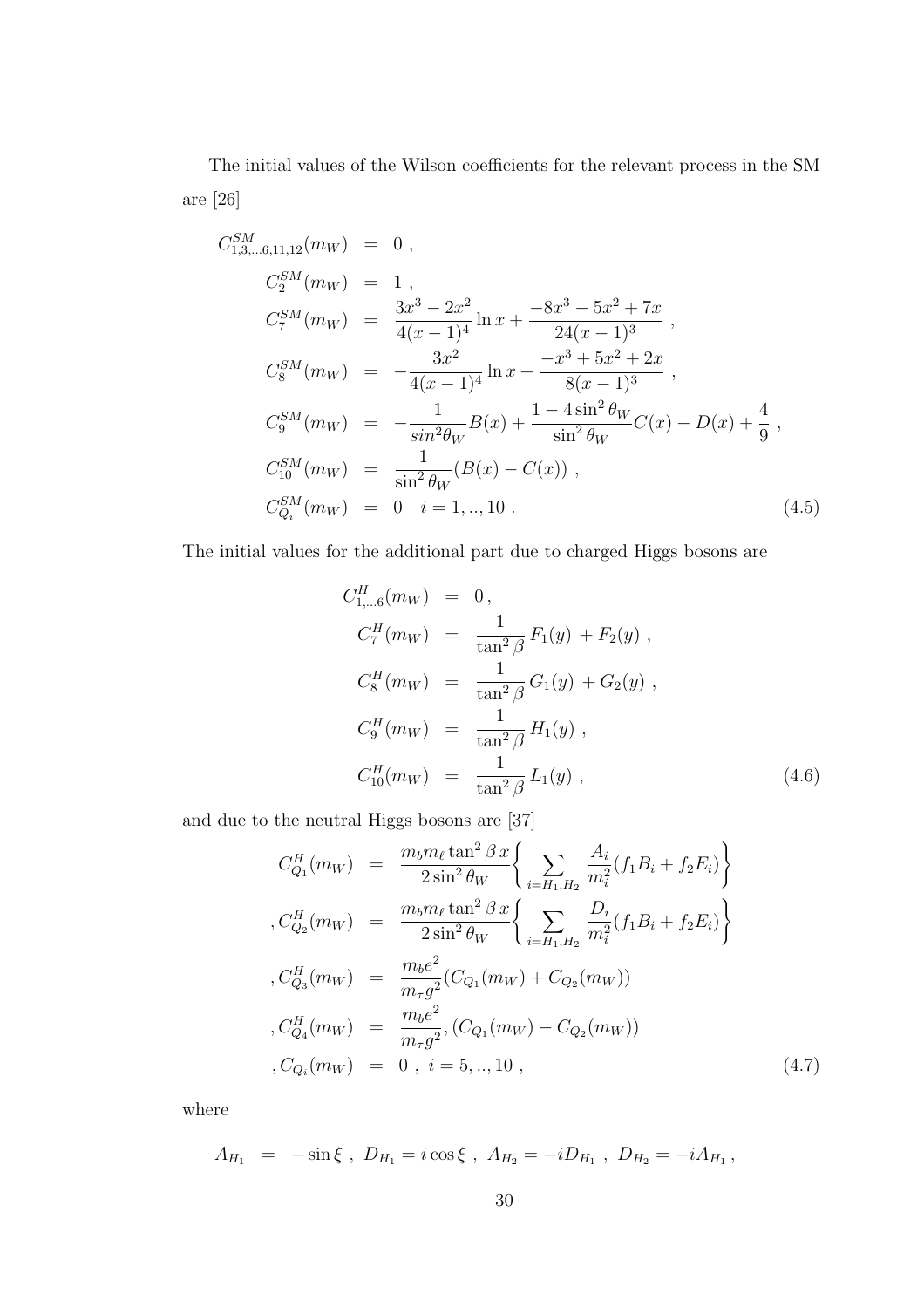The initial values of the Wilson coefficients for the relevant process in the SM are [26]

$$
\begin{aligned}
C^{SM}_{1,3,...6,11,12}(m_W) &= 0 \ , \\
C^{SM}_2(m_W) &= 1 \ , \\
C^{SM}_7(m_W) &= \frac{3x^3-2x^2}{4(x-1)^4}\ln x + \frac{-8x^3-5x^2+7x}{24(x-1)^3} \ , \\
C^{SM}_8(m_W) &= -\frac{3x^2}{4(x-1)^4}\ln x + \frac{-x^3+5x^2+2x}{8(x-1)^3} \ , \\
C^{SM}_9(m_W) &= -\frac{1}{sin^2\theta_W}B(x) + \frac{1-4\sin^2\theta_W}{\sin^2\theta_W}C(x) - D(x) + \frac{4}{9} \ , \\
C^{SM}_{10}(m_W) &= \frac{1}{\sin^2\theta_W}(B(x)-C(x)) \ , \\
C^{SM}_{Q_i}(m_W) &= 0 \quad i=1,..,10 \ .
\end{aligned} \tag{4.5}
$$

The initial values for the additional part due to charged Higgs bosons are

$$
\begin{aligned}
C^H_{1,...6}(m_W) &= 0 \,, \\
C^H_7(m_W) &= \frac{1}{\tan^2\beta}\,F_1(y) \,+ F_2(y) \ , \\
C^H_8(m_W) &= \frac{1}{\tan^2\beta}\,G_1(y) \,+ G_2(y) \ , \\
C^H_9(m_W) &= \frac{1}{\tan^2\beta}\,H_1(y) \ , \\
C^H_{10}(m_W) &= \frac{1}{\tan^2\beta}\,L_1(y) \ ,
\end{aligned} \tag{4.6}
$$

and due to the neutral Higgs bosons are [37]

$$
\begin{aligned}
C^H_{Q_1}(m_W) &= \frac{m_b m_\ell \tan^2\beta\, x}{2\sin^2\theta_W}\Bigg\{\sum_{i=H_1,H_2}\frac{A_i}{m_i^2}(f_1B_i+f_2E_i)\Bigg\} \\
,C^H_{Q_2}(m_W) &= \frac{m_b m_\ell \tan^2\beta\, x}{2\sin^2\theta_W}\Bigg\{\sum_{i=H_1,H_2}\frac{D_i}{m_i^2}(f_1B_i+f_2E_i)\Bigg\} \\
,C^H_{Q_3}(m_W) &= \frac{m_b e^2}{m_\tau g^2}(C_{Q_1}(m_W)+C_{Q_2}(m_W)) \\
,C^H_{Q_4}(m_W) &= \frac{m_b e^2}{m_\tau g^2},(C_{Q_1}(m_W)-C_{Q_2}(m_W)) \\
,C_{Q_i}(m_W) &= 0 \ , \ i=5,..,10 \ ,
\end{aligned} \tag{4.7}
$$

where

$$
A_{H_1} \;=\; -\sin\xi \ , \ D_{H_1} = i\cos\xi \ , \ A_{H_2} = -iD_{H_1} \ , \ D_{H_2} = -iA_{H_1} \,,
$$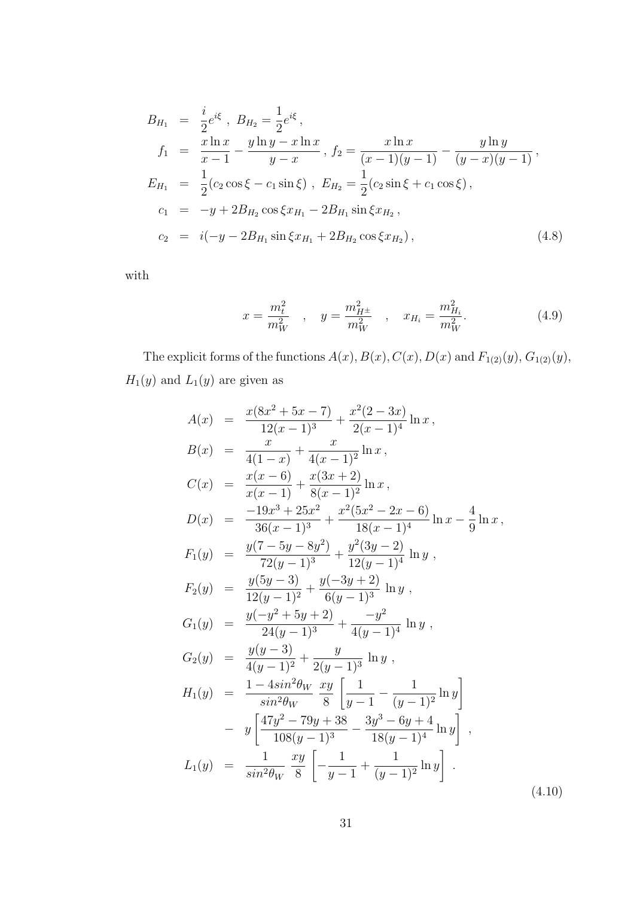$$
\begin{aligned}
B_{H_1} &= \frac{i}{2} e^{i\xi} \;,\; B_{H_2} = \frac{1}{2} e^{i\xi} \,, \\
f_1 &= \frac{x \ln x}{x-1} - \frac{y \ln y - x \ln x}{y-x} \;,\; f_2 = \frac{x \ln x}{(x-1)(y-1)} - \frac{y \ln y}{(y-x)(y-1)} \,, \\
E_{H_1} &= \frac{1}{2}(c_2 \cos\xi - c_1 \sin\xi) \;,\; E_{H_2} = \frac{1}{2}(c_2 \sin\xi + c_1 \cos\xi) \,, \\
c_1 &= -y + 2B_{H_2} \cos\xi x_{H_1} - 2B_{H_1} \sin\xi x_{H_2} \,, \\
c_2 &= i(-y - 2B_{H_1} \sin\xi x_{H_1} + 2B_{H_2} \cos\xi x_{H_2}) \,,
\end{aligned} \tag{4.8}
$$

with

$$
x = \frac{m_t^2}{m_W^2} \quad , \quad y = \frac{m_{H^\pm}^2}{m_W^2} \quad , \quad x_{H_i} = \frac{m_{H_i}^2}{m_W^2}. \tag{4.9}
$$

The explicit forms of the functions $A(x), B(x), C(x), D(x)$ and $F_{1(2)}(y)$, $G_{1(2)}(y)$, $H_1(y)$ and $L_1(y)$ are given as

$$
\begin{aligned}
A(x) &= \frac{x(8x^2+5x-7)}{12(x-1)^3} + \frac{x^2(2-3x)}{2(x-1)^4} \ln x \,, \\
B(x) &= \frac{x}{4(1-x)} + \frac{x}{4(x-1)^2} \ln x \,, \\
C(x) &= \frac{x(x-6)}{x(x-1)} + \frac{x(3x+2)}{8(x-1)^2} \ln x \,, \\
D(x) &= \frac{-19x^3+25x^2}{36(x-1)^3} + \frac{x^2(5x^2-2x-6)}{18(x-1)^4} \ln x - \frac{4}{9} \ln x \,, \\
F_1(y) &= \frac{y(7-5y-8y^2)}{72(y-1)^3} + \frac{y^2(3y-2)}{12(y-1)^4} \ln y \;, \\
F_2(y) &= \frac{y(5y-3)}{12(y-1)^2} + \frac{y(-3y+2)}{6(y-1)^3} \ln y \;, \\
G_1(y) &= \frac{y(-y^2+5y+2)}{24(y-1)^3} + \frac{-y^2}{4(y-1)^4} \ln y \;, \\
G_2(y) &= \frac{y(y-3)}{4(y-1)^2} + \frac{y}{2(y-1)^3} \ln y \;, \\
H_1(y) &= \frac{1-4sin^2\theta_W}{sin^2\theta_W} \, \frac{xy}{8} \left[ \frac{1}{y-1} - \frac{1}{(y-1)^2} \ln y \right] \\
&- y \left[ \frac{47y^2-79y+38}{108(y-1)^3} - \frac{3y^3-6y+4}{18(y-1)^4} \ln y \right] \;, \\
L_1(y) &= \frac{1}{sin^2\theta_W} \, \frac{xy}{8} \left[ -\frac{1}{y-1} + \frac{1}{(y-1)^2} \ln y \right] \;.
\end{aligned} \tag{4.10}
$$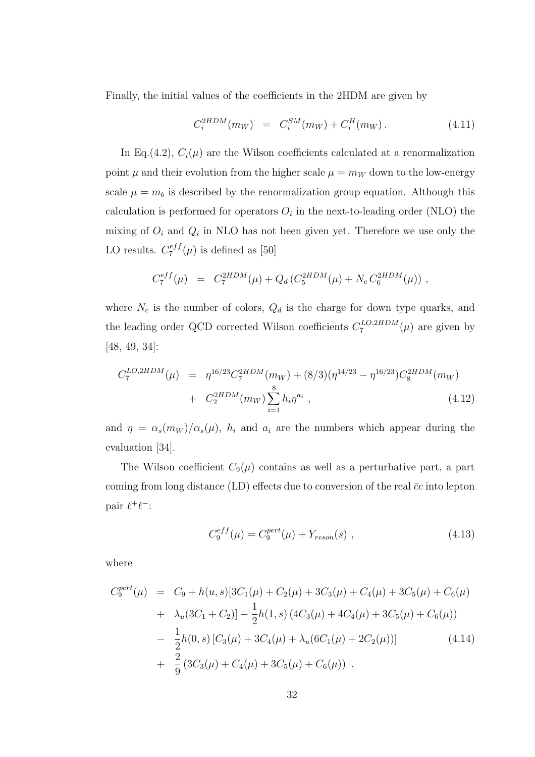Finally, the initial values of the coefficients in the 2HDM are given by

$$C_i^{2HDM}(m_W) \;\; = \;\; C_i^{SM}(m_W) + C_i^{H}(m_W)\,. \tag{4.11}$$

In Eq.(4.2), $C_i(\mu)$ are the Wilson coefficients calculated at a renormalization point $\mu$ and their evolution from the higher scale $\mu = m_W$ down to the low-energy scale $\mu = m_b$ is described by the renormalization group equation. Although this calculation is performed for operators $O_i$ in the next-to-leading order (NLO) the mixing of $O_i$ and $Q_i$ in NLO has not been given yet. Therefore we use only the LO results. $C_7^{eff}(\mu)$ is defined as [50]

$$C_7^{eff}(\mu) \;\; = \;\; C_7^{2HDM}(\mu) + Q_d\,(C_5^{2HDM}(\mu) + N_c\,C_6^{2HDM}(\mu))\;,$$

where $N_c$ is the number of colors, $Q_d$ is the charge for down type quarks, and the leading order QCD corrected Wilson coefficients $C_7^{LO,2HDM}(\mu)$ are given by [48, 49, 34]:

$$\begin{aligned} C_7^{LO,2HDM}(\mu) \;\; &= \;\; \eta^{16/23} C_7^{2HDM}(m_W) + (8/3)(\eta^{14/23} - \eta^{16/23}) C_8^{2HDM}(m_W) \\ &+ \;\; C_2^{2HDM}(m_W) \sum_{i=1}^{8} h_i \eta^{a_i}\;, \end{aligned} \tag{4.12}$$

and $\eta = \alpha_s(m_W)/\alpha_s(\mu)$, $h_i$ and $a_i$ are the numbers which appear during the evaluation [34].

The Wilson coefficient $C_9(\mu)$ contains as well as a perturbative part, a part coming from long distance (LD) effects due to conversion of the real $\bar{c}c$ into lepton pair $\ell^+\ell^-$:

$$C_9^{eff}(\mu) = C_9^{pert}(\mu) + Y_{reson}(s)\;, \tag{4.13}$$

where

$$\begin{aligned} C_9^{pert}(\mu) \;\; &= \;\; C_9 + h(u,s)[3C_1(\mu) + C_2(\mu) + 3C_3(\mu) + C_4(\mu) + 3C_5(\mu) + C_6(\mu) \\ &+ \;\; \lambda_u(3C_1 + C_2)] - \frac{1}{2} h(1,s)\,(4C_3(\mu) + 4C_4(\mu) + 3C_5(\mu) + C_6(\mu)) \\ &- \;\; \frac{1}{2} h(0,s)\,[C_3(\mu) + 3C_4(\mu) + \lambda_u(6C_1(\mu) + 2C_2(\mu))] \\ &+ \;\; \frac{2}{9}\,(3C_3(\mu) + C_4(\mu) + 3C_5(\mu) + C_6(\mu))\;, \end{aligned} \tag{4.14}$$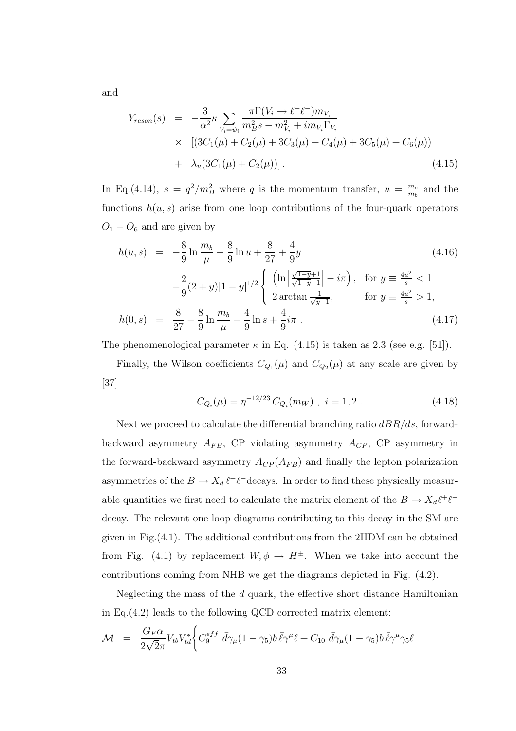and

$$
\begin{aligned}
Y_{reson}(s) &= -\frac{3}{\alpha^2}\kappa \sum_{V_i=\psi_i} \frac{\pi \Gamma(V_i \to \ell^+\ell^-) m_{V_i}}{m_B^2 s - m_{V_i}^2 + i m_{V_i}\Gamma_{V_i}} \\
&\times \left[ (3C_1(\mu) + C_2(\mu) + 3C_3(\mu) + C_4(\mu) + 3C_5(\mu) + C_6(\mu)) \right. \\
&+ \left. \lambda_u (3C_1(\mu) + C_2(\mu)) \right] . \qquad (4.15)
\end{aligned}
$$

In Eq.(4.14), $s = q^2/m_B^2$ where $q$ is the momentum transfer, $u = \frac{m_c}{m_b}$ and the functions $h(u,s)$ arise from one loop contributions of the four-quark operators $O_1 - O_6$ and are given by

$$
\begin{aligned}
h(u,s) &= -\frac{8}{9}\ln\frac{m_b}{\mu} - \frac{8}{9}\ln u + \frac{8}{27} + \frac{4}{9}y \qquad (4.16) \\
&\quad -\frac{2}{9}(2+y)|1-y|^{1/2} \begin{cases} \left( \ln\left| \frac{\sqrt{1-y}+1}{\sqrt{1-y}-1} \right| - i\pi \right), & \text{for } y \equiv \frac{4u^2}{s} < 1 \\ 2\arctan\frac{1}{\sqrt{y-1}}, & \text{for } y \equiv \frac{4u^2}{s} > 1, \end{cases} \\
h(0,s) &= \frac{8}{27} - \frac{8}{9}\ln\frac{m_b}{\mu} - \frac{4}{9}\ln s + \frac{4}{9}i\pi \; . \qquad (4.17)
\end{aligned}
$$

The phenomenological parameter $\kappa$ in Eq. (4.15) is taken as 2.3 (see e.g. [51]).

Finally, the Wilson coefficients $C_{Q_1}(\mu)$ and $C_{Q_2}(\mu)$ at any scale are given by [37]

$$
C_{Q_i}(\mu) = \eta^{-12/23} C_{Q_i}(m_W) \; , \; i = 1, 2 \; . \qquad (4.18)
$$

Next we proceed to calculate the differential branching ratio $dBR/ds$, forward-backward asymmetry $A_{FB}$, CP violating asymmetry $A_{CP}$, CP asymmetry in the forward-backward asymmetry $A_{CP}(A_{FB})$ and finally the lepton polarization asymmetries of the $B \to X_d\,\ell^+\ell^-$decays. In order to find these physically measurable quantities we first need to calculate the matrix element of the $B \to X_d \ell^+\ell^-$ decay. The relevant one-loop diagrams contributing to this decay in the SM are given in Fig.(4.1). The additional contributions from the 2HDM can be obtained from Fig. (4.1) by replacement $W, \phi \to H^\pm$. When we take into account the contributions coming from NHB we get the diagrams depicted in Fig. (4.2).

Neglecting the mass of the $d$ quark, the effective short distance Hamiltonian in Eq.(4.2) leads to the following QCD corrected matrix element:

$$
\mathcal{M} = \frac{G_F \alpha}{2\sqrt{2}\pi} V_{tb} V_{td}^* \Big\{ C_9^{eff} \; \bar{d}\gamma_\mu(1-\gamma_5) b \, \bar{\ell}\gamma^\mu \ell + C_{10} \; \bar{d}\gamma_\mu(1-\gamma_5) b \, \bar{\ell}\gamma^\mu \gamma_5 \ell
$$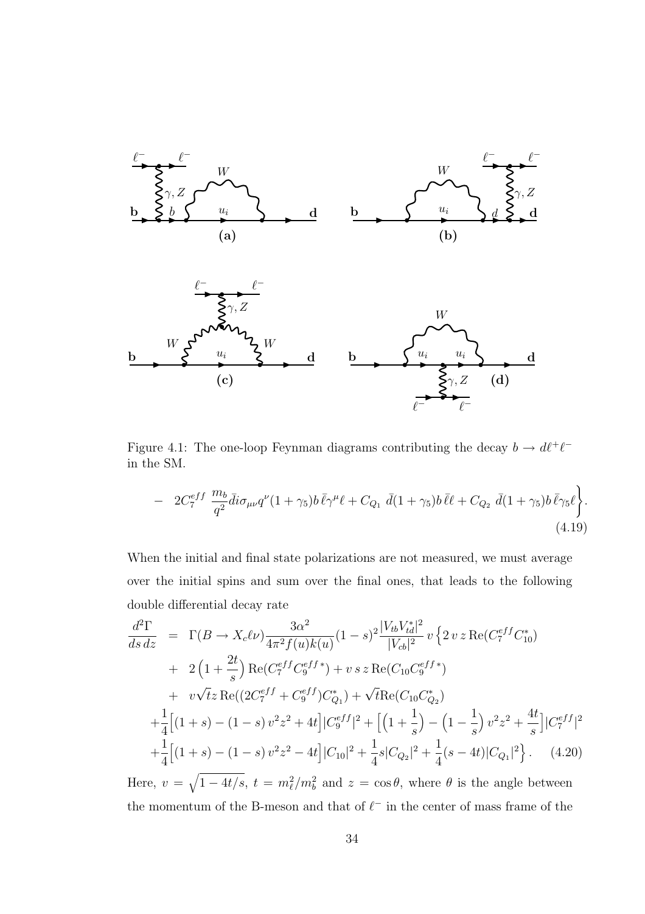Figure 4.1: The one-loop Feynman diagrams contributing the decay $b \to d\ell^+\ell^-$ in the SM.

$$- \quad 2C_7^{eff}\ \frac{m_b}{q^2}\bar{d}i\sigma_{\mu\nu}q^\nu(1+\gamma_5)b\,\bar{\ell}\gamma^\mu\ell + C_{Q_1}\ \bar{d}(1+\gamma_5)b\,\bar{\ell}\ell + C_{Q_2}\ \bar{d}(1+\gamma_5)b\,\bar{\ell}\gamma_5\ell\Bigg\}. \tag{4.19}$$

When the initial and final state polarizations are not measured, we must average over the initial spins and sum over the final ones, that leads to the following double differential decay rate

$$\begin{aligned}
\frac{d^2\Gamma}{ds\,dz} &= \Gamma(B\to X_c\ell\nu)\frac{3\alpha^2}{4\pi^2 f(u)k(u)}(1-s)^2\frac{|V_{tb}V_{td}^*|^2}{|V_{cb}|^2}\,v\Big\{2\,v\,z\,\mathrm{Re}(C_7^{eff}C_{10}^*) \\
&+ \ 2\Big(1+\frac{2t}{s}\Big)\mathrm{Re}(C_7^{eff}C_9^{eff\,*}) + v\,s\,z\,\mathrm{Re}(C_{10}C_9^{eff\,*}) \\
&+ \ v\sqrt{t}z\,\mathrm{Re}((2C_7^{eff}+C_9^{eff})C_{Q_1}^*) + \sqrt{t}\mathrm{Re}(C_{10}C_{Q_2}^*) \\
&+\frac{1}{4}\Big[(1+s)-(1-s)\,v^2z^2+4t\Big]|C_9^{eff}|^2 + \Big[\Big(1+\frac{1}{s}\Big)-\Big(1-\frac{1}{s}\Big)\,v^2z^2+\frac{4t}{s}\Big]|C_7^{eff}|^2 \\
&+\frac{1}{4}\Big[(1+s)-(1-s)\,v^2z^2-4t\Big]|C_{10}|^2 + \frac{1}{4}s|C_{Q_2}|^2 + \frac{1}{4}(s-4t)|C_{Q_1}|^2\Big\}.
\end{aligned} \tag{4.20}$$

Here, $v=\sqrt{1-4t/s}$, $t=m_\ell^2/m_b^2$ and $z=\cos\theta$, where $\theta$ is the angle between the momentum of the B-meson and that of $\ell^-$ in the center of mass frame of the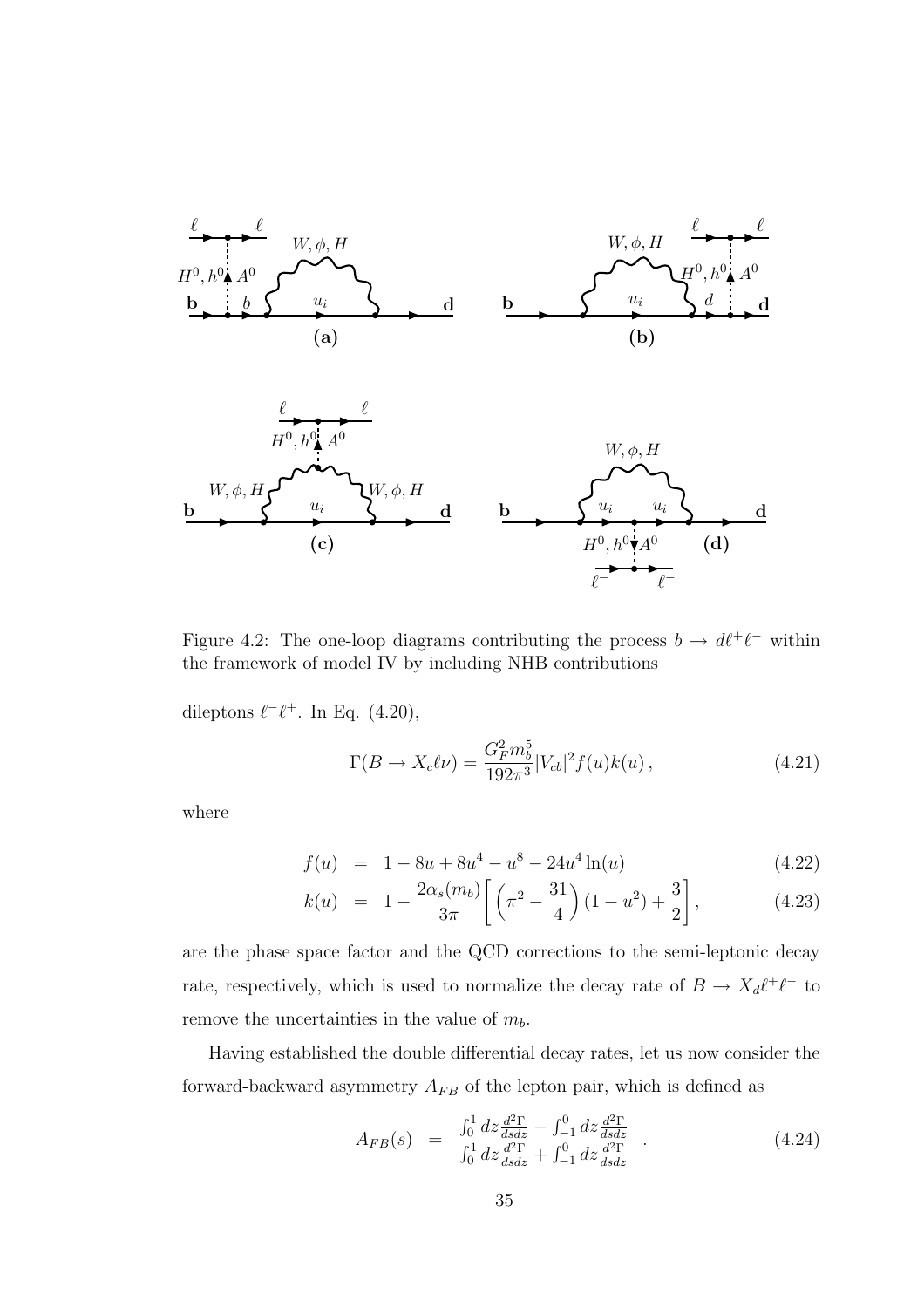Figure 4.2: The one-loop diagrams contributing the process $b \to d\ell^+\ell^-$ within the framework of model IV by including NHB contributions

dileptons $\ell^-\ell^+$. In Eq. (4.20),

$$
\Gamma(B \to X_c \ell \nu) = \frac{G_F^2 m_b^5}{192\pi^3} |V_{cb}|^2 f(u) k(u) \,, \tag{4.21}
$$

where

$$
f(u) = 1 - 8u + 8u^4 - u^8 - 24u^4 \ln(u) \tag{4.22}
$$

$$
k(u) = 1 - \frac{2\alpha_s(m_b)}{3\pi} \left[ \left( \pi^2 - \frac{31}{4} \right) (1 - u^2) + \frac{3}{2} \right], \tag{4.23}
$$

are the phase space factor and the QCD corrections to the semi-leptonic decay rate, respectively, which is used to normalize the decay rate of $B \to X_d \ell^+\ell^-$ to remove the uncertainties in the value of $m_b$.

Having established the double differential decay rates, let us now consider the forward-backward asymmetry $A_{FB}$ of the lepton pair, which is defined as

$$
A_{FB}(s) = \frac{\int_0^1 dz \frac{d^2\Gamma}{dsdz} - \int_{-1}^0 dz \frac{d^2\Gamma}{dsdz}}{\int_0^1 dz \frac{d^2\Gamma}{dsdz} + \int_{-1}^0 dz \frac{d^2\Gamma}{dsdz}} \quad . \tag{4.24}
$$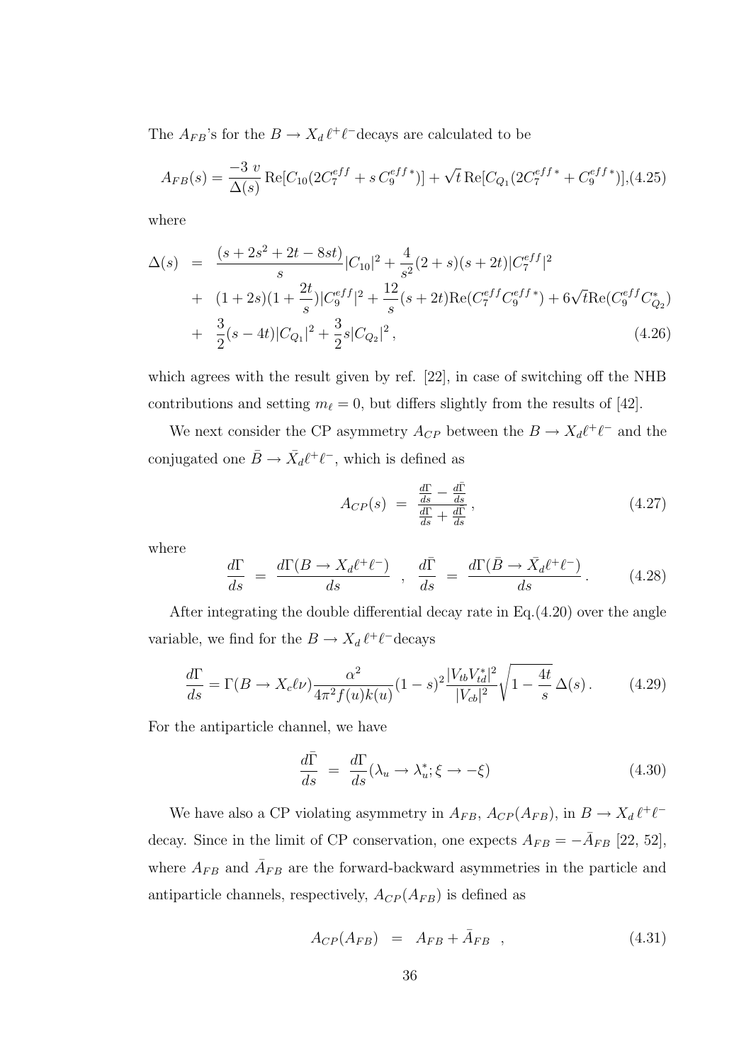The $A_{FB}$'s for the $B \to X_d\, \ell^+\ell^-$decays are calculated to be

$$A_{FB}(s) = \frac{-3\ v}{\Delta(s)}\,\mathrm{Re}[C_{10}(2C_7^{eff} + s\, C_9^{eff\,*})] + \sqrt{t}\,\mathrm{Re}[C_{Q_1}(2C_7^{eff\,*} + C_9^{eff\,*})], \quad (4.25)$$

where

$$\begin{aligned}
\Delta(s) &= \frac{(s+2s^2+2t-8st)}{s}|C_{10}|^2 + \frac{4}{s^2}(2+s)(s+2t)|C_7^{eff}|^2 \\
&+ (1+2s)(1+\frac{2t}{s})|C_9^{eff}|^2 + \frac{12}{s}(s+2t)\mathrm{Re}(C_7^{eff}C_9^{eff\,*}) + 6\sqrt{t}\mathrm{Re}(C_9^{eff}C_{Q_2}^*) \\
&+ \frac{3}{2}(s-4t)|C_{Q_1}|^2 + \frac{3}{2}s|C_{Q_2}|^2\,, \qquad (4.26)
\end{aligned}$$

which agrees with the result given by ref. [22], in case of switching off the NHB contributions and setting $m_\ell = 0$, but differs slightly from the results of [42].

We next consider the CP asymmetry $A_{CP}$ between the $B \to X_d\ell^+\ell^-$ and the conjugated one $\bar{B} \to \bar{X}_d\ell^+\ell^-$, which is defined as

$$A_{CP}(s) \;=\; \frac{\frac{d\Gamma}{ds} - \frac{d\bar{\Gamma}}{ds}}{\frac{d\Gamma}{ds} + \frac{d\bar{\Gamma}}{ds}}\,, \qquad (4.27)$$

where

$$\frac{d\Gamma}{ds} \;=\; \frac{d\Gamma(B \to X_d\ell^+\ell^-)}{ds} \quad , \quad \frac{d\bar{\Gamma}}{ds} \;=\; \frac{d\Gamma(\bar{B} \to \bar{X}_d\ell^+\ell^-)}{ds}\,. \qquad (4.28)$$

After integrating the double differential decay rate in Eq.(4.20) over the angle variable, we find for the $B \to X_d\, \ell^+\ell^-$decays

$$\frac{d\Gamma}{ds} = \Gamma(B \to X_c\ell\nu)\frac{\alpha^2}{4\pi^2 f(u)k(u)}(1-s)^2\frac{|V_{tb}V_{td}^*|^2}{|V_{cb}|^2}\sqrt{1-\frac{4t}{s}}\,\Delta(s)\,. \qquad (4.29)$$

For the antiparticle channel, we have

$$\frac{d\bar{\Gamma}}{ds} \;=\; \frac{d\Gamma}{ds}(\lambda_u \to \lambda_u^*; \xi \to -\xi) \qquad (4.30)$$

We have also a CP violating asymmetry in $A_{FB}$, $A_{CP}(A_{FB})$, in $B \to X_d\, \ell^+\ell^-$ decay. Since in the limit of CP conservation, one expects $A_{FB} = -\bar{A}_{FB}$ [22, 52], where $A_{FB}$ and $\bar{A}_{FB}$ are the forward-backward asymmetries in the particle and antiparticle channels, respectively, $A_{CP}(A_{FB})$ is defined as

$$A_{CP}(A_{FB}) \;=\; A_{FB} + \bar{A}_{FB} \quad , \qquad (4.31)$$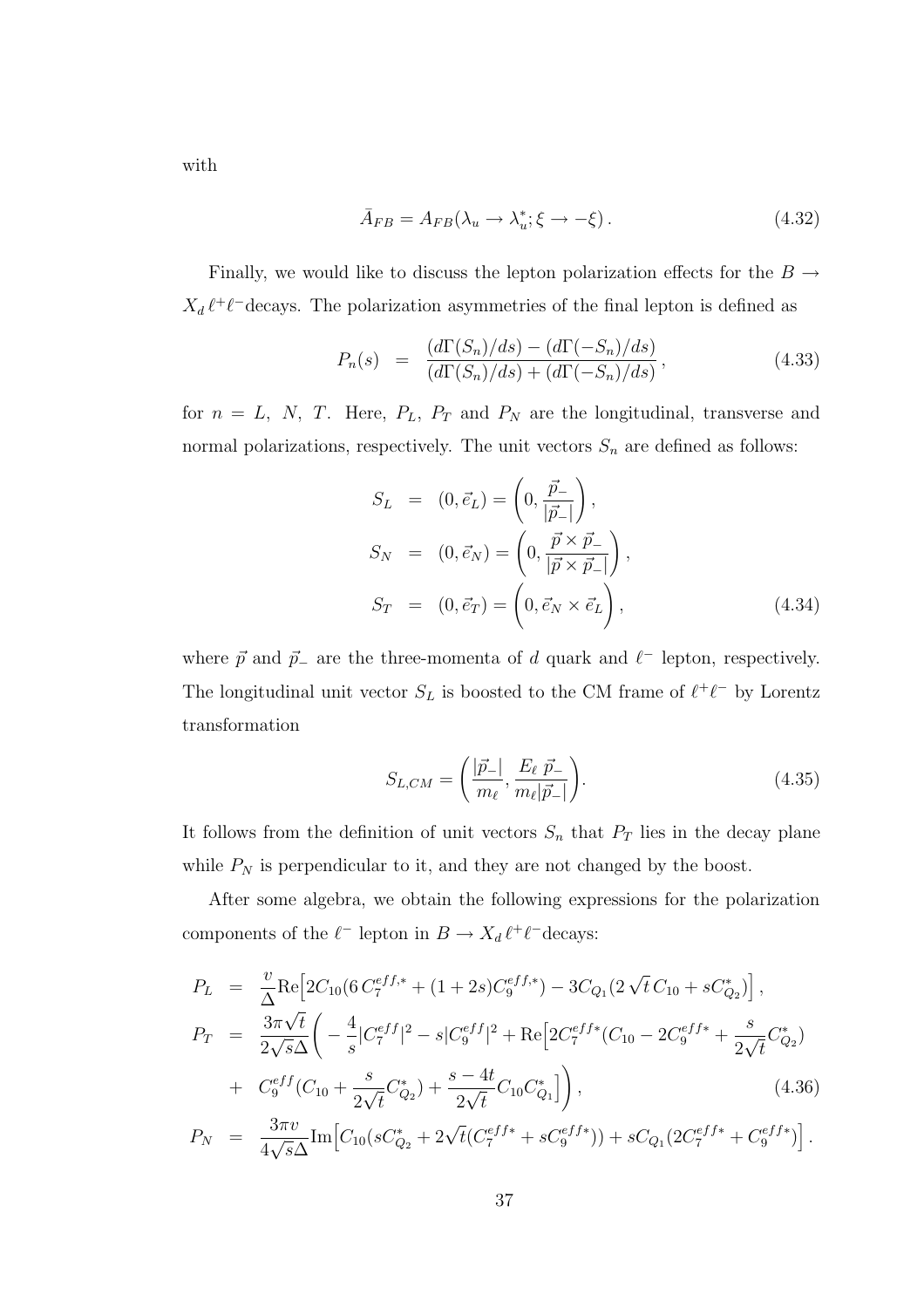with

$$\bar{A}_{FB} = A_{FB}(\lambda_u \to \lambda_u^*; \xi \to -\xi)\,. \tag{4.32}$$

Finally, we would like to discuss the lepton polarization effects for the $B \to X_d\,\ell^+\ell^-$decays. The polarization asymmetries of the final lepton is defined as

$$P_n(s) \;=\; \frac{(d\Gamma(S_n)/ds) - (d\Gamma(-S_n)/ds)}{(d\Gamma(S_n)/ds) + (d\Gamma(-S_n)/ds)}\,, \tag{4.33}$$

for $n = L,\ N,\ T$. Here, $P_L$, $P_T$ and $P_N$ are the longitudinal, transverse and normal polarizations, respectively. The unit vectors $S_n$ are defined as follows:

$$\begin{aligned}
S_L &= (0, \vec{e}_L) = \left(0, \frac{\vec{p}_-}{|\vec{p}_-|}\right), \\
S_N &= (0, \vec{e}_N) = \left(0, \frac{\vec{p}\times\vec{p}_-}{|\vec{p}\times\vec{p}_-|}\right), \\
S_T &= (0, \vec{e}_T) = \left(0, \vec{e}_N \times \vec{e}_L\right),
\end{aligned} \tag{4.34}$$

where $\vec{p}$ and $\vec{p}_-$ are the three-momenta of $d$ quark and $\ell^-$ lepton, respectively. The longitudinal unit vector $S_L$ is boosted to the CM frame of $\ell^+\ell^-$ by Lorentz transformation

$$S_{L,CM} = \left(\frac{|\vec{p}_-|}{m_\ell}, \frac{E_\ell\,\vec{p}_-}{m_\ell|\vec{p}_-|}\right). \tag{4.35}$$

It follows from the definition of unit vectors $S_n$ that $P_T$ lies in the decay plane while $P_N$ is perpendicular to it, and they are not changed by the boost.

After some algebra, we obtain the following expressions for the polarization components of the $\ell^-$ lepton in $B \to X_d\,\ell^+\ell^-$decays:

$$\begin{aligned}
P_L &= \frac{v}{\Delta}\mathrm{Re}\Big[2C_{10}(6\,C_7^{eff,*} + (1+2s)C_9^{eff,*}) - 3C_{Q_1}(2\sqrt{t}\,C_{10} + sC_{Q_2}^*)\Big]\,, \\
P_T &= \frac{3\pi\sqrt{t}}{2\sqrt{s}\Delta}\Bigg( -\frac{4}{s}|C_7^{eff}|^2 - s|C_9^{eff}|^2 + \mathrm{Re}\Big[2C_7^{eff*}(C_{10} - 2C_9^{eff*} + \frac{s}{2\sqrt{t}}C_{Q_2}^*) \\
&+\ C_9^{eff}(C_{10} + \frac{s}{2\sqrt{t}}C_{Q_2}^*) + \frac{s-4t}{2\sqrt{t}}C_{10}C_{Q_1}^*\Big]\Bigg)\,, \\
P_N &= \frac{3\pi v}{4\sqrt{s}\Delta}\mathrm{Im}\Big[C_{10}(sC_{Q_2}^* + 2\sqrt{t}(C_7^{eff*} + sC_9^{eff*})) + sC_{Q_1}(2C_7^{eff*} + C_9^{eff*})\Big]\,.
\end{aligned} \tag{4.36}$$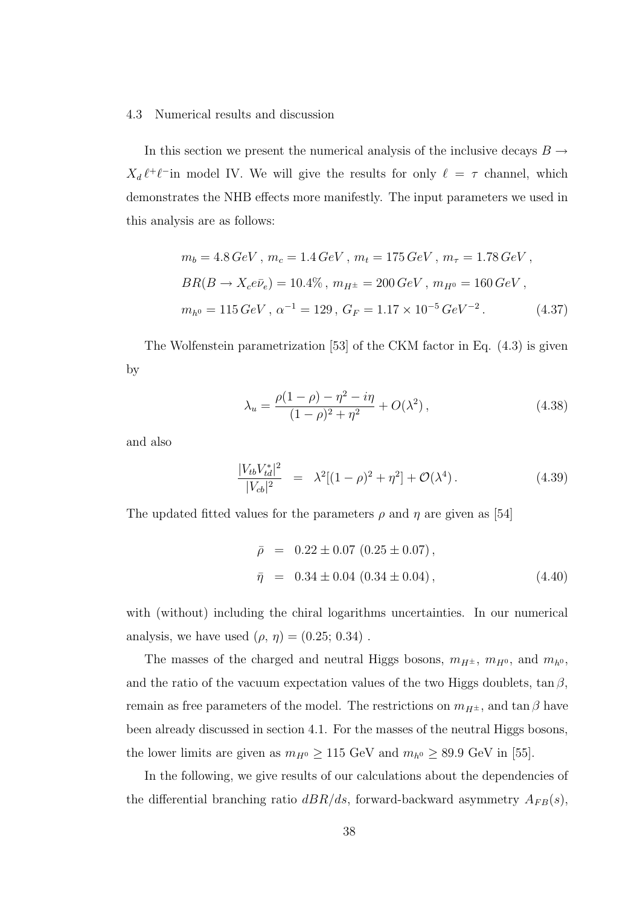### 4.3 Numerical results and discussion

In this section we present the numerical analysis of the inclusive decays $B \to X_d \ell^+\ell^-$in model IV. We will give the results for only $\ell = \tau$ channel, which demonstrates the NHB effects more manifestly. The input parameters we used in this analysis are as follows:

$$
\begin{aligned}
& m_b = 4.8\,GeV\,,\; m_c = 1.4\,GeV\,,\; m_t = 175\,GeV\,,\; m_\tau = 1.78\,GeV\,, \\
& BR(B \to X_c e\bar{\nu}_e) = 10.4\%\,,\; m_{H^\pm} = 200\,GeV\,,\; m_{H^0} = 160\,GeV\,, \\
& m_{h^0} = 115\,GeV\,,\; \alpha^{-1} = 129\,,\; G_F = 1.17 \times 10^{-5}\,GeV^{-2}\,. \qquad (4.37)
\end{aligned}
$$

The Wolfenstein parametrization [53] of the CKM factor in Eq. (4.3) is given by

$$
\lambda_u = \frac{\rho(1-\rho) - \eta^2 - i\eta}{(1-\rho)^2 + \eta^2} + O(\lambda^2)\,, \qquad (4.38)
$$

and also

$$
\frac{|V_{tb}V_{td}^*|^2}{|V_{cb}|^2} \;=\; \lambda^2[(1-\rho)^2 + \eta^2] + \mathcal{O}(\lambda^4)\,. \qquad (4.39)
$$

The updated fitted values for the parameters $\rho$ and $\eta$ are given as [54]

$$
\begin{aligned}
\bar{\rho} &= 0.22 \pm 0.07 \;(0.25 \pm 0.07)\,, \\
\bar{\eta} &= 0.34 \pm 0.04 \;(0.34 \pm 0.04)\,, \qquad (4.40)
\end{aligned}
$$

with (without) including the chiral logarithms uncertainties. In our numerical analysis, we have used $(\rho, \eta) = (0.25; 0.34)$ .

The masses of the charged and neutral Higgs bosons, $m_{H^\pm}$, $m_{H^0}$, and $m_{h^0}$, and the ratio of the vacuum expectation values of the two Higgs doublets, $\tan\beta$, remain as free parameters of the model. The restrictions on $m_{H^\pm}$, and $\tan\beta$ have been already discussed in section 4.1. For the masses of the neutral Higgs bosons, the lower limits are given as $m_{H^0} \geq 115$ GeV and $m_{h^0} \geq 89.9$ GeV in [55].

In the following, we give results of our calculations about the dependencies of the differential branching ratio $dBR/ds$, forward-backward asymmetry $A_{FB}(s)$,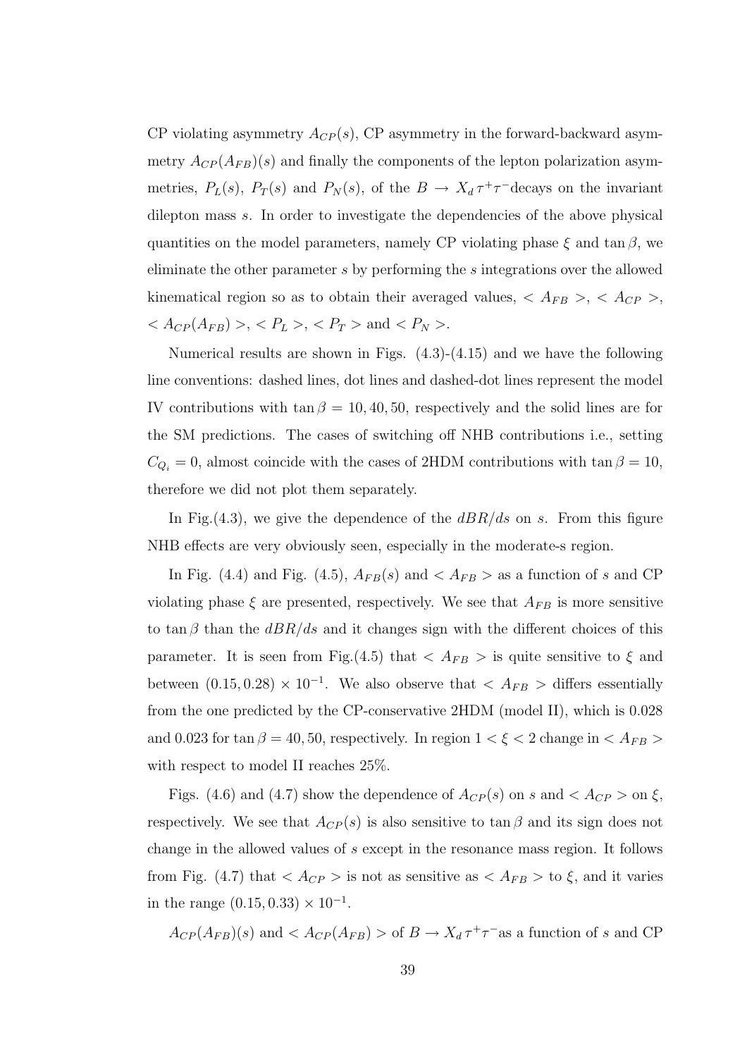CP violating asymmetry $A_{CP}(s)$, CP asymmetry in the forward-backward asymmetry $A_{CP}(A_{FB})(s)$ and finally the components of the lepton polarization asymmetries, $P_L(s)$, $P_T(s)$ and $P_N(s)$, of the $B \to X_d \tau^+\tau^-$decays on the invariant dilepton mass $s$. In order to investigate the dependencies of the above physical quantities on the model parameters, namely CP violating phase $\xi$ and $\tan\beta$, we eliminate the other parameter $s$ by performing the $s$ integrations over the allowed kinematical region so as to obtain their averaged values, $< A_{FB} >$, $< A_{CP} >$, $< A_{CP}(A_{FB}) >$, $< P_L >$, $< P_T >$ and $< P_N >$.

Numerical results are shown in Figs. (4.3)-(4.15) and we have the following line conventions: dashed lines, dot lines and dashed-dot lines represent the model IV contributions with $\tan\beta = 10, 40, 50$, respectively and the solid lines are for the SM predictions. The cases of switching off NHB contributions i.e., setting $C_{Q_i} = 0$, almost coincide with the cases of 2HDM contributions with $\tan\beta = 10$, therefore we did not plot them separately.

In Fig.(4.3), we give the dependence of the $dBR/ds$ on $s$. From this figure NHB effects are very obviously seen, especially in the moderate-s region.

In Fig. (4.4) and Fig. (4.5), $A_{FB}(s)$ and $< A_{FB} >$ as a function of $s$ and CP violating phase $\xi$ are presented, respectively. We see that $A_{FB}$ is more sensitive to $\tan\beta$ than the $dBR/ds$ and it changes sign with the different choices of this parameter. It is seen from Fig.(4.5) that $< A_{FB} >$ is quite sensitive to $\xi$ and between $(0.15, 0.28) \times 10^{-1}$. We also observe that $< A_{FB} >$ differs essentially from the one predicted by the CP-conservative 2HDM (model II), which is 0.028 and 0.023 for $\tan\beta = 40, 50$, respectively. In region $1 < \xi < 2$ change in $< A_{FB} >$ with respect to model II reaches 25%.

Figs. (4.6) and (4.7) show the dependence of $A_{CP}(s)$ on $s$ and $< A_{CP} >$ on $\xi$, respectively. We see that $A_{CP}(s)$ is also sensitive to $\tan\beta$ and its sign does not change in the allowed values of $s$ except in the resonance mass region. It follows from Fig. (4.7) that $< A_{CP} >$ is not as sensitive as $< A_{FB} >$ to $\xi$, and it varies in the range $(0.15, 0.33) \times 10^{-1}$.

$A_{CP}(A_{FB})(s)$ and $< A_{CP}(A_{FB}) >$ of $B \to X_d \tau^+\tau^-$as a function of $s$ and CP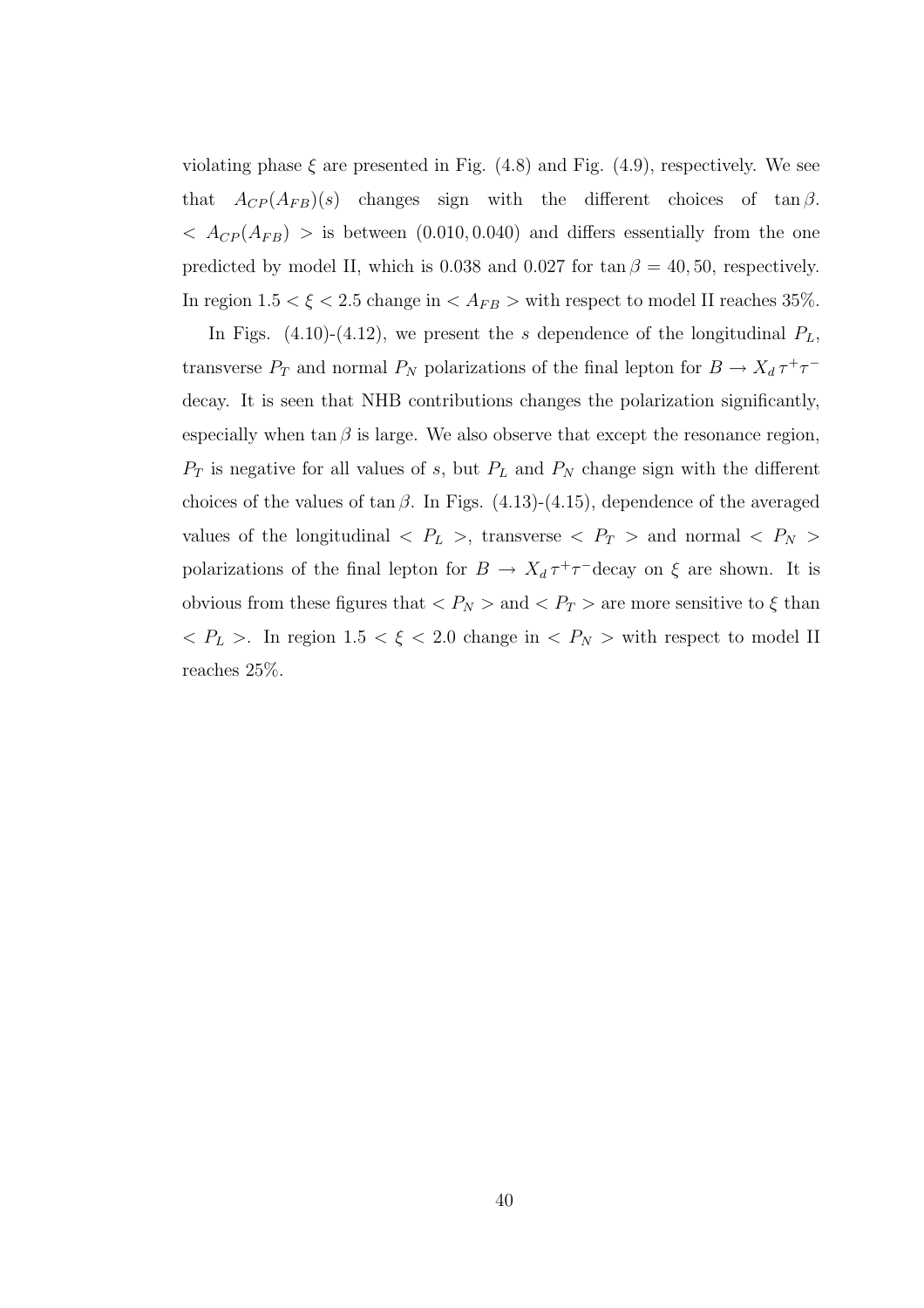violating phase $\xi$ are presented in Fig. (4.8) and Fig. (4.9), respectively. We see that $A_{CP}(A_{FB})(s)$ changes sign with the different choices of $\tan\beta$. $< A_{CP}(A_{FB}) >$ is between $(0.010, 0.040)$ and differs essentially from the one predicted by model II, which is 0.038 and 0.027 for $\tan\beta = 40, 50$, respectively. In region $1.5 < \xi < 2.5$ change in $< A_{FB} >$ with respect to model II reaches 35%.

In Figs. (4.10)-(4.12), we present the $s$ dependence of the longitudinal $P_L$, transverse $P_T$ and normal $P_N$ polarizations of the final lepton for $B \to X_d\,\tau^+\tau^-$ decay. It is seen that NHB contributions changes the polarization significantly, especially when $\tan\beta$ is large. We also observe that except the resonance region, $P_T$ is negative for all values of $s$, but $P_L$ and $P_N$ change sign with the different choices of the values of $\tan\beta$. In Figs. (4.13)-(4.15), dependence of the averaged values of the longitudinal $< P_L >$, transverse $< P_T >$ and normal $< P_N >$ polarizations of the final lepton for $B \to X_d\,\tau^+\tau^-$decay on $\xi$ are shown. It is obvious from these figures that $< P_N >$ and $< P_T >$ are more sensitive to $\xi$ than $< P_L >$. In region $1.5 < \xi < 2.0$ change in $< P_N >$ with respect to model II reaches 25%.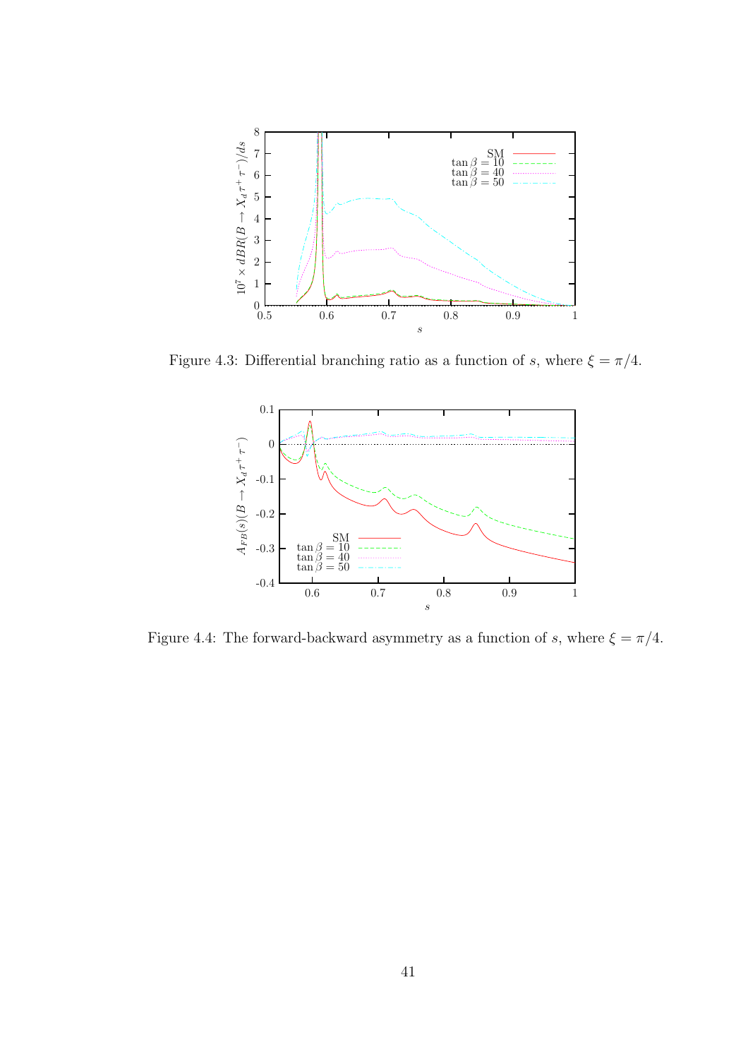Figure 4.3: Differential branching ratio as a function of $s$, where $\xi = \pi/4$.

Figure 4.4: The forward-backward asymmetry as a function of $s$, where $\xi = \pi/4$.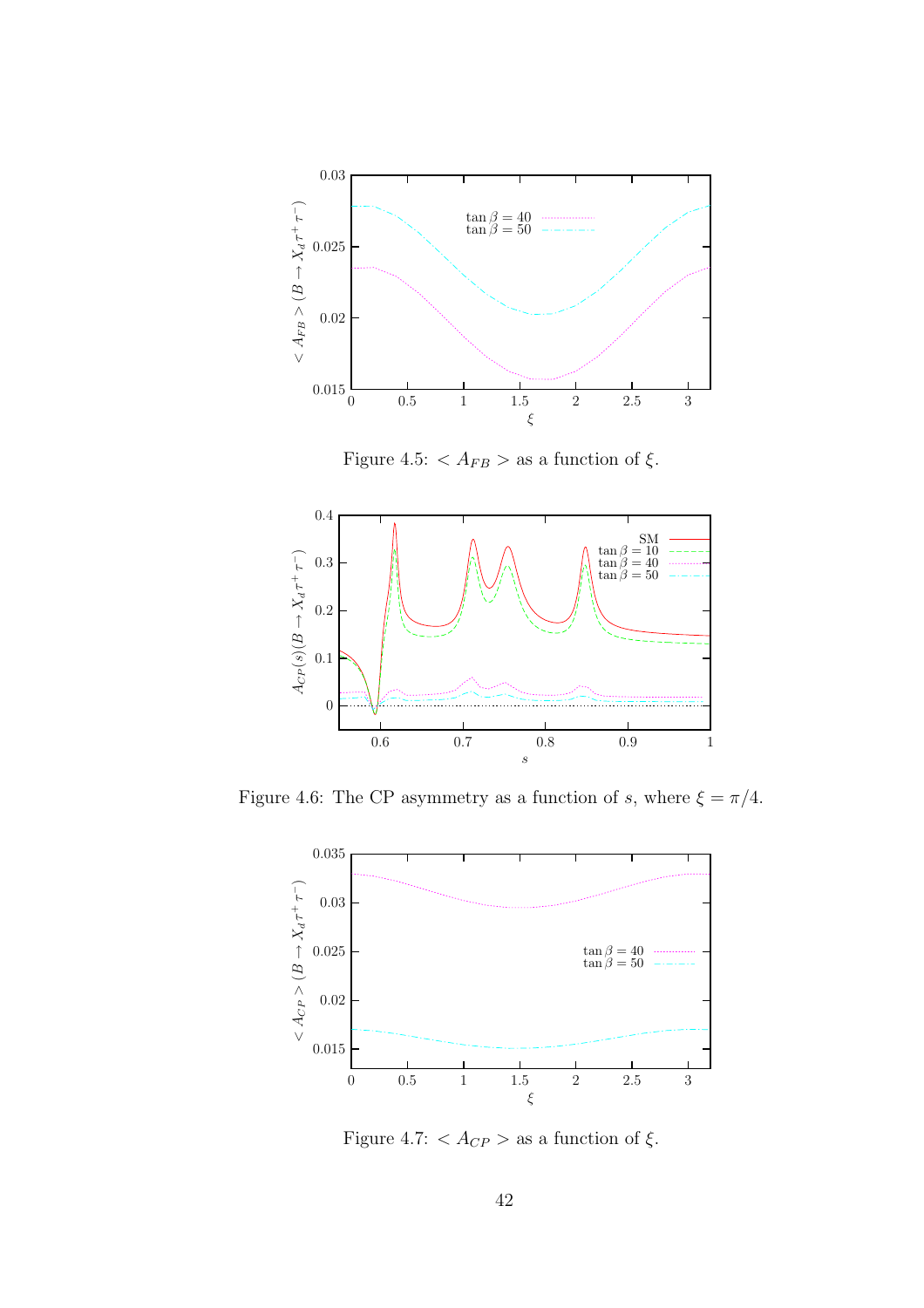Figure 4.5: $< A_{FB} >$ as a function of $\xi$.

Figure 4.6: The CP asymmetry as a function of $s$, where $\xi = \pi/4$.

Figure 4.7: $< A_{CP} >$ as a function of $\xi$.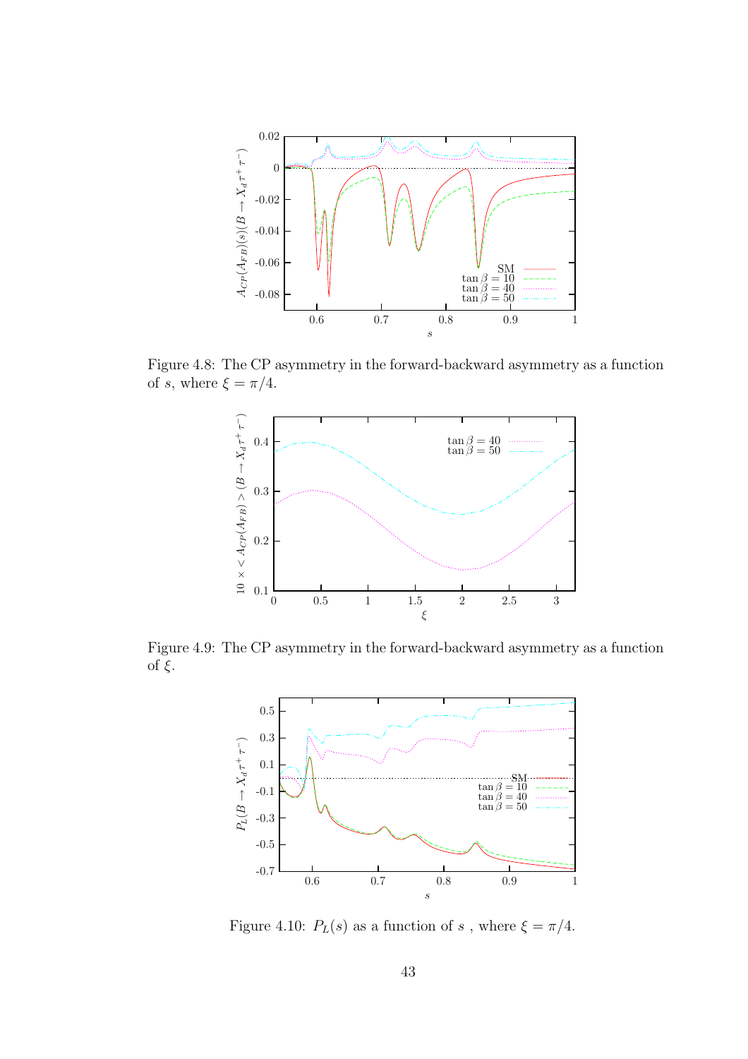Figure 4.8: The CP asymmetry in the forward-backward asymmetry as a function of $s$, where $\xi = \pi/4$.

Figure 4.9: The CP asymmetry in the forward-backward asymmetry as a function of $\xi$.

Figure 4.10: $P_L(s)$ as a function of $s$ , where $\xi = \pi/4$.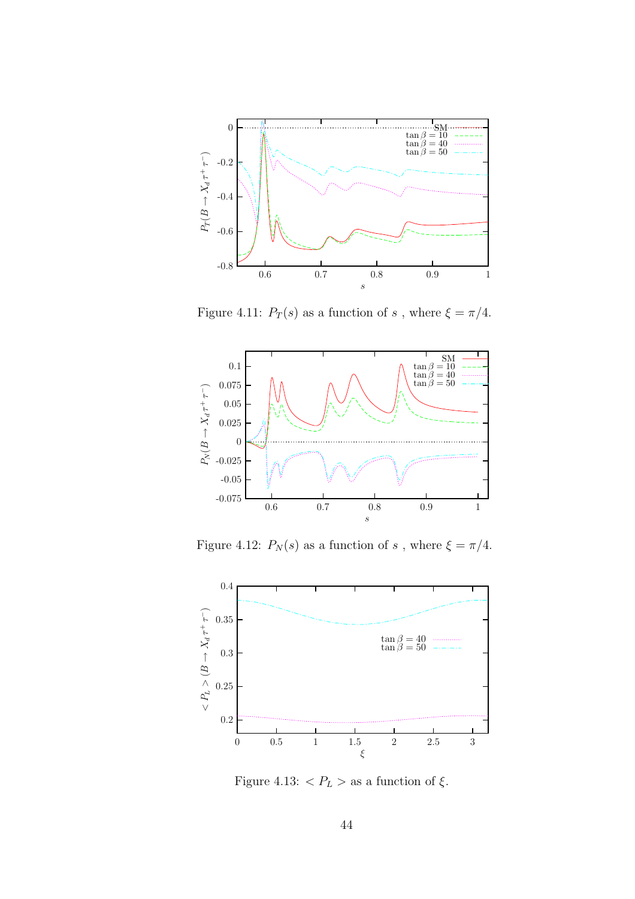Figure 4.11: $P_T(s)$ as a function of $s$ , where $\xi = \pi/4$.

Figure 4.12: $P_N(s)$ as a function of $s$ , where $\xi = \pi/4$.

Figure 4.13: $< P_L >$ as a function of $\xi$.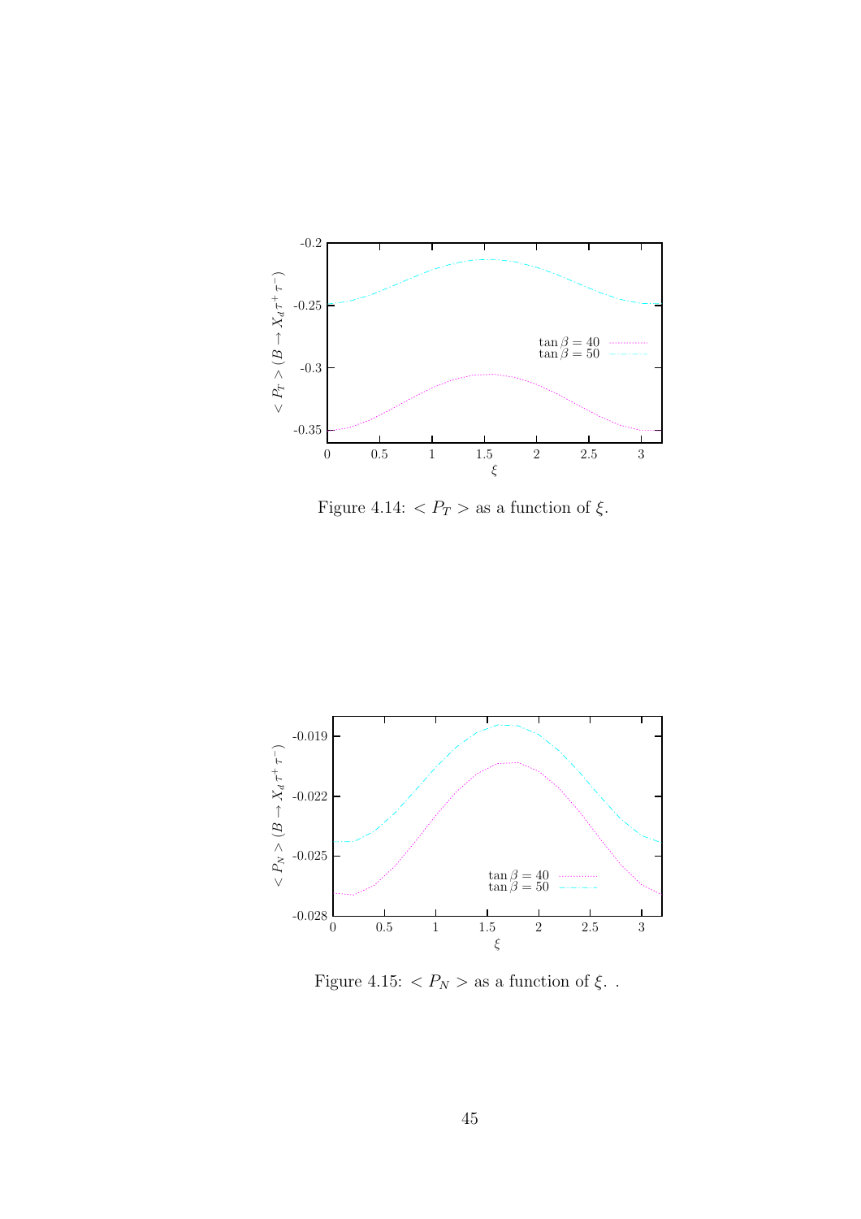Figure 4.14: $< P_T >$ as a function of $\xi$.

Figure 4.15: $< P_N >$ as a function of $\xi$. .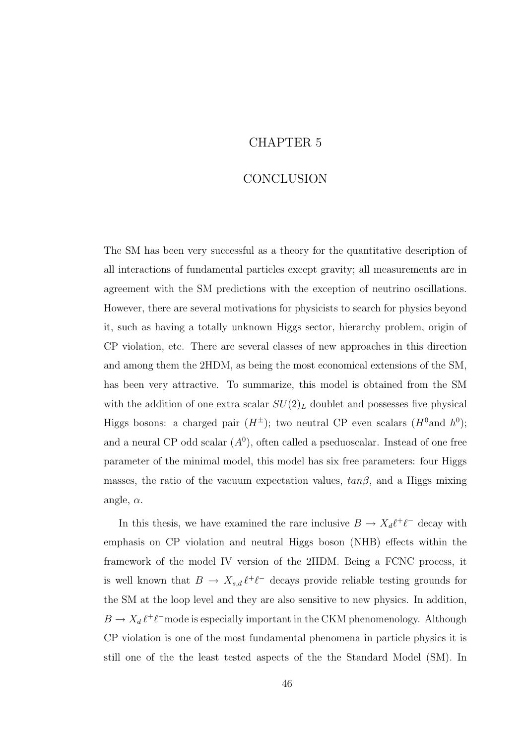# CHAPTER 5

# CONCLUSION

The SM has been very successful as a theory for the quantitative description of all interactions of fundamental particles except gravity; all measurements are in agreement with the SM predictions with the exception of neutrino oscillations. However, there are several motivations for physicists to search for physics beyond it, such as having a totally unknown Higgs sector, hierarchy problem, origin of CP violation, etc. There are several classes of new approaches in this direction and among them the 2HDM, as being the most economical extensions of the SM, has been very attractive. To summarize, this model is obtained from the SM with the addition of one extra scalar $SU(2)_L$ doublet and possesses five physical Higgs bosons: a charged pair ($H^{\pm}$); two neutral CP even scalars ($H^0$and $h^0$); and a neural CP odd scalar ($A^0$), often called a pseudoscalar. Instead of one free parameter of the minimal model, this model has six free parameters: four Higgs masses, the ratio of the vacuum expectation values, $tan\beta$, and a Higgs mixing angle, $\alpha$.

In this thesis, we have examined the rare inclusive $B \to X_d \ell^+ \ell^-$ decay with emphasis on CP violation and neutral Higgs boson (NHB) effects within the framework of the model IV version of the 2HDM. Being a FCNC process, it is well known that $B \to X_{s,d} \, \ell^+ \ell^-$ decays provide reliable testing grounds for the SM at the loop level and they are also sensitive to new physics. In addition, $B \to X_d \, \ell^+ \ell^-$mode is especially important in the CKM phenomenology. Although CP violation is one of the most fundamental phenomena in particle physics it is still one of the the least tested aspects of the the Standard Model (SM). In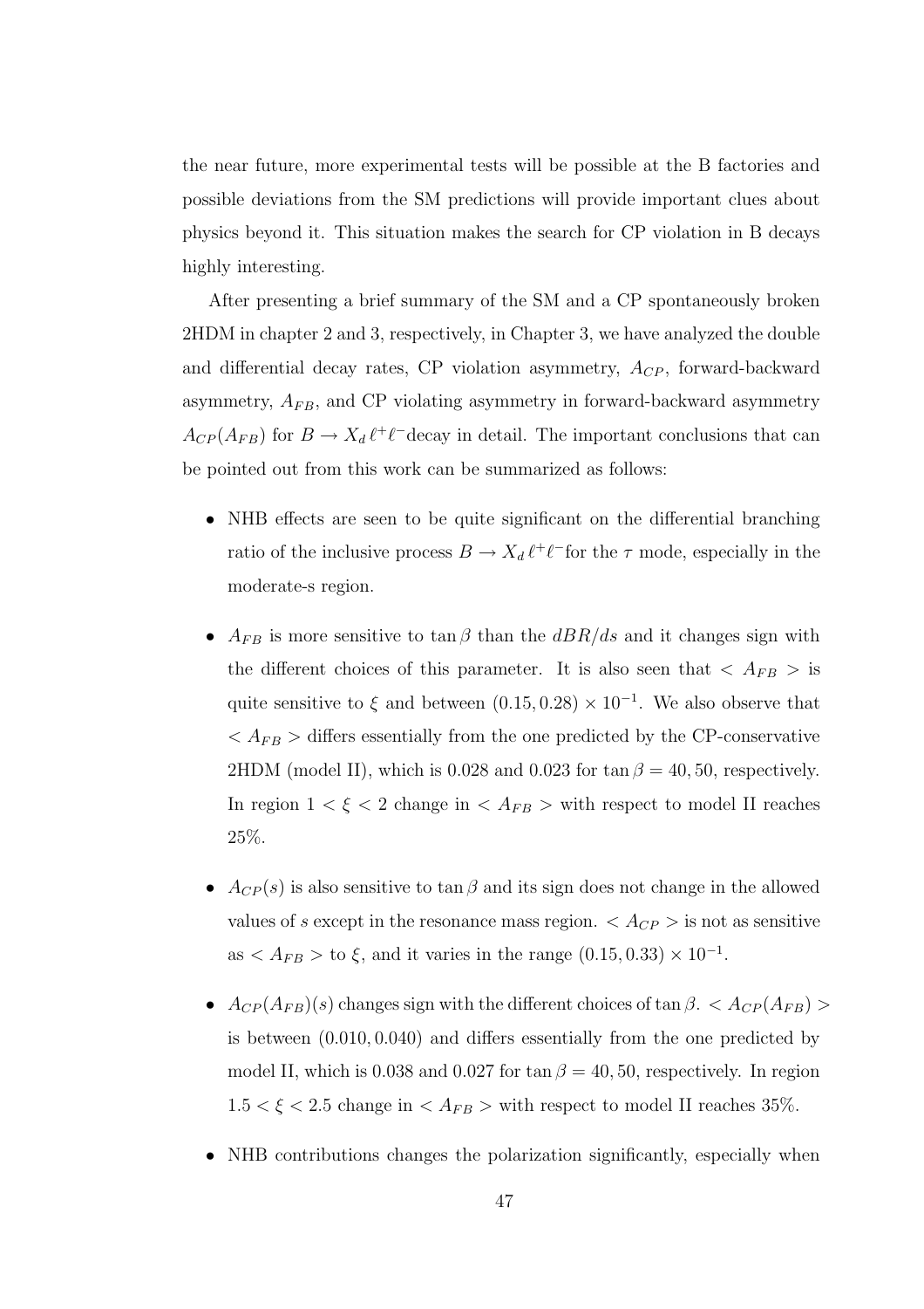the near future, more experimental tests will be possible at the B factories and possible deviations from the SM predictions will provide important clues about physics beyond it. This situation makes the search for CP violation in B decays highly interesting.

After presenting a brief summary of the SM and a CP spontaneously broken 2HDM in chapter 2 and 3, respectively, in Chapter 3, we have analyzed the double and differential decay rates, CP violation asymmetry, $A_{CP}$, forward-backward asymmetry, $A_{FB}$, and CP violating asymmetry in forward-backward asymmetry $A_{CP}(A_{FB})$ for $B \rightarrow X_d \, \ell^+ \ell^-$decay in detail. The important conclusions that can be pointed out from this work can be summarized as follows:

- NHB effects are seen to be quite significant on the differential branching ratio of the inclusive process $B \rightarrow X_d \, \ell^+ \ell^-$for the $\tau$ mode, especially in the moderate-s region.

- $A_{FB}$ is more sensitive to $\tan \beta$ than the $dBR/ds$ and it changes sign with the different choices of this parameter. It is also seen that $< A_{FB} >$ is quite sensitive to $\xi$ and between $(0.15, 0.28) \times 10^{-1}$. We also observe that $< A_{FB} >$ differs essentially from the one predicted by the CP-conservative 2HDM (model II), which is 0.028 and 0.023 for $\tan \beta = 40, 50$, respectively. In region $1 < \xi < 2$ change in $< A_{FB} >$ with respect to model II reaches 25%.

- $A_{CP}(s)$ is also sensitive to $\tan \beta$ and its sign does not change in the allowed values of $s$ except in the resonance mass region. $< A_{CP} >$ is not as sensitive as $< A_{FB} >$ to $\xi$, and it varies in the range $(0.15, 0.33) \times 10^{-1}$.

- $A_{CP}(A_{FB})(s)$ changes sign with the different choices of $\tan \beta$. $< A_{CP}(A_{FB}) >$ is between $(0.010, 0.040)$ and differs essentially from the one predicted by model II, which is 0.038 and 0.027 for $\tan \beta = 40, 50$, respectively. In region $1.5 < \xi < 2.5$ change in $< A_{FB} >$ with respect to model II reaches 35%.

- NHB contributions changes the polarization significantly, especially when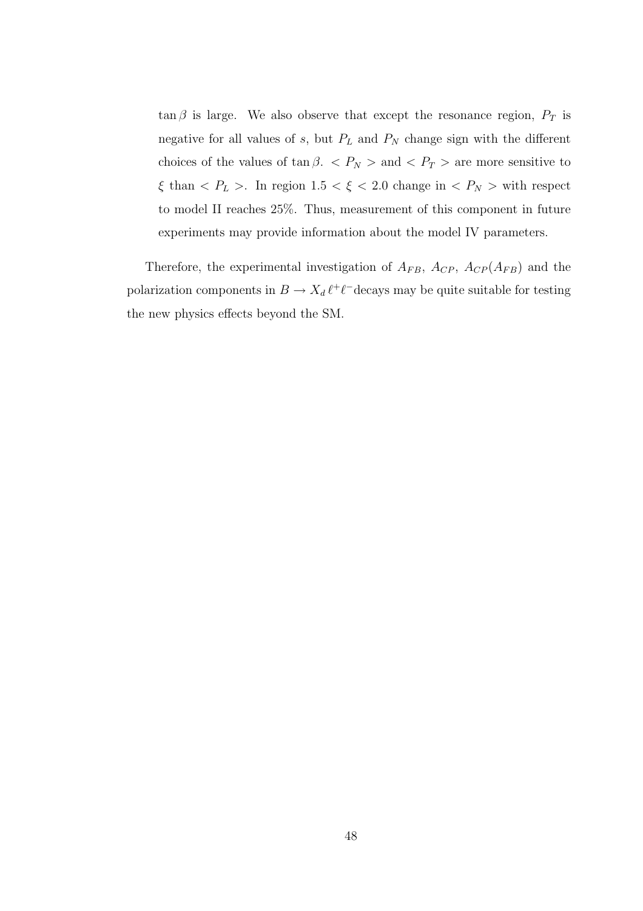$\tan\beta$ is large. We also observe that except the resonance region, $P_T$ is negative for all values of $s$, but $P_L$ and $P_N$ change sign with the different choices of the values of $\tan\beta$. $< P_N >$ and $< P_T >$ are more sensitive to $\xi$ than $< P_L >$. In region $1.5 < \xi < 2.0$ change in $< P_N >$ with respect to model II reaches 25%. Thus, measurement of this component in future experiments may provide information about the model IV parameters.

Therefore, the experimental investigation of $A_{FB}$, $A_{CP}$, $A_{CP}(A_{FB})$ and the polarization components in $B \to X_d \, \ell^+ \ell^-$decays may be quite suitable for testing the new physics effects beyond the SM.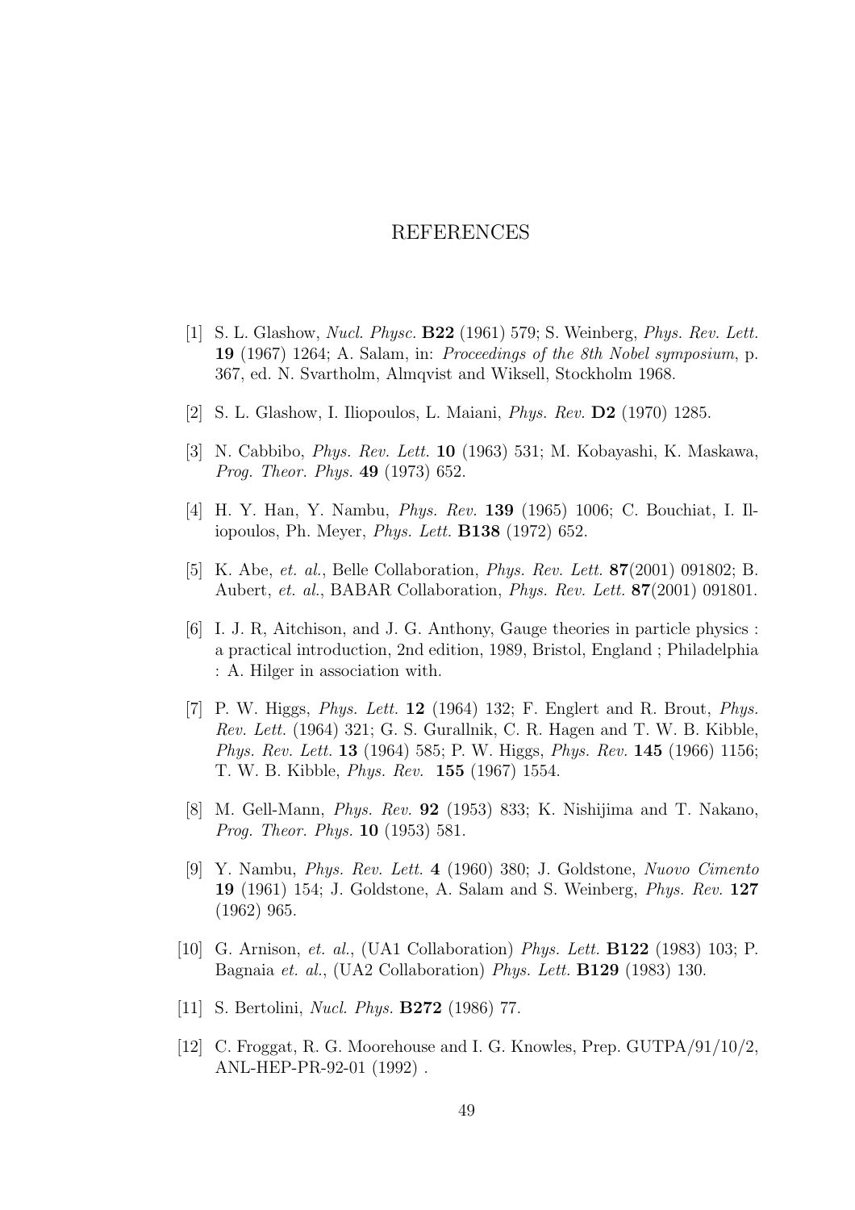# REFERENCES

[1] S. L. Glashow, *Nucl. Physc.* **B22** (1961) 579; S. Weinberg, *Phys. Rev. Lett.* **19** (1967) 1264; A. Salam, in: *Proceedings of the 8th Nobel symposium*, p. 367, ed. N. Svartholm, Almqvist and Wiksell, Stockholm 1968.

[2] S. L. Glashow, I. Iliopoulos, L. Maiani, *Phys. Rev.* **D2** (1970) 1285.

[3] N. Cabbibo, *Phys. Rev. Lett.* **10** (1963) 531; M. Kobayashi, K. Maskawa, *Prog. Theor. Phys.* **49** (1973) 652.

[4] H. Y. Han, Y. Nambu, *Phys. Rev.* **139** (1965) 1006; C. Bouchiat, I. Iliopoulos, Ph. Meyer, *Phys. Lett.* **B138** (1972) 652.

[5] K. Abe, *et. al.*, Belle Collaboration, *Phys. Rev. Lett.* **87**(2001) 091802; B. Aubert, *et. al.*, BABAR Collaboration, *Phys. Rev. Lett.* **87**(2001) 091801.

[6] I. J. R, Aitchison, and J. G. Anthony, Gauge theories in particle physics : a practical introduction, 2nd edition, 1989, Bristol, England ; Philadelphia : A. Hilger in association with.

[7] P. W. Higgs, *Phys. Lett.* **12** (1964) 132; F. Englert and R. Brout, *Phys. Rev. Lett.* (1964) 321; G. S. Gurallnik, C. R. Hagen and T. W. B. Kibble, *Phys. Rev. Lett.* **13** (1964) 585; P. W. Higgs, *Phys. Rev.* **145** (1966) 1156; T. W. B. Kibble, *Phys. Rev.* **155** (1967) 1554.

[8] M. Gell-Mann, *Phys. Rev.* **92** (1953) 833; K. Nishijima and T. Nakano, *Prog. Theor. Phys.* **10** (1953) 581.

[9] Y. Nambu, *Phys. Rev. Lett.* **4** (1960) 380; J. Goldstone, *Nuovo Cimento* **19** (1961) 154; J. Goldstone, A. Salam and S. Weinberg, *Phys. Rev.* **127** (1962) 965.

[10] G. Arnison, *et. al.*, (UA1 Collaboration) *Phys. Lett.* **B122** (1983) 103; P. Bagnaia *et. al.*, (UA2 Collaboration) *Phys. Lett.* **B129** (1983) 130.

[11] S. Bertolini, *Nucl. Phys.* **B272** (1986) 77.

[12] C. Froggat, R. G. Moorehouse and I. G. Knowles, Prep. GUTPA/91/10/2, ANL-HEP-PR-92-01 (1992) .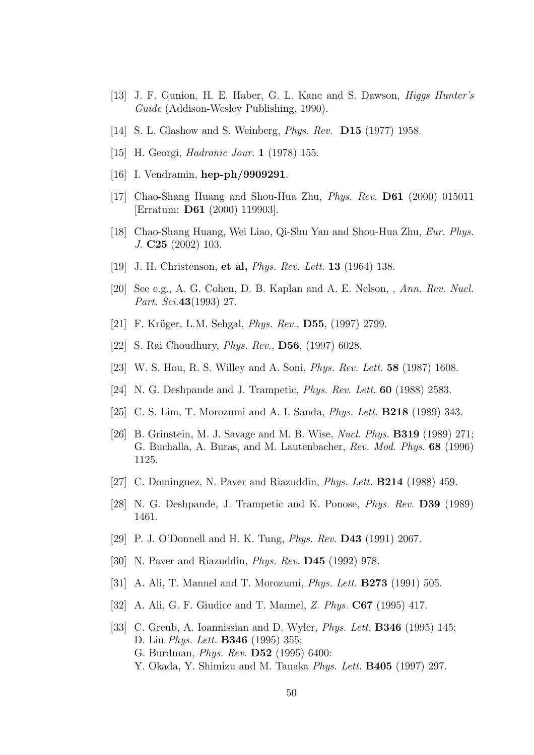[13] J. F. Gunion, H. E. Haber, G. L. Kane and S. Dawson, *Higgs Hunter's Guide* (Addison-Wesley Publishing, 1990).

[14] S. L. Glashow and S. Weinberg, *Phys. Rev.* **D15** (1977) 1958.

[15] H. Georgi, *Hadronic Jour.* **1** (1978) 155.

[16] I. Vendramin, **hep-ph/9909291**.

[17] Chao-Shang Huang and Shou-Hua Zhu, *Phys. Rev.* **D61** (2000) 015011 [Erratum: **D61** (2000) 119903].

[18] Chao-Shang Huang, Wei Liao, Qi-Shu Yan and Shou-Hua Zhu, *Eur. Phys. J.* **C25** (2002) 103.

[19] J. H. Christenson, **et al,** *Phys. Rev. Lett.* **13** (1964) 138.

[20] See e.g., A. G. Cohen, D. B. Kaplan and A. E. Nelson, , *Ann. Rev. Nucl. Part. Sci.***43**(1993) 27.

[21] F. Krüger, L.M. Sehgal, *Phys. Rev.*, **D55**, (1997) 2799.

[22] S. Rai Choudhury, *Phys. Rev.*, **D56**, (1997) 6028.

[23] W. S. Hou, R. S. Willey and A. Soni, *Phys. Rev. Lett.* **58** (1987) 1608.

[24] N. G. Deshpande and J. Trampetic, *Phys. Rev. Lett.* **60** (1988) 2583.

[25] C. S. Lim, T. Morozumi and A. I. Sanda, *Phys. Lett.* **B218** (1989) 343.

[26] B. Grinstein, M. J. Savage and M. B. Wise, *Nucl. Phys.* **B319** (1989) 271; G. Buchalla, A. Buras, and M. Lautenbacher, *Rev. Mod. Phys.* **68** (1996) 1125.

[27] C. Dominguez, N. Paver and Riazuddin, *Phys. Lett.* **B214** (1988) 459.

[28] N. G. Deshpande, J. Trampetic and K. Ponose, *Phys. Rev.* **D39** (1989) 1461.

[29] P. J. O'Donnell and H. K. Tung, *Phys. Rev.* **D43** (1991) 2067.

[30] N. Paver and Riazuddin, *Phys. Rev.* **D45** (1992) 978.

[31] A. Ali, T. Mannel and T. Morozumi, *Phys. Lett.* **B273** (1991) 505.

[32] A. Ali, G. F. Giudice and T. Mannel, *Z. Phys.* **C67** (1995) 417.

[33] C. Greub, A. Ioannissian and D. Wyler, *Phys. Lett.* **B346** (1995) 145; D. Liu *Phys. Lett.* **B346** (1995) 355; G. Burdman, *Phys. Rev.* **D52** (1995) 6400: Y. Okada, Y. Shimizu and M. Tanaka *Phys. Lett.* **B405** (1997) 297.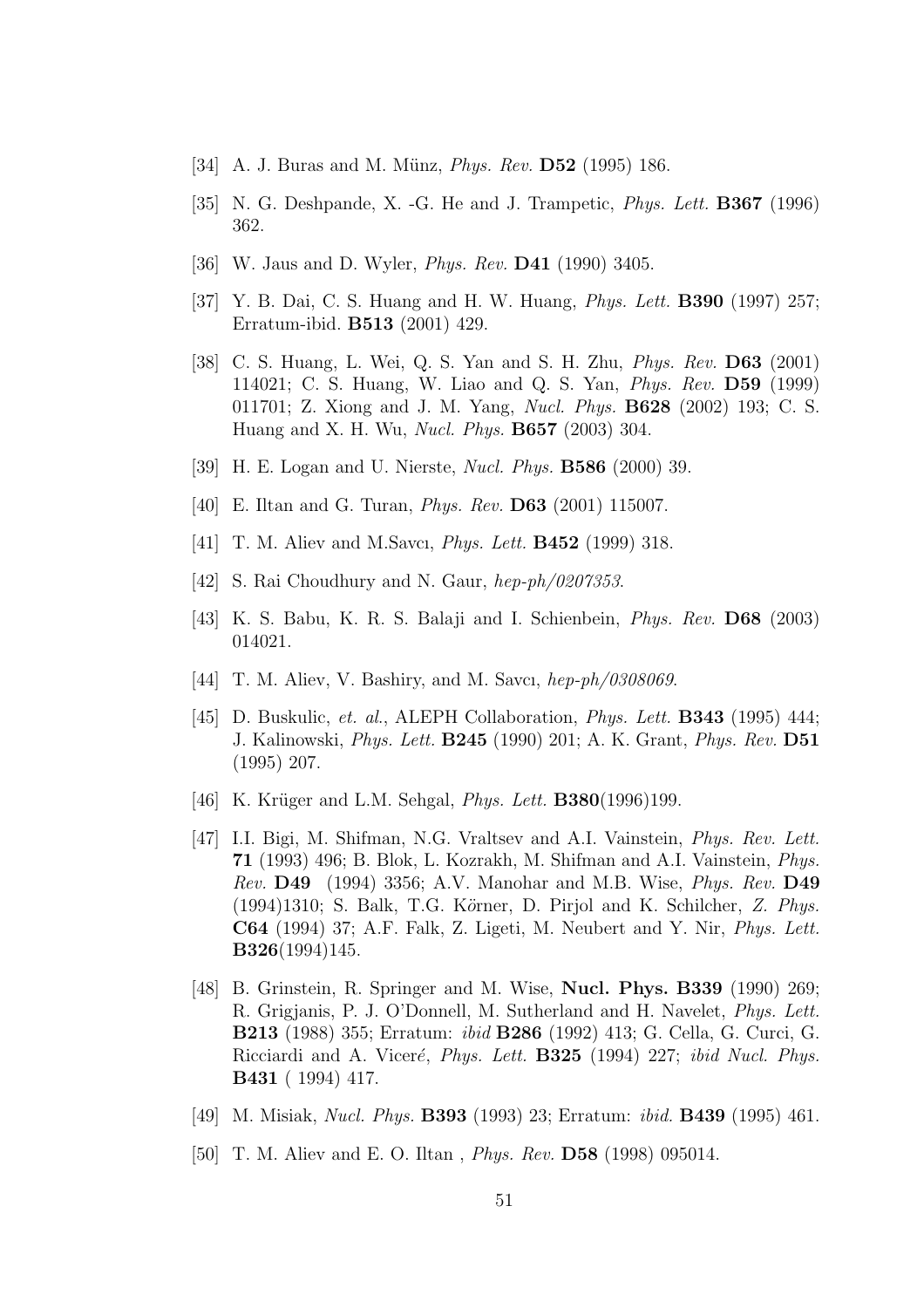[34] A. J. Buras and M. Münz, *Phys. Rev.* **D52** (1995) 186.

[35] N. G. Deshpande, X. -G. He and J. Trampetic, *Phys. Lett.* **B367** (1996) 362.

[36] W. Jaus and D. Wyler, *Phys. Rev.* **D41** (1990) 3405.

[37] Y. B. Dai, C. S. Huang and H. W. Huang, *Phys. Lett.* **B390** (1997) 257; Erratum-ibid. **B513** (2001) 429.

[38] C. S. Huang, L. Wei, Q. S. Yan and S. H. Zhu, *Phys. Rev.* **D63** (2001) 114021; C. S. Huang, W. Liao and Q. S. Yan, *Phys. Rev.* **D59** (1999) 011701; Z. Xiong and J. M. Yang, *Nucl. Phys.* **B628** (2002) 193; C. S. Huang and X. H. Wu, *Nucl. Phys.* **B657** (2003) 304.

[39] H. E. Logan and U. Nierste, *Nucl. Phys.* **B586** (2000) 39.

[40] E. Iltan and G. Turan, *Phys. Rev.* **D63** (2001) 115007.

[41] T. M. Aliev and M.Savcı, *Phys. Lett.* **B452** (1999) 318.

[42] S. Rai Choudhury and N. Gaur, *hep-ph/0207353*.

[43] K. S. Babu, K. R. S. Balaji and I. Schienbein, *Phys. Rev.* **D68** (2003) 014021.

[44] T. M. Aliev, V. Bashiry, and M. Savcı, *hep-ph/0308069*.

[45] D. Buskulic, *et. al.*, ALEPH Collaboration, *Phys. Lett.* **B343** (1995) 444; J. Kalinowski, *Phys. Lett.* **B245** (1990) 201; A. K. Grant, *Phys. Rev.* **D51** (1995) 207.

[46] K. Krüger and L.M. Sehgal, *Phys. Lett.* **B380**(1996)199.

[47] I.I. Bigi, M. Shifman, N.G. Vraltsev and A.I. Vainstein, *Phys. Rev. Lett.* **71** (1993) 496; B. Blok, L. Kozrakh, M. Shifman and A.I. Vainstein, *Phys. Rev.* **D49** (1994) 3356; A.V. Manohar and M.B. Wise, *Phys. Rev.* **D49** (1994)1310; S. Balk, T.G. Körner, D. Pirjol and K. Schilcher, *Z. Phys.* **C64** (1994) 37; A.F. Falk, Z. Ligeti, M. Neubert and Y. Nir, *Phys. Lett.* **B326**(1994)145.

[48] B. Grinstein, R. Springer and M. Wise, **Nucl. Phys. B339** (1990) 269; R. Grigjanis, P. J. O'Donnell, M. Sutherland and H. Navelet, *Phys. Lett.* **B213** (1988) 355; Erratum: *ibid* **B286** (1992) 413; G. Cella, G. Curci, G. Ricciardi and A. Viceré, *Phys. Lett.* **B325** (1994) 227; *ibid Nucl. Phys.* **B431** ( 1994) 417.

[49] M. Misiak, *Nucl. Phys.* **B393** (1993) 23; Erratum: *ibid.* **B439** (1995) 461.

[50] T. M. Aliev and E. O. Iltan , *Phys. Rev.* **D58** (1998) 095014.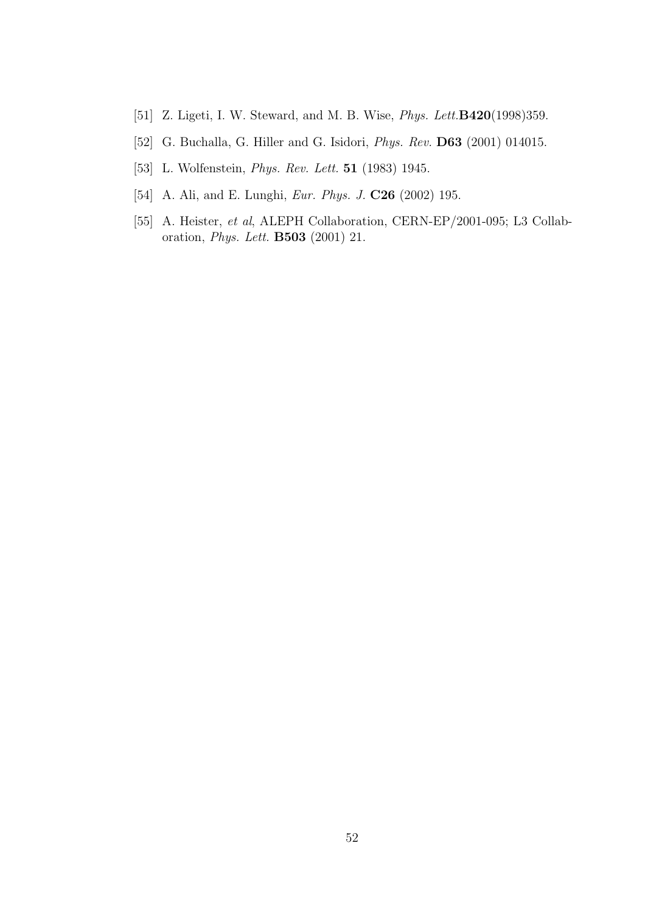[51] Z. Ligeti, I. W. Steward, and M. B. Wise, *Phys. Lett.***B420**(1998)359.

[52] G. Buchalla, G. Hiller and G. Isidori, *Phys. Rev.* **D63** (2001) 014015.

[53] L. Wolfenstein, *Phys. Rev. Lett.* **51** (1983) 1945.

[54] A. Ali, and E. Lunghi, *Eur. Phys. J.* **C26** (2002) 195.

[55] A. Heister, *et al*, ALEPH Collaboration, CERN-EP/2001-095; L3 Collaboration, *Phys. Lett.* **B503** (2001) 21.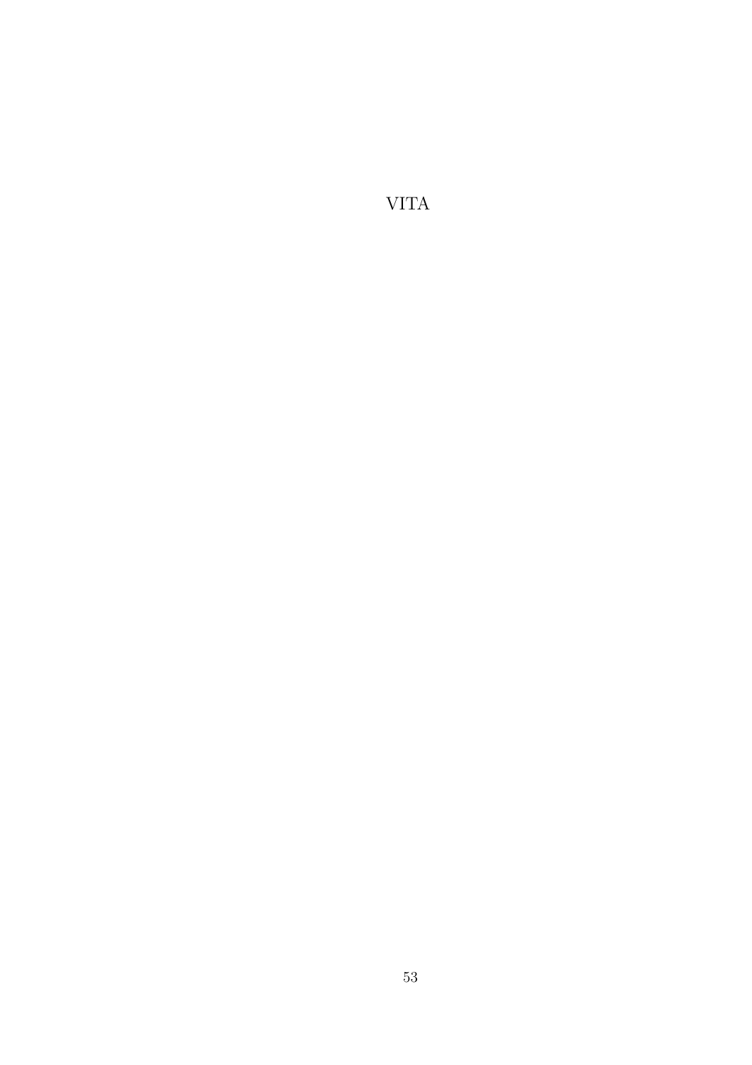# VITA